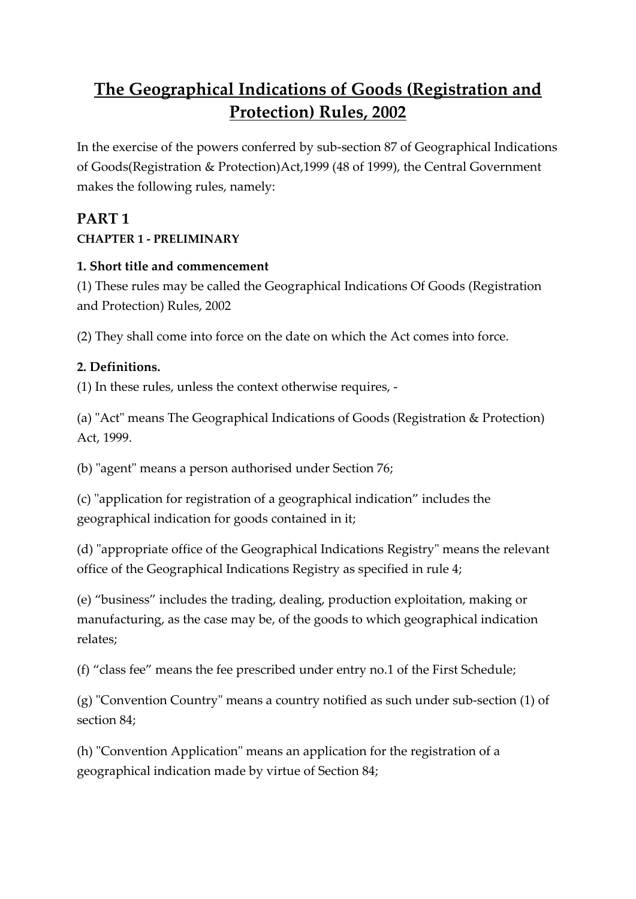# The Geographical Indications of Goods (Registration and Protection) Rules, 2002

In the exercise of the powers conferred by sub-section 87 of Geographical Indications of Goods(Registration & Protection)Act,1999 (48 of 1999), the Central Government makes the following rules, namely:

## PART 1

### CHAPTER 1 - PRELIMINARY

**1. Short title and commencement**

(1) These rules may be called the Geographical Indications Of Goods (Registration and Protection) Rules, 2002

(2) They shall come into force on the date on which the Act comes into force.

**2. Definitions.**

(1) In these rules, unless the context otherwise requires, -

(a) "Act" means The Geographical Indications of Goods (Registration & Protection) Act, 1999.

(b) "agent" means a person authorised under Section 76;

(c) "application for registration of a geographical indication" includes the geographical indication for goods contained in it;

(d) "appropriate office of the Geographical Indications Registry" means the relevant office of the Geographical Indications Registry as specified in rule 4;

(e) "business" includes the trading, dealing, production exploitation, making or manufacturing, as the case may be, of the goods to which geographical indication relates;

(f) "class fee" means the fee prescribed under entry no.1 of the First Schedule;

(g) "Convention Country" means a country notified as such under sub-section (1) of section 84;

(h) "Convention Application" means an application for the registration of a geographical indication made by virtue of Section 84;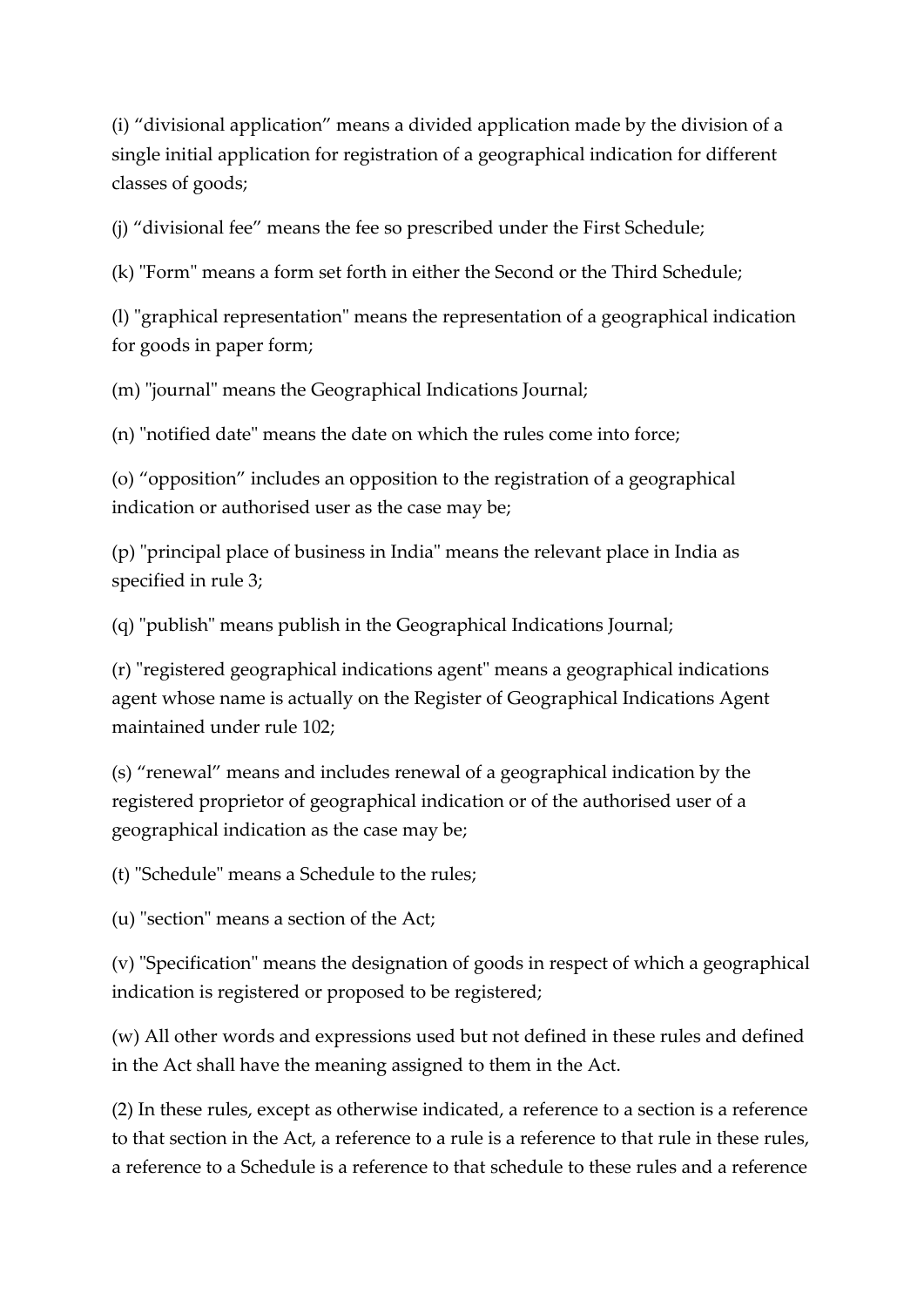(i) “divisional application” means a divided application made by the division of a single initial application for registration of a geographical indication for different classes of goods;

(j) “divisional fee” means the fee so prescribed under the First Schedule;

(k) "Form" means a form set forth in either the Second or the Third Schedule;

(l) "graphical representation" means the representation of a geographical indication for goods in paper form;

(m) "journal" means the Geographical Indications Journal;

(n) "notified date" means the date on which the rules come into force;

(o) “opposition” includes an opposition to the registration of a geographical indication or authorised user as the case may be;

(p) "principal place of business in India" means the relevant place in India as specified in rule 3;

(q) "publish" means publish in the Geographical Indications Journal;

(r) "registered geographical indications agent" means a geographical indications agent whose name is actually on the Register of Geographical Indications Agent maintained under rule 102;

(s) “renewal” means and includes renewal of a geographical indication by the registered proprietor of geographical indication or of the authorised user of a geographical indication as the case may be;

(t) "Schedule" means a Schedule to the rules;

(u) "section" means a section of the Act;

(v) "Specification" means the designation of goods in respect of which a geographical indication is registered or proposed to be registered;

(w) All other words and expressions used but not defined in these rules and defined in the Act shall have the meaning assigned to them in the Act.

(2) In these rules, except as otherwise indicated, a reference to a section is a reference to that section in the Act, a reference to a rule is a reference to that rule in these rules, a reference to a Schedule is a reference to that schedule to these rules and a reference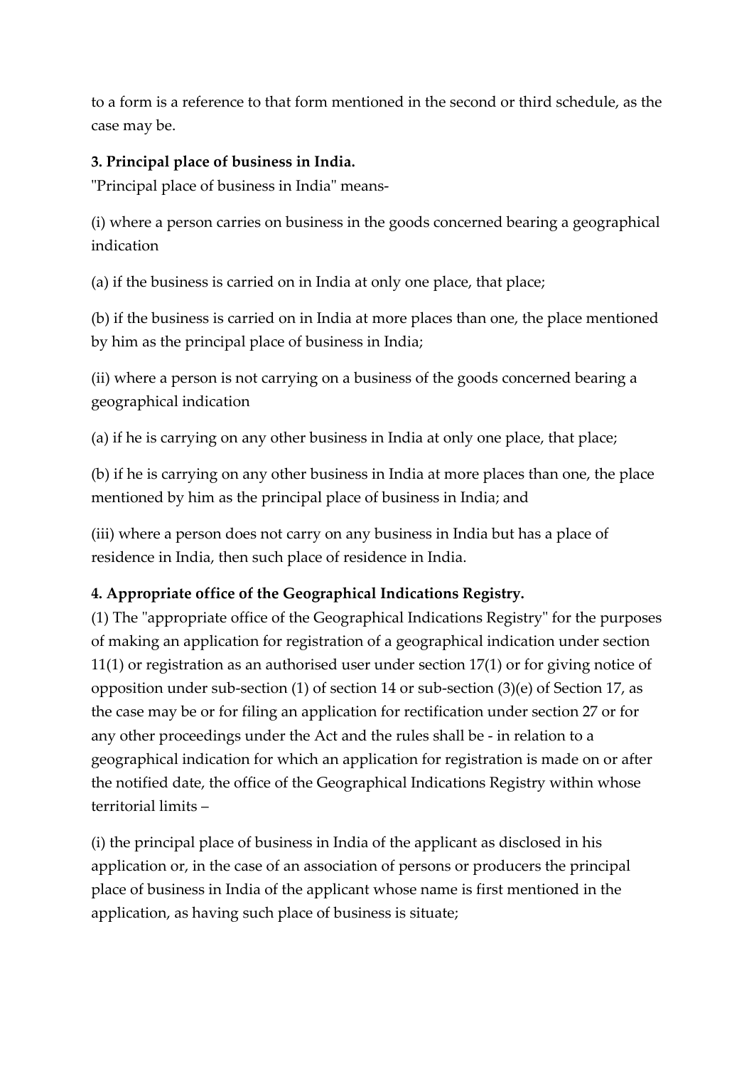to a form is a reference to that form mentioned in the second or third schedule, as the case may be.

**3. Principal place of business in India.**

"Principal place of business in India" means-

(i) where a person carries on business in the goods concerned bearing a geographical indication

(a) if the business is carried on in India at only one place, that place;

(b) if the business is carried on in India at more places than one, the place mentioned by him as the principal place of business in India;

(ii) where a person is not carrying on a business of the goods concerned bearing a geographical indication

(a) if he is carrying on any other business in India at only one place, that place;

(b) if he is carrying on any other business in India at more places than one, the place mentioned by him as the principal place of business in India; and

(iii) where a person does not carry on any business in India but has a place of residence in India, then such place of residence in India.

**4. Appropriate office of the Geographical Indications Registry.**

(1) The "appropriate office of the Geographical Indications Registry" for the purposes of making an application for registration of a geographical indication under section 11(1) or registration as an authorised user under section 17(1) or for giving notice of opposition under sub-section (1) of section 14 or sub-section (3)(e) of Section 17, as the case may be or for filing an application for rectification under section 27 or for any other proceedings under the Act and the rules shall be - in relation to a geographical indication for which an application for registration is made on or after the notified date, the office of the Geographical Indications Registry within whose territorial limits –

(i) the principal place of business in India of the applicant as disclosed in his application or, in the case of an association of persons or producers the principal place of business in India of the applicant whose name is first mentioned in the application, as having such place of business is situate;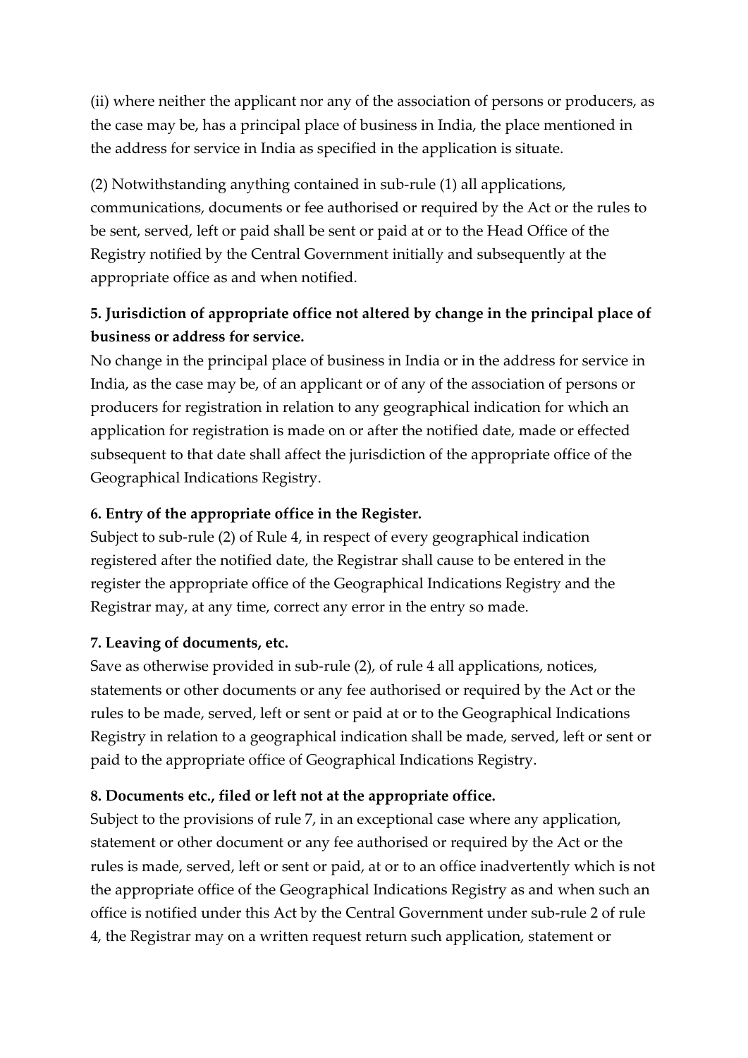(ii) where neither the applicant nor any of the association of persons or producers, as the case may be, has a principal place of business in India, the place mentioned in the address for service in India as specified in the application is situate.

(2) Notwithstanding anything contained in sub-rule (1) all applications, communications, documents or fee authorised or required by the Act or the rules to be sent, served, left or paid shall be sent or paid at or to the Head Office of the Registry notified by the Central Government initially and subsequently at the appropriate office as and when notified.

**5. Jurisdiction of appropriate office not altered by change in the principal place of business or address for service.**

No change in the principal place of business in India or in the address for service in India, as the case may be, of an applicant or of any of the association of persons or producers for registration in relation to any geographical indication for which an application for registration is made on or after the notified date, made or effected subsequent to that date shall affect the jurisdiction of the appropriate office of the Geographical Indications Registry.

**6. Entry of the appropriate office in the Register.**

Subject to sub-rule (2) of Rule 4, in respect of every geographical indication registered after the notified date, the Registrar shall cause to be entered in the register the appropriate office of the Geographical Indications Registry and the Registrar may, at any time, correct any error in the entry so made.

**7. Leaving of documents, etc.**

Save as otherwise provided in sub-rule (2), of rule 4 all applications, notices, statements or other documents or any fee authorised or required by the Act or the rules to be made, served, left or sent or paid at or to the Geographical Indications Registry in relation to a geographical indication shall be made, served, left or sent or paid to the appropriate office of Geographical Indications Registry.

**8. Documents etc., filed or left not at the appropriate office.**

Subject to the provisions of rule 7, in an exceptional case where any application, statement or other document or any fee authorised or required by the Act or the rules is made, served, left or sent or paid, at or to an office inadvertently which is not the appropriate office of the Geographical Indications Registry as and when such an office is notified under this Act by the Central Government under sub-rule 2 of rule 4, the Registrar may on a written request return such application, statement or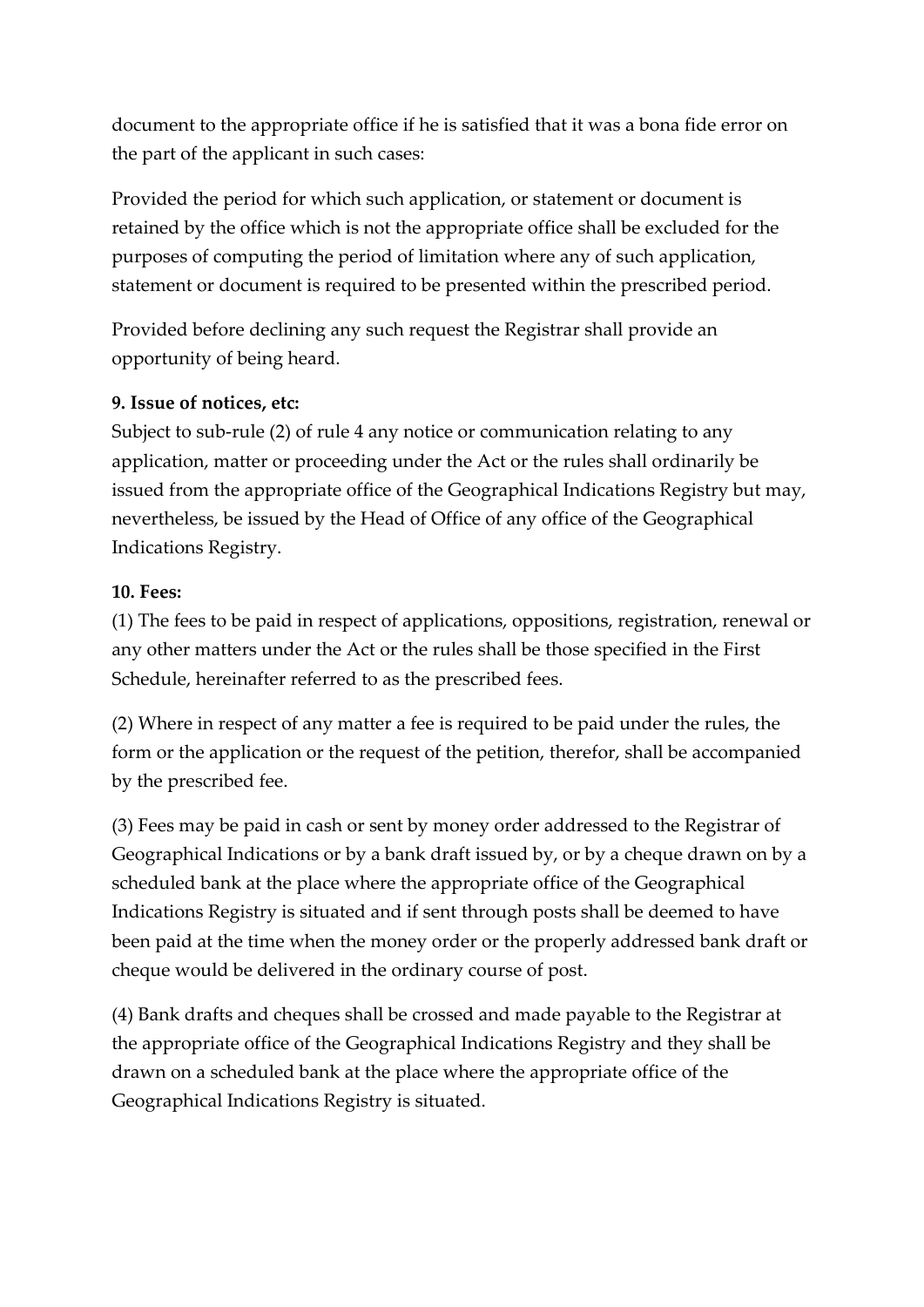document to the appropriate office if he is satisfied that it was a bona fide error on the part of the applicant in such cases:

Provided the period for which such application, or statement or document is retained by the office which is not the appropriate office shall be excluded for the purposes of computing the period of limitation where any of such application, statement or document is required to be presented within the prescribed period.

Provided before declining any such request the Registrar shall provide an opportunity of being heard.

**9. Issue of notices, etc:**

Subject to sub-rule (2) of rule 4 any notice or communication relating to any application, matter or proceeding under the Act or the rules shall ordinarily be issued from the appropriate office of the Geographical Indications Registry but may, nevertheless, be issued by the Head of Office of any office of the Geographical Indications Registry.

**10. Fees:**

(1) The fees to be paid in respect of applications, oppositions, registration, renewal or any other matters under the Act or the rules shall be those specified in the First Schedule, hereinafter referred to as the prescribed fees.

(2) Where in respect of any matter a fee is required to be paid under the rules, the form or the application or the request of the petition, therefor, shall be accompanied by the prescribed fee.

(3) Fees may be paid in cash or sent by money order addressed to the Registrar of Geographical Indications or by a bank draft issued by, or by a cheque drawn on by a scheduled bank at the place where the appropriate office of the Geographical Indications Registry is situated and if sent through posts shall be deemed to have been paid at the time when the money order or the properly addressed bank draft or cheque would be delivered in the ordinary course of post.

(4) Bank drafts and cheques shall be crossed and made payable to the Registrar at the appropriate office of the Geographical Indications Registry and they shall be drawn on a scheduled bank at the place where the appropriate office of the Geographical Indications Registry is situated.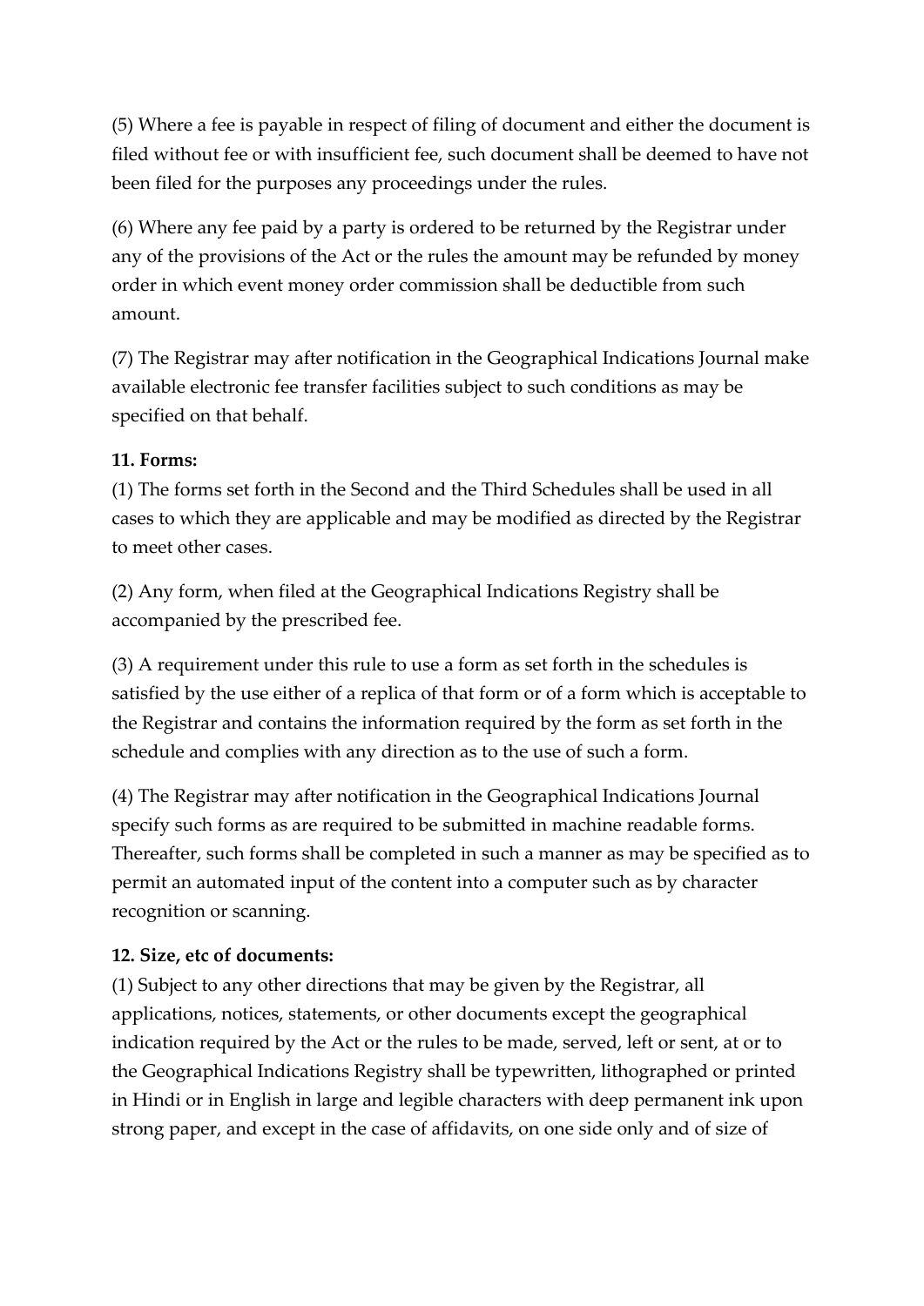(5) Where a fee is payable in respect of filing of document and either the document is filed without fee or with insufficient fee, such document shall be deemed to have not been filed for the purposes any proceedings under the rules.

(6) Where any fee paid by a party is ordered to be returned by the Registrar under any of the provisions of the Act or the rules the amount may be refunded by money order in which event money order commission shall be deductible from such amount.

(7) The Registrar may after notification in the Geographical Indications Journal make available electronic fee transfer facilities subject to such conditions as may be specified on that behalf.

**11. Forms:**

(1) The forms set forth in the Second and the Third Schedules shall be used in all cases to which they are applicable and may be modified as directed by the Registrar to meet other cases.

(2) Any form, when filed at the Geographical Indications Registry shall be accompanied by the prescribed fee.

(3) A requirement under this rule to use a form as set forth in the schedules is satisfied by the use either of a replica of that form or of a form which is acceptable to the Registrar and contains the information required by the form as set forth in the schedule and complies with any direction as to the use of such a form.

(4) The Registrar may after notification in the Geographical Indications Journal specify such forms as are required to be submitted in machine readable forms. Thereafter, such forms shall be completed in such a manner as may be specified as to permit an automated input of the content into a computer such as by character recognition or scanning.

**12. Size, etc of documents:**

(1) Subject to any other directions that may be given by the Registrar, all applications, notices, statements, or other documents except the geographical indication required by the Act or the rules to be made, served, left or sent, at or to the Geographical Indications Registry shall be typewritten, lithographed or printed in Hindi or in English in large and legible characters with deep permanent ink upon strong paper, and except in the case of affidavits, on one side only and of size of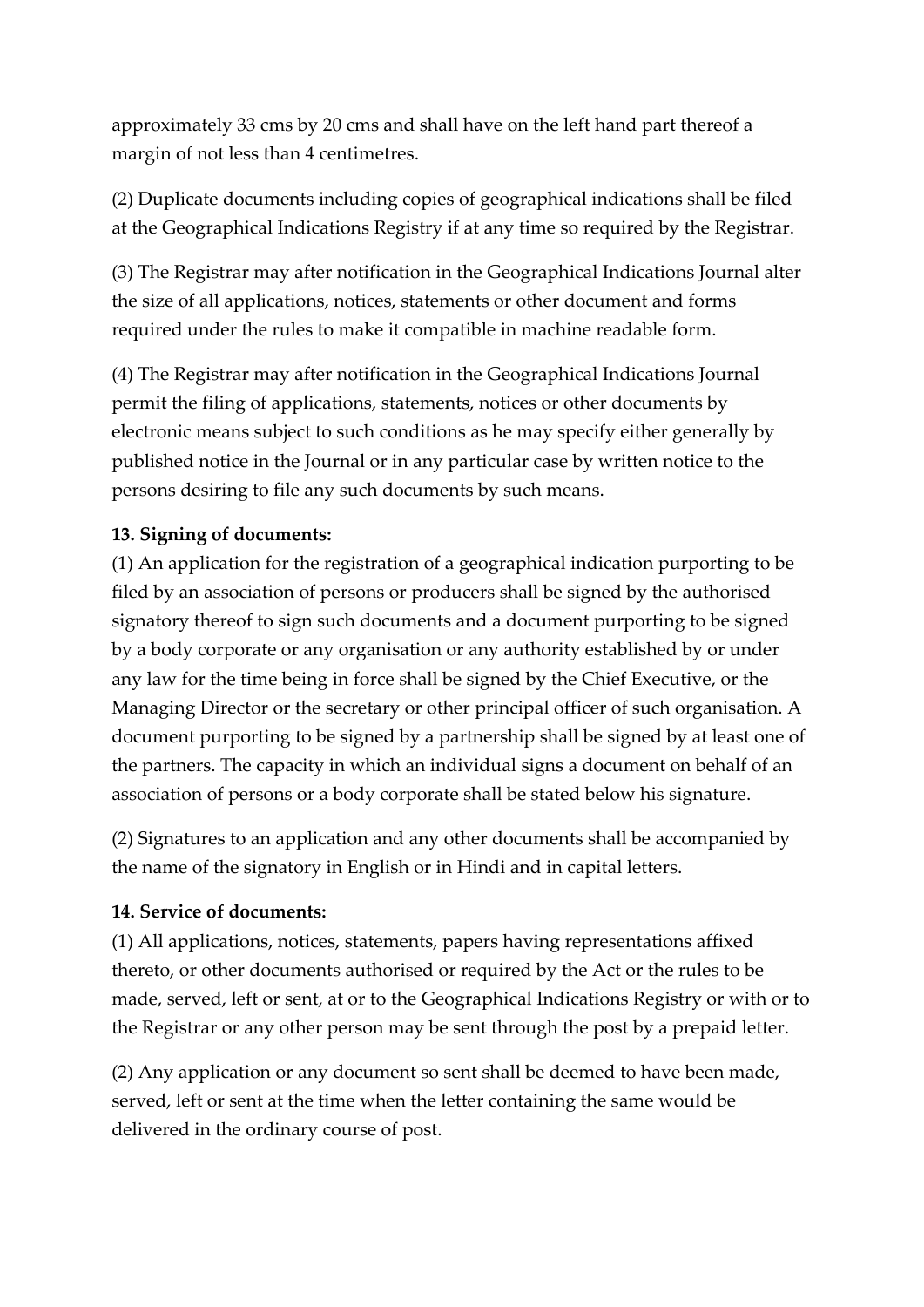approximately 33 cms by 20 cms and shall have on the left hand part thereof a margin of not less than 4 centimetres.

(2) Duplicate documents including copies of geographical indications shall be filed at the Geographical Indications Registry if at any time so required by the Registrar.

(3) The Registrar may after notification in the Geographical Indications Journal alter the size of all applications, notices, statements or other document and forms required under the rules to make it compatible in machine readable form.

(4) The Registrar may after notification in the Geographical Indications Journal permit the filing of applications, statements, notices or other documents by electronic means subject to such conditions as he may specify either generally by published notice in the Journal or in any particular case by written notice to the persons desiring to file any such documents by such means.

**13. Signing of documents:**

(1) An application for the registration of a geographical indication purporting to be filed by an association of persons or producers shall be signed by the authorised signatory thereof to sign such documents and a document purporting to be signed by a body corporate or any organisation or any authority established by or under any law for the time being in force shall be signed by the Chief Executive, or the Managing Director or the secretary or other principal officer of such organisation. A document purporting to be signed by a partnership shall be signed by at least one of the partners. The capacity in which an individual signs a document on behalf of an association of persons or a body corporate shall be stated below his signature.

(2) Signatures to an application and any other documents shall be accompanied by the name of the signatory in English or in Hindi and in capital letters.

**14. Service of documents:**

(1) All applications, notices, statements, papers having representations affixed thereto, or other documents authorised or required by the Act or the rules to be made, served, left or sent, at or to the Geographical Indications Registry or with or to the Registrar or any other person may be sent through the post by a prepaid letter.

(2) Any application or any document so sent shall be deemed to have been made, served, left or sent at the time when the letter containing the same would be delivered in the ordinary course of post.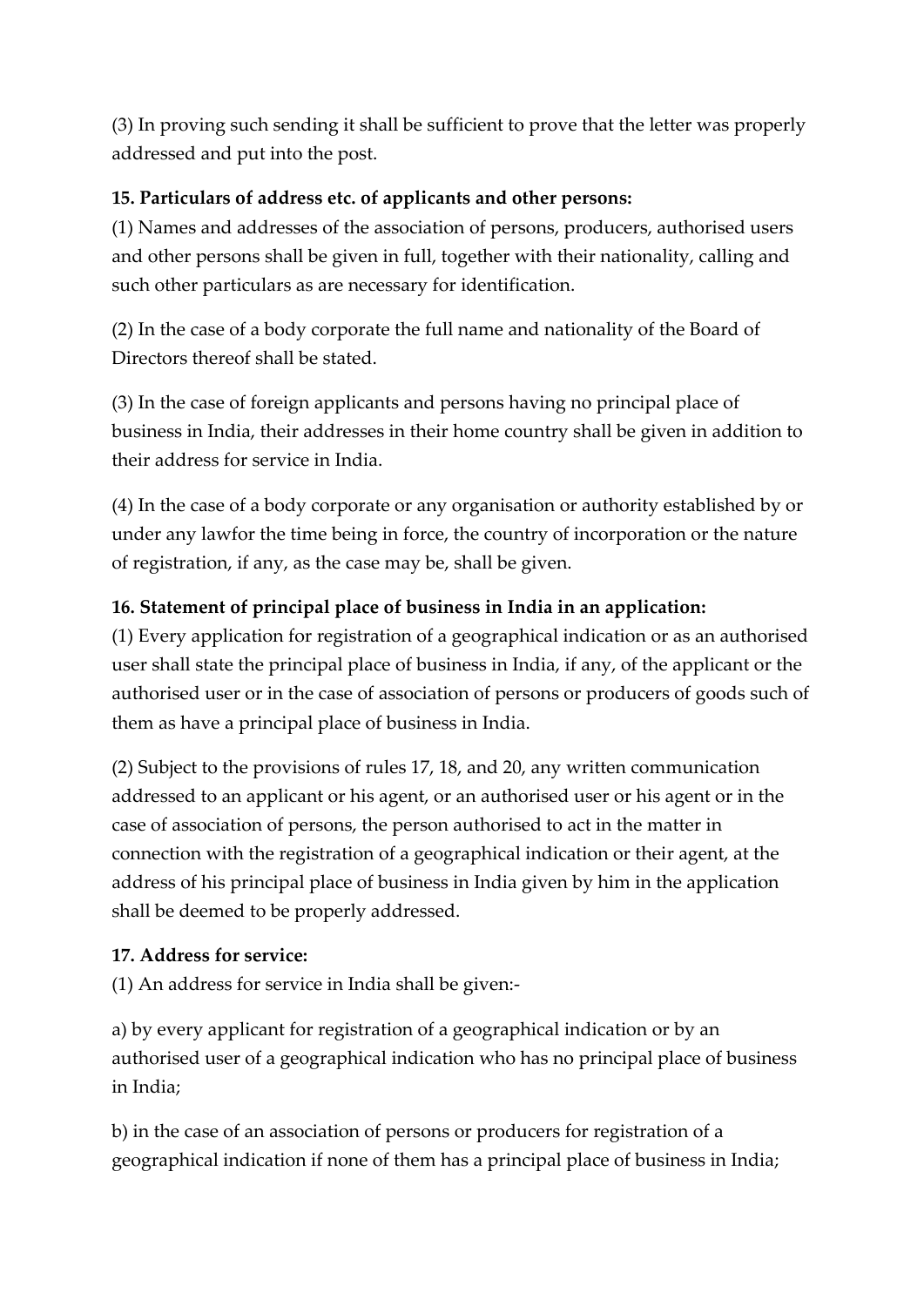(3) In proving such sending it shall be sufficient to prove that the letter was properly addressed and put into the post.

**15. Particulars of address etc. of applicants and other persons:**

(1) Names and addresses of the association of persons, producers, authorised users and other persons shall be given in full, together with their nationality, calling and such other particulars as are necessary for identification.

(2) In the case of a body corporate the full name and nationality of the Board of Directors thereof shall be stated.

(3) In the case of foreign applicants and persons having no principal place of business in India, their addresses in their home country shall be given in addition to their address for service in India.

(4) In the case of a body corporate or any organisation or authority established by or under any lawfor the time being in force, the country of incorporation or the nature of registration, if any, as the case may be, shall be given.

**16. Statement of principal place of business in India in an application:**

(1) Every application for registration of a geographical indication or as an authorised user shall state the principal place of business in India, if any, of the applicant or the authorised user or in the case of association of persons or producers of goods such of them as have a principal place of business in India.

(2) Subject to the provisions of rules 17, 18, and 20, any written communication addressed to an applicant or his agent, or an authorised user or his agent or in the case of association of persons, the person authorised to act in the matter in connection with the registration of a geographical indication or their agent, at the address of his principal place of business in India given by him in the application shall be deemed to be properly addressed.

**17. Address for service:**

(1) An address for service in India shall be given:-

a) by every applicant for registration of a geographical indication or by an authorised user of a geographical indication who has no principal place of business in India;

b) in the case of an association of persons or producers for registration of a geographical indication if none of them has a principal place of business in India;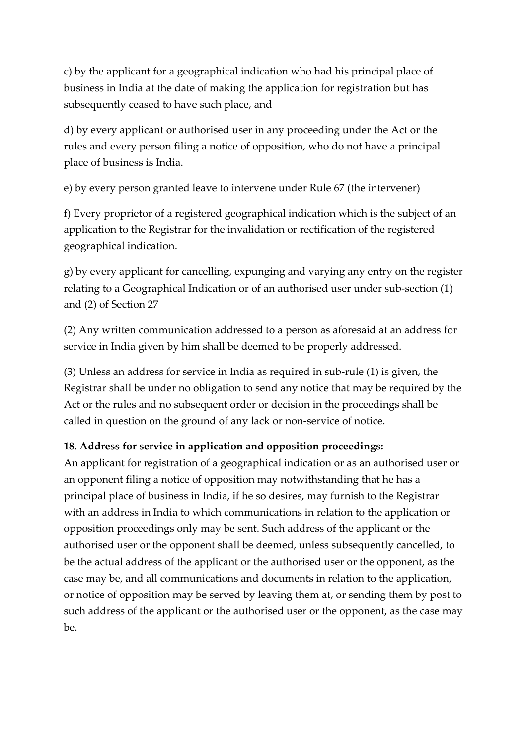c) by the applicant for a geographical indication who had his principal place of business in India at the date of making the application for registration but has subsequently ceased to have such place, and

d) by every applicant or authorised user in any proceeding under the Act or the rules and every person filing a notice of opposition, who do not have a principal place of business is India.

e) by every person granted leave to intervene under Rule 67 (the intervener)

f) Every proprietor of a registered geographical indication which is the subject of an application to the Registrar for the invalidation or rectification of the registered geographical indication.

g) by every applicant for cancelling, expunging and varying any entry on the register relating to a Geographical Indication or of an authorised user under sub-section (1) and (2) of Section 27

(2) Any written communication addressed to a person as aforesaid at an address for service in India given by him shall be deemed to be properly addressed.

(3) Unless an address for service in India as required in sub-rule (1) is given, the Registrar shall be under no obligation to send any notice that may be required by the Act or the rules and no subsequent order or decision in the proceedings shall be called in question on the ground of any lack or non-service of notice.

**18. Address for service in application and opposition proceedings:**

An applicant for registration of a geographical indication or as an authorised user or an opponent filing a notice of opposition may notwithstanding that he has a principal place of business in India, if he so desires, may furnish to the Registrar with an address in India to which communications in relation to the application or opposition proceedings only may be sent. Such address of the applicant or the authorised user or the opponent shall be deemed, unless subsequently cancelled, to be the actual address of the applicant or the authorised user or the opponent, as the case may be, and all communications and documents in relation to the application, or notice of opposition may be served by leaving them at, or sending them by post to such address of the applicant or the authorised user or the opponent, as the case may be.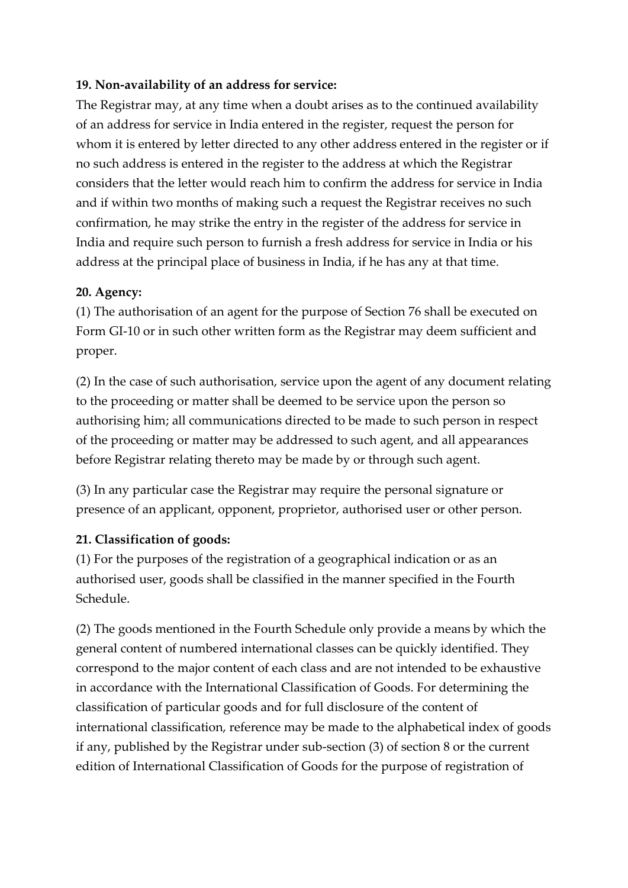**19. Non-availability of an address for service:**

The Registrar may, at any time when a doubt arises as to the continued availability of an address for service in India entered in the register, request the person for whom it is entered by letter directed to any other address entered in the register or if no such address is entered in the register to the address at which the Registrar considers that the letter would reach him to confirm the address for service in India and if within two months of making such a request the Registrar receives no such confirmation, he may strike the entry in the register of the address for service in India and require such person to furnish a fresh address for service in India or his address at the principal place of business in India, if he has any at that time.

**20. Agency:**

(1) The authorisation of an agent for the purpose of Section 76 shall be executed on Form GI-10 or in such other written form as the Registrar may deem sufficient and proper.

(2) In the case of such authorisation, service upon the agent of any document relating to the proceeding or matter shall be deemed to be service upon the person so authorising him; all communications directed to be made to such person in respect of the proceeding or matter may be addressed to such agent, and all appearances before Registrar relating thereto may be made by or through such agent.

(3) In any particular case the Registrar may require the personal signature or presence of an applicant, opponent, proprietor, authorised user or other person.

**21. Classification of goods:**

(1) For the purposes of the registration of a geographical indication or as an authorised user, goods shall be classified in the manner specified in the Fourth Schedule.

(2) The goods mentioned in the Fourth Schedule only provide a means by which the general content of numbered international classes can be quickly identified. They correspond to the major content of each class and are not intended to be exhaustive in accordance with the International Classification of Goods. For determining the classification of particular goods and for full disclosure of the content of international classification, reference may be made to the alphabetical index of goods if any, published by the Registrar under sub-section (3) of section 8 or the current edition of International Classification of Goods for the purpose of registration of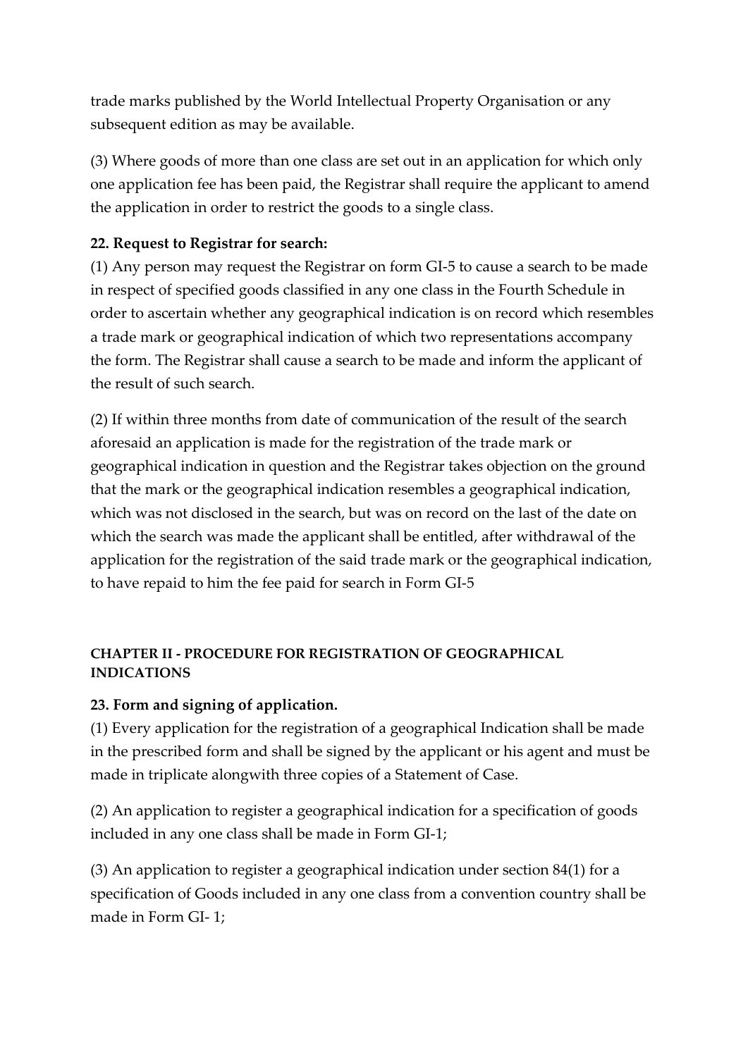trade marks published by the World Intellectual Property Organisation or any subsequent edition as may be available.

(3) Where goods of more than one class are set out in an application for which only one application fee has been paid, the Registrar shall require the applicant to amend the application in order to restrict the goods to a single class.

**22. Request to Registrar for search:**

(1) Any person may request the Registrar on form GI-5 to cause a search to be made in respect of specified goods classified in any one class in the Fourth Schedule in order to ascertain whether any geographical indication is on record which resembles a trade mark or geographical indication of which two representations accompany the form. The Registrar shall cause a search to be made and inform the applicant of the result of such search.

(2) If within three months from date of communication of the result of the search aforesaid an application is made for the registration of the trade mark or geographical indication in question and the Registrar takes objection on the ground that the mark or the geographical indication resembles a geographical indication, which was not disclosed in the search, but was on record on the last of the date on which the search was made the applicant shall be entitled, after withdrawal of the application for the registration of the said trade mark or the geographical indication, to have repaid to him the fee paid for search in Form GI-5

**CHAPTER II - PROCEDURE FOR REGISTRATION OF GEOGRAPHICAL INDICATIONS**

**23. Form and signing of application.**

(1) Every application for the registration of a geographical Indication shall be made in the prescribed form and shall be signed by the applicant or his agent and must be made in triplicate alongwith three copies of a Statement of Case.

(2) An application to register a geographical indication for a specification of goods included in any one class shall be made in Form GI-1;

(3) An application to register a geographical indication under section 84(1) for a specification of Goods included in any one class from a convention country shall be made in Form GI- 1;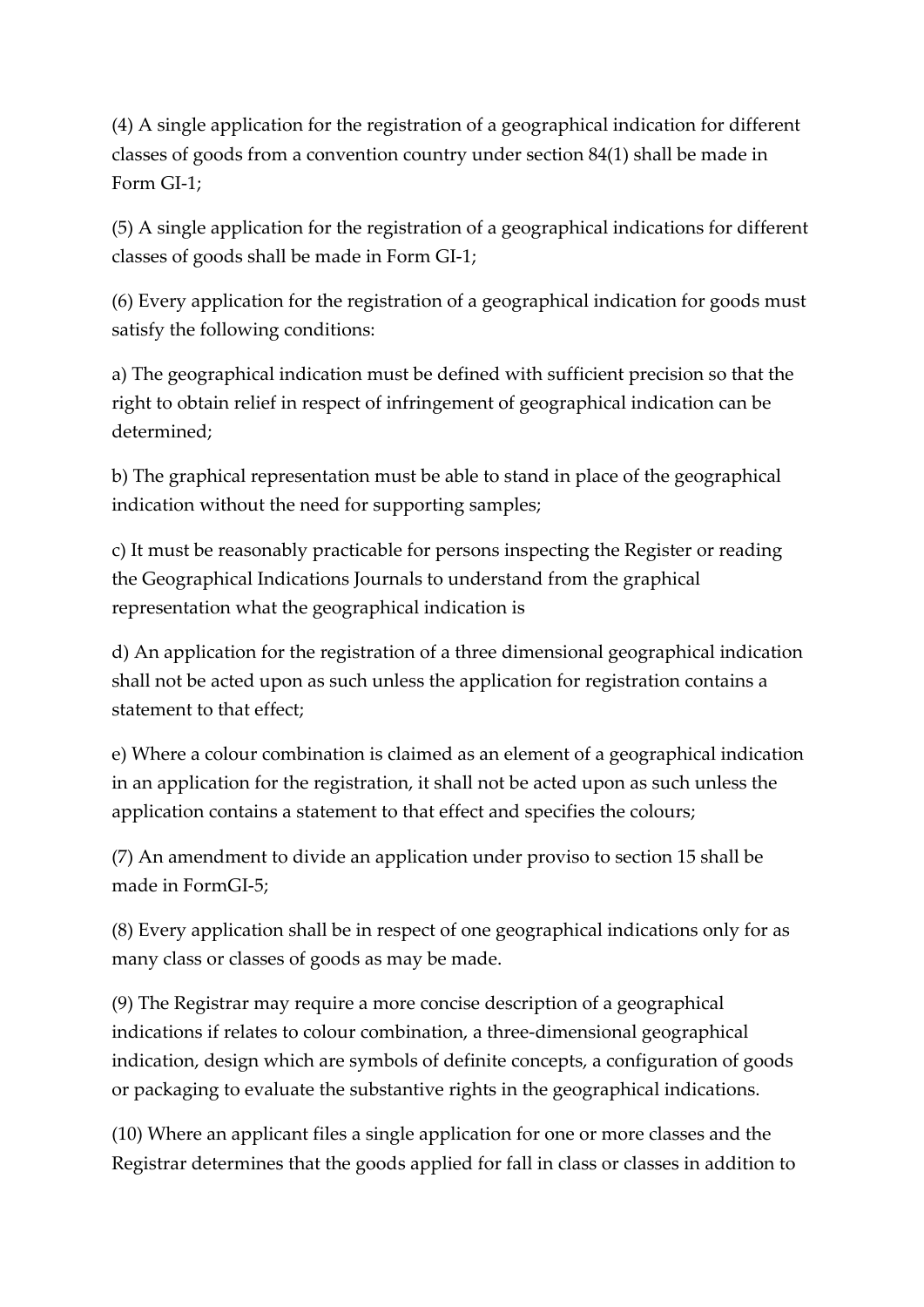(4) A single application for the registration of a geographical indication for different classes of goods from a convention country under section 84(1) shall be made in Form GI-1;

(5) A single application for the registration of a geographical indications for different classes of goods shall be made in Form GI-1;

(6) Every application for the registration of a geographical indication for goods must satisfy the following conditions:

a) The geographical indication must be defined with sufficient precision so that the right to obtain relief in respect of infringement of geographical indication can be determined;

b) The graphical representation must be able to stand in place of the geographical indication without the need for supporting samples;

c) It must be reasonably practicable for persons inspecting the Register or reading the Geographical Indications Journals to understand from the graphical representation what the geographical indication is

d) An application for the registration of a three dimensional geographical indication shall not be acted upon as such unless the application for registration contains a statement to that effect;

e) Where a colour combination is claimed as an element of a geographical indication in an application for the registration, it shall not be acted upon as such unless the application contains a statement to that effect and specifies the colours;

(7) An amendment to divide an application under proviso to section 15 shall be made in FormGI-5;

(8) Every application shall be in respect of one geographical indications only for as many class or classes of goods as may be made.

(9) The Registrar may require a more concise description of a geographical indications if relates to colour combination, a three-dimensional geographical indication, design which are symbols of definite concepts, a configuration of goods or packaging to evaluate the substantive rights in the geographical indications.

(10) Where an applicant files a single application for one or more classes and the Registrar determines that the goods applied for fall in class or classes in addition to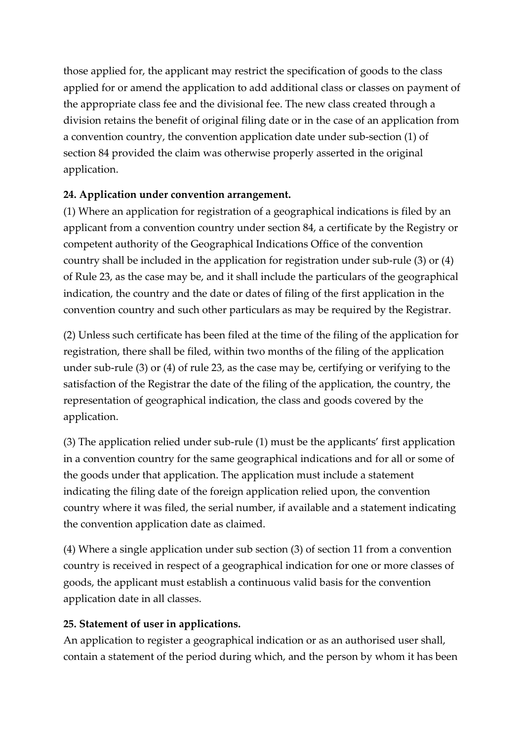those applied for, the applicant may restrict the specification of goods to the class applied for or amend the application to add additional class or classes on payment of the appropriate class fee and the divisional fee. The new class created through a division retains the benefit of original filing date or in the case of an application from a convention country, the convention application date under sub-section (1) of section 84 provided the claim was otherwise properly asserted in the original application.

**24. Application under convention arrangement.**

(1) Where an application for registration of a geographical indications is filed by an applicant from a convention country under section 84, a certificate by the Registry or competent authority of the Geographical Indications Office of the convention country shall be included in the application for registration under sub-rule (3) or (4) of Rule 23, as the case may be, and it shall include the particulars of the geographical indication, the country and the date or dates of filing of the first application in the convention country and such other particulars as may be required by the Registrar.

(2) Unless such certificate has been filed at the time of the filing of the application for registration, there shall be filed, within two months of the filing of the application under sub-rule (3) or (4) of rule 23, as the case may be, certifying or verifying to the satisfaction of the Registrar the date of the filing of the application, the country, the representation of geographical indication, the class and goods covered by the application.

(3) The application relied under sub-rule (1) must be the applicants' first application in a convention country for the same geographical indications and for all or some of the goods under that application. The application must include a statement indicating the filing date of the foreign application relied upon, the convention country where it was filed, the serial number, if available and a statement indicating the convention application date as claimed.

(4) Where a single application under sub section (3) of section 11 from a convention country is received in respect of a geographical indication for one or more classes of goods, the applicant must establish a continuous valid basis for the convention application date in all classes.

**25. Statement of user in applications.**

An application to register a geographical indication or as an authorised user shall, contain a statement of the period during which, and the person by whom it has been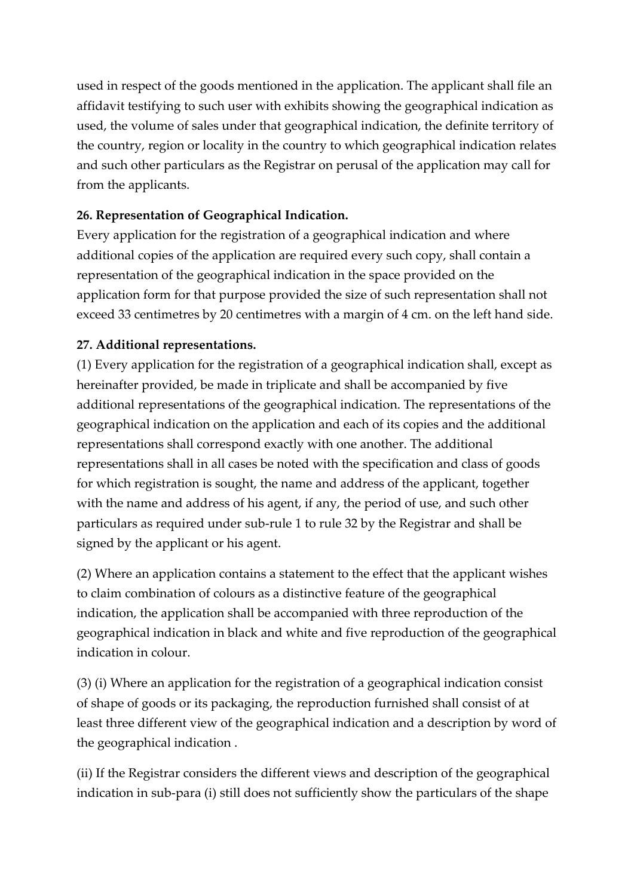used in respect of the goods mentioned in the application. The applicant shall file an affidavit testifying to such user with exhibits showing the geographical indication as used, the volume of sales under that geographical indication, the definite territory of the country, region or locality in the country to which geographical indication relates and such other particulars as the Registrar on perusal of the application may call for from the applicants.

**26. Representation of Geographical Indication.**

Every application for the registration of a geographical indication and where additional copies of the application are required every such copy, shall contain a representation of the geographical indication in the space provided on the application form for that purpose provided the size of such representation shall not exceed 33 centimetres by 20 centimetres with a margin of 4 cm. on the left hand side.

**27. Additional representations.**

(1) Every application for the registration of a geographical indication shall, except as hereinafter provided, be made in triplicate and shall be accompanied by five additional representations of the geographical indication. The representations of the geographical indication on the application and each of its copies and the additional representations shall correspond exactly with one another. The additional representations shall in all cases be noted with the specification and class of goods for which registration is sought, the name and address of the applicant, together with the name and address of his agent, if any, the period of use, and such other particulars as required under sub-rule 1 to rule 32 by the Registrar and shall be signed by the applicant or his agent.

(2) Where an application contains a statement to the effect that the applicant wishes to claim combination of colours as a distinctive feature of the geographical indication, the application shall be accompanied with three reproduction of the geographical indication in black and white and five reproduction of the geographical indication in colour.

(3) (i) Where an application for the registration of a geographical indication consist of shape of goods or its packaging, the reproduction furnished shall consist of at least three different view of the geographical indication and a description by word of the geographical indication .

(ii) If the Registrar considers the different views and description of the geographical indication in sub-para (i) still does not sufficiently show the particulars of the shape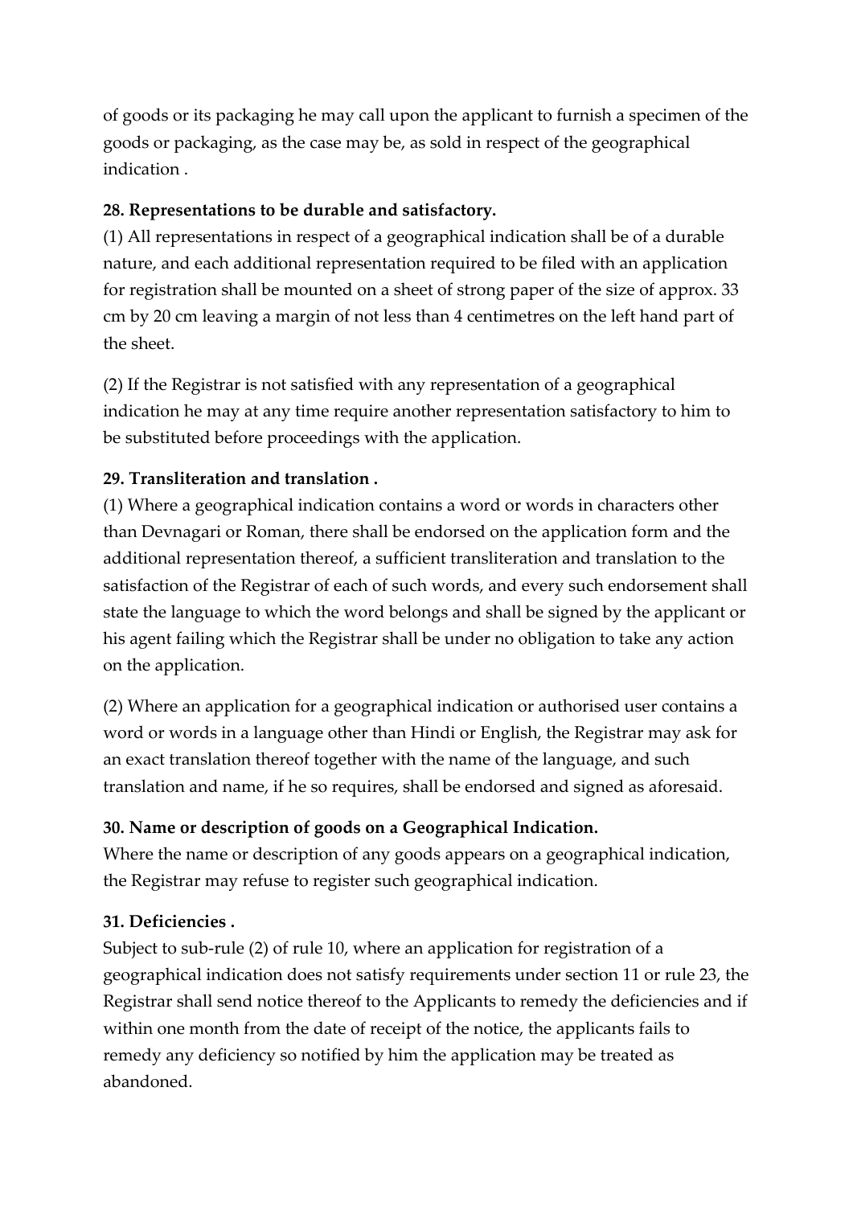of goods or its packaging he may call upon the applicant to furnish a specimen of the goods or packaging, as the case may be, as sold in respect of the geographical indication .

**28. Representations to be durable and satisfactory.**

(1) All representations in respect of a geographical indication shall be of a durable nature, and each additional representation required to be filed with an application for registration shall be mounted on a sheet of strong paper of the size of approx. 33 cm by 20 cm leaving a margin of not less than 4 centimetres on the left hand part of the sheet.

(2) If the Registrar is not satisfied with any representation of a geographical indication he may at any time require another representation satisfactory to him to be substituted before proceedings with the application.

**29. Transliteration and translation .**

(1) Where a geographical indication contains a word or words in characters other than Devnagari or Roman, there shall be endorsed on the application form and the additional representation thereof, a sufficient transliteration and translation to the satisfaction of the Registrar of each of such words, and every such endorsement shall state the language to which the word belongs and shall be signed by the applicant or his agent failing which the Registrar shall be under no obligation to take any action on the application.

(2) Where an application for a geographical indication or authorised user contains a word or words in a language other than Hindi or English, the Registrar may ask for an exact translation thereof together with the name of the language, and such translation and name, if he so requires, shall be endorsed and signed as aforesaid.

**30. Name or description of goods on a Geographical Indication.**

Where the name or description of any goods appears on a geographical indication, the Registrar may refuse to register such geographical indication.

**31. Deficiencies .**

Subject to sub-rule (2) of rule 10, where an application for registration of a geographical indication does not satisfy requirements under section 11 or rule 23, the Registrar shall send notice thereof to the Applicants to remedy the deficiencies and if within one month from the date of receipt of the notice, the applicants fails to remedy any deficiency so notified by him the application may be treated as abandoned.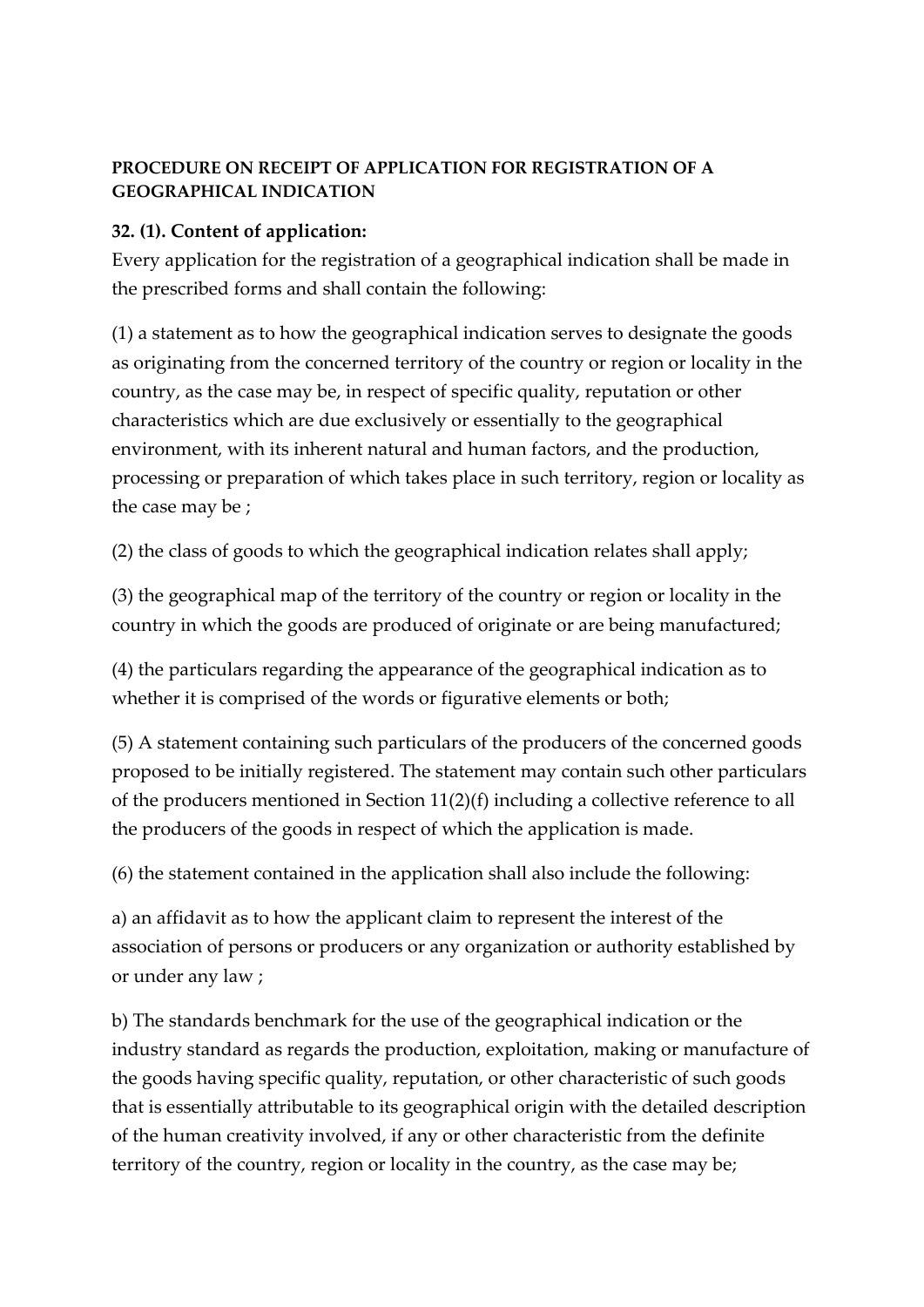**PROCEDURE ON RECEIPT OF APPLICATION FOR REGISTRATION OF A GEOGRAPHICAL INDICATION**

**32. (1). Content of application:**

Every application for the registration of a geographical indication shall be made in the prescribed forms and shall contain the following:

(1) a statement as to how the geographical indication serves to designate the goods as originating from the concerned territory of the country or region or locality in the country, as the case may be, in respect of specific quality, reputation or other characteristics which are due exclusively or essentially to the geographical environment, with its inherent natural and human factors, and the production, processing or preparation of which takes place in such territory, region or locality as the case may be ;

(2) the class of goods to which the geographical indication relates shall apply;

(3) the geographical map of the territory of the country or region or locality in the country in which the goods are produced of originate or are being manufactured;

(4) the particulars regarding the appearance of the geographical indication as to whether it is comprised of the words or figurative elements or both;

(5) A statement containing such particulars of the producers of the concerned goods proposed to be initially registered. The statement may contain such other particulars of the producers mentioned in Section 11(2)(f) including a collective reference to all the producers of the goods in respect of which the application is made.

(6) the statement contained in the application shall also include the following:

a) an affidavit as to how the applicant claim to represent the interest of the association of persons or producers or any organization or authority established by or under any law ;

b) The standards benchmark for the use of the geographical indication or the industry standard as regards the production, exploitation, making or manufacture of the goods having specific quality, reputation, or other characteristic of such goods that is essentially attributable to its geographical origin with the detailed description of the human creativity involved, if any or other characteristic from the definite territory of the country, region or locality in the country, as the case may be;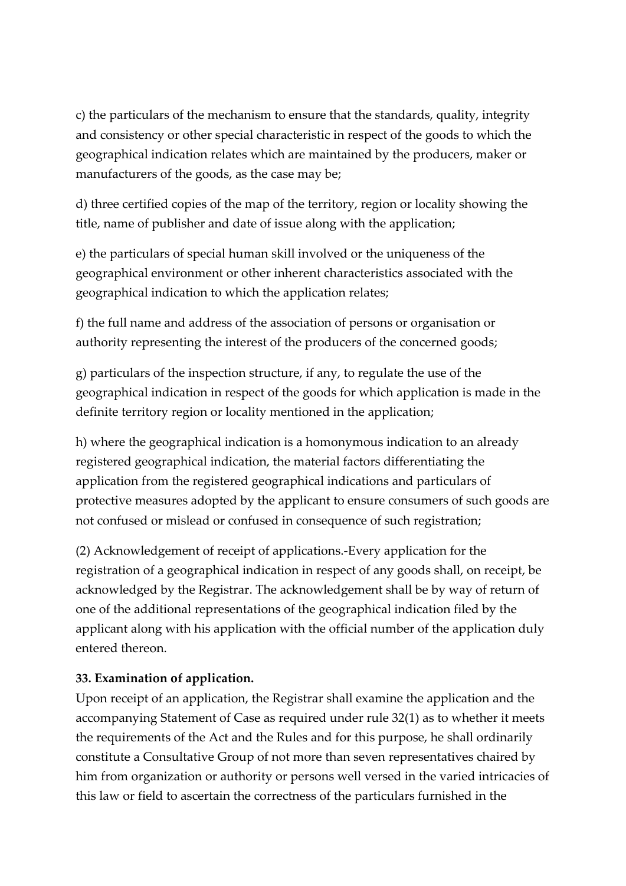c) the particulars of the mechanism to ensure that the standards, quality, integrity and consistency or other special characteristic in respect of the goods to which the geographical indication relates which are maintained by the producers, maker or manufacturers of the goods, as the case may be;

d) three certified copies of the map of the territory, region or locality showing the title, name of publisher and date of issue along with the application;

e) the particulars of special human skill involved or the uniqueness of the geographical environment or other inherent characteristics associated with the geographical indication to which the application relates;

f) the full name and address of the association of persons or organisation or authority representing the interest of the producers of the concerned goods;

g) particulars of the inspection structure, if any, to regulate the use of the geographical indication in respect of the goods for which application is made in the definite territory region or locality mentioned in the application;

h) where the geographical indication is a homonymous indication to an already registered geographical indication, the material factors differentiating the application from the registered geographical indications and particulars of protective measures adopted by the applicant to ensure consumers of such goods are not confused or mislead or confused in consequence of such registration;

(2) Acknowledgement of receipt of applications.-Every application for the registration of a geographical indication in respect of any goods shall, on receipt, be acknowledged by the Registrar. The acknowledgement shall be by way of return of one of the additional representations of the geographical indication filed by the applicant along with his application with the official number of the application duly entered thereon.

**33. Examination of application.**

Upon receipt of an application, the Registrar shall examine the application and the accompanying Statement of Case as required under rule 32(1) as to whether it meets the requirements of the Act and the Rules and for this purpose, he shall ordinarily constitute a Consultative Group of not more than seven representatives chaired by him from organization or authority or persons well versed in the varied intricacies of this law or field to ascertain the correctness of the particulars furnished in the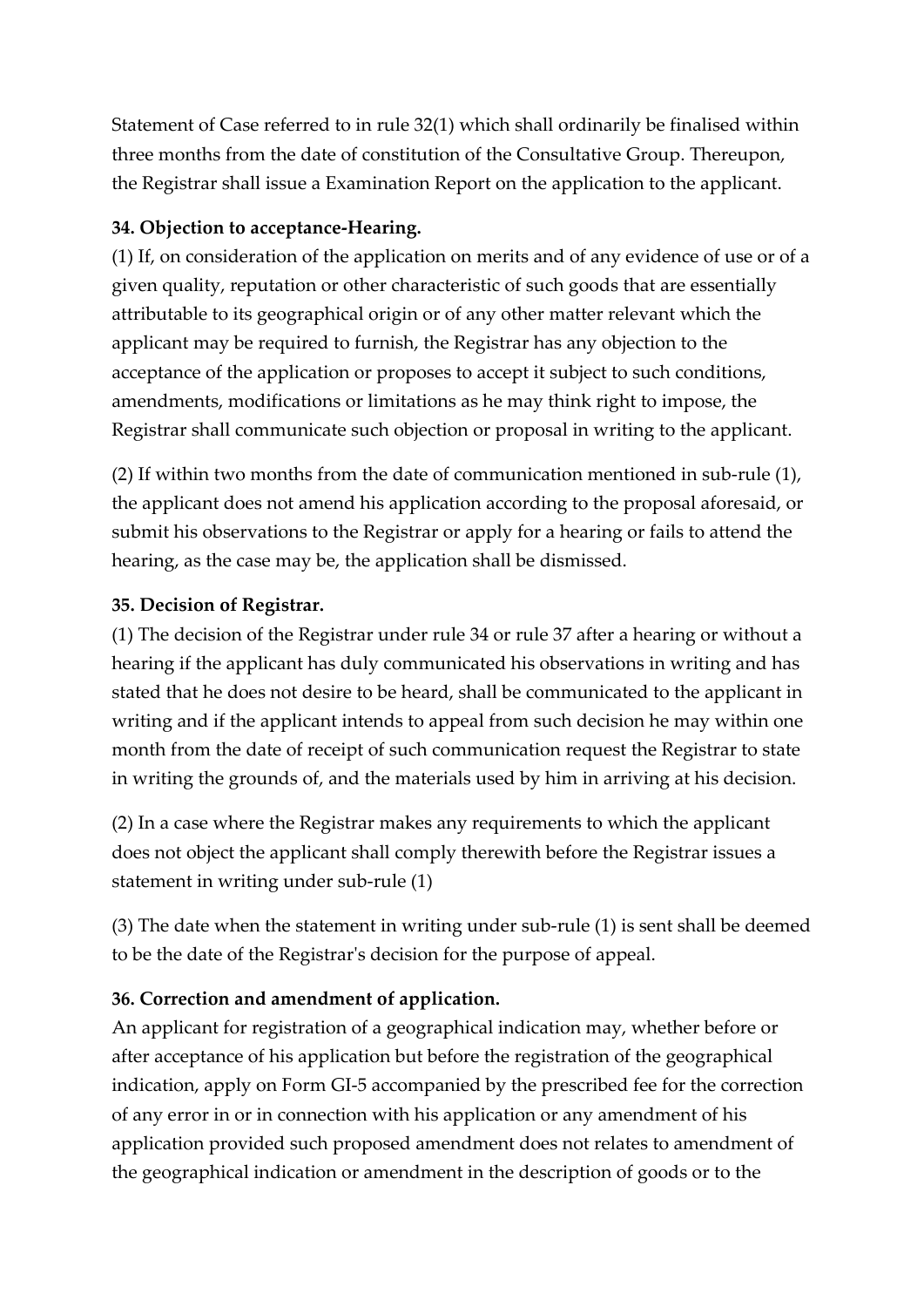Statement of Case referred to in rule 32(1) which shall ordinarily be finalised within three months from the date of constitution of the Consultative Group. Thereupon, the Registrar shall issue a Examination Report on the application to the applicant.

**34. Objection to acceptance-Hearing.**

(1) If, on consideration of the application on merits and of any evidence of use or of a given quality, reputation or other characteristic of such goods that are essentially attributable to its geographical origin or of any other matter relevant which the applicant may be required to furnish, the Registrar has any objection to the acceptance of the application or proposes to accept it subject to such conditions, amendments, modifications or limitations as he may think right to impose, the Registrar shall communicate such objection or proposal in writing to the applicant.

(2) If within two months from the date of communication mentioned in sub-rule (1), the applicant does not amend his application according to the proposal aforesaid, or submit his observations to the Registrar or apply for a hearing or fails to attend the hearing, as the case may be, the application shall be dismissed.

**35. Decision of Registrar.**

(1) The decision of the Registrar under rule 34 or rule 37 after a hearing or without a hearing if the applicant has duly communicated his observations in writing and has stated that he does not desire to be heard, shall be communicated to the applicant in writing and if the applicant intends to appeal from such decision he may within one month from the date of receipt of such communication request the Registrar to state in writing the grounds of, and the materials used by him in arriving at his decision.

(2) In a case where the Registrar makes any requirements to which the applicant does not object the applicant shall comply therewith before the Registrar issues a statement in writing under sub-rule (1)

(3) The date when the statement in writing under sub-rule (1) is sent shall be deemed to be the date of the Registrar's decision for the purpose of appeal.

**36. Correction and amendment of application.**

An applicant for registration of a geographical indication may, whether before or after acceptance of his application but before the registration of the geographical indication, apply on Form GI-5 accompanied by the prescribed fee for the correction of any error in or in connection with his application or any amendment of his application provided such proposed amendment does not relates to amendment of the geographical indication or amendment in the description of goods or to the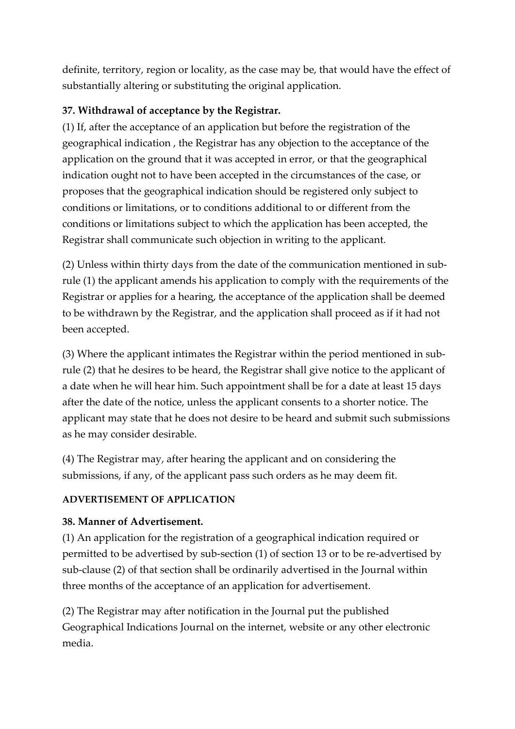definite, territory, region or locality, as the case may be, that would have the effect of substantially altering or substituting the original application.

**37. Withdrawal of acceptance by the Registrar.**

(1) If, after the acceptance of an application but before the registration of the geographical indication , the Registrar has any objection to the acceptance of the application on the ground that it was accepted in error, or that the geographical indication ought not to have been accepted in the circumstances of the case, or proposes that the geographical indication should be registered only subject to conditions or limitations, or to conditions additional to or different from the conditions or limitations subject to which the application has been accepted, the Registrar shall communicate such objection in writing to the applicant.

(2) Unless within thirty days from the date of the communication mentioned in sub-rule (1) the applicant amends his application to comply with the requirements of the Registrar or applies for a hearing, the acceptance of the application shall be deemed to be withdrawn by the Registrar, and the application shall proceed as if it had not been accepted.

(3) Where the applicant intimates the Registrar within the period mentioned in sub-rule (2) that he desires to be heard, the Registrar shall give notice to the applicant of a date when he will hear him. Such appointment shall be for a date at least 15 days after the date of the notice, unless the applicant consents to a shorter notice. The applicant may state that he does not desire to be heard and submit such submissions as he may consider desirable.

(4) The Registrar may, after hearing the applicant and on considering the submissions, if any, of the applicant pass such orders as he may deem fit.

**ADVERTISEMENT OF APPLICATION**

**38. Manner of Advertisement.**

(1) An application for the registration of a geographical indication required or permitted to be advertised by sub-section (1) of section 13 or to be re-advertised by sub-clause (2) of that section shall be ordinarily advertised in the Journal within three months of the acceptance of an application for advertisement.

(2) The Registrar may after notification in the Journal put the published Geographical Indications Journal on the internet, website or any other electronic media.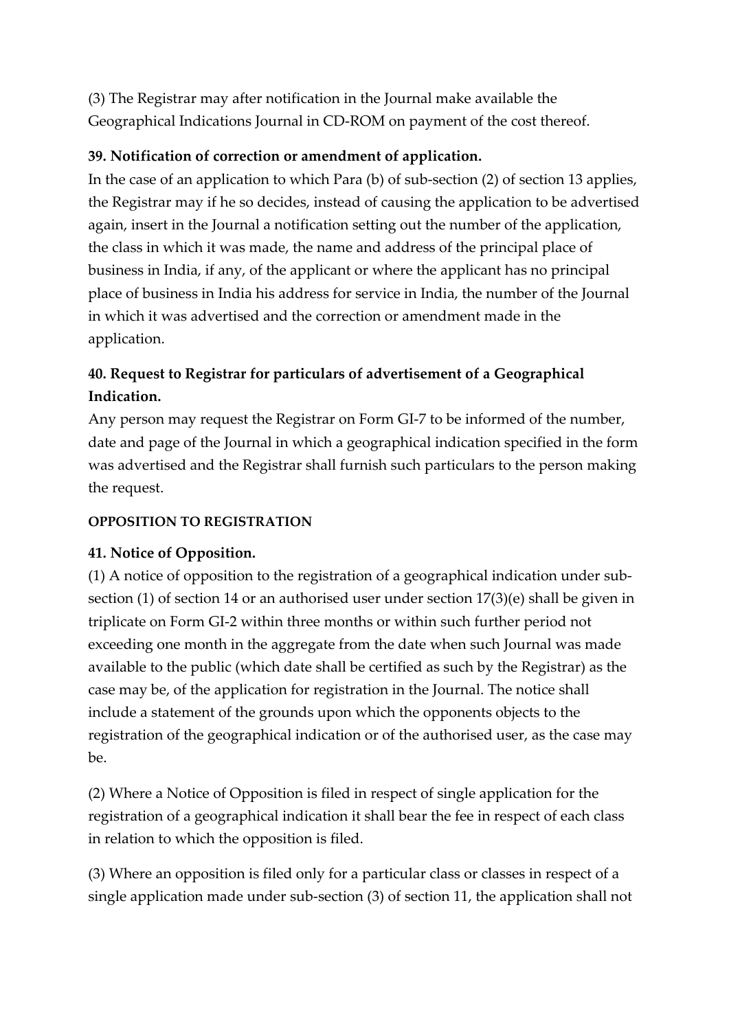(3) The Registrar may after notification in the Journal make available the Geographical Indications Journal in CD-ROM on payment of the cost thereof.

**39. Notification of correction or amendment of application.**

In the case of an application to which Para (b) of sub-section (2) of section 13 applies, the Registrar may if he so decides, instead of causing the application to be advertised again, insert in the Journal a notification setting out the number of the application, the class in which it was made, the name and address of the principal place of business in India, if any, of the applicant or where the applicant has no principal place of business in India his address for service in India, the number of the Journal in which it was advertised and the correction or amendment made in the application.

**40. Request to Registrar for particulars of advertisement of a Geographical Indication.**

Any person may request the Registrar on Form GI-7 to be informed of the number, date and page of the Journal in which a geographical indication specified in the form was advertised and the Registrar shall furnish such particulars to the person making the request.

**OPPOSITION TO REGISTRATION**

**41. Notice of Opposition.**

(1) A notice of opposition to the registration of a geographical indication under sub-section (1) of section 14 or an authorised user under section 17(3)(e) shall be given in triplicate on Form GI-2 within three months or within such further period not exceeding one month in the aggregate from the date when such Journal was made available to the public (which date shall be certified as such by the Registrar) as the case may be, of the application for registration in the Journal. The notice shall include a statement of the grounds upon which the opponents objects to the registration of the geographical indication or of the authorised user, as the case may be.

(2) Where a Notice of Opposition is filed in respect of single application for the registration of a geographical indication it shall bear the fee in respect of each class in relation to which the opposition is filed.

(3) Where an opposition is filed only for a particular class or classes in respect of a single application made under sub-section (3) of section 11, the application shall not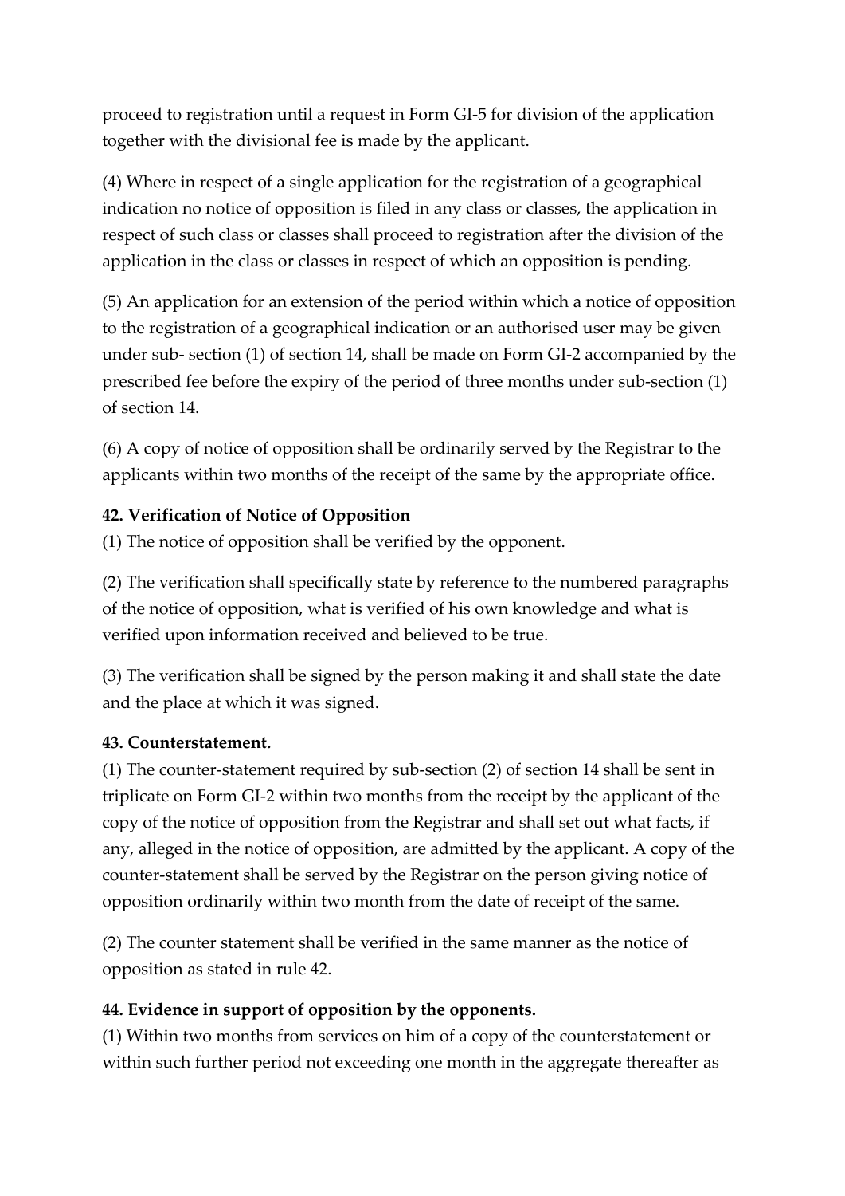proceed to registration until a request in Form GI-5 for division of the application together with the divisional fee is made by the applicant.

(4) Where in respect of a single application for the registration of a geographical indication no notice of opposition is filed in any class or classes, the application in respect of such class or classes shall proceed to registration after the division of the application in the class or classes in respect of which an opposition is pending.

(5) An application for an extension of the period within which a notice of opposition to the registration of a geographical indication or an authorised user may be given under sub- section (1) of section 14, shall be made on Form GI-2 accompanied by the prescribed fee before the expiry of the period of three months under sub-section (1) of section 14.

(6) A copy of notice of opposition shall be ordinarily served by the Registrar to the applicants within two months of the receipt of the same by the appropriate office.

**42. Verification of Notice of Opposition**

(1) The notice of opposition shall be verified by the opponent.

(2) The verification shall specifically state by reference to the numbered paragraphs of the notice of opposition, what is verified of his own knowledge and what is verified upon information received and believed to be true.

(3) The verification shall be signed by the person making it and shall state the date and the place at which it was signed.

**43. Counterstatement.**

(1) The counter-statement required by sub-section (2) of section 14 shall be sent in triplicate on Form GI-2 within two months from the receipt by the applicant of the copy of the notice of opposition from the Registrar and shall set out what facts, if any, alleged in the notice of opposition, are admitted by the applicant. A copy of the counter-statement shall be served by the Registrar on the person giving notice of opposition ordinarily within two month from the date of receipt of the same.

(2) The counter statement shall be verified in the same manner as the notice of opposition as stated in rule 42.

**44. Evidence in support of opposition by the opponents.**

(1) Within two months from services on him of a copy of the counterstatement or within such further period not exceeding one month in the aggregate thereafter as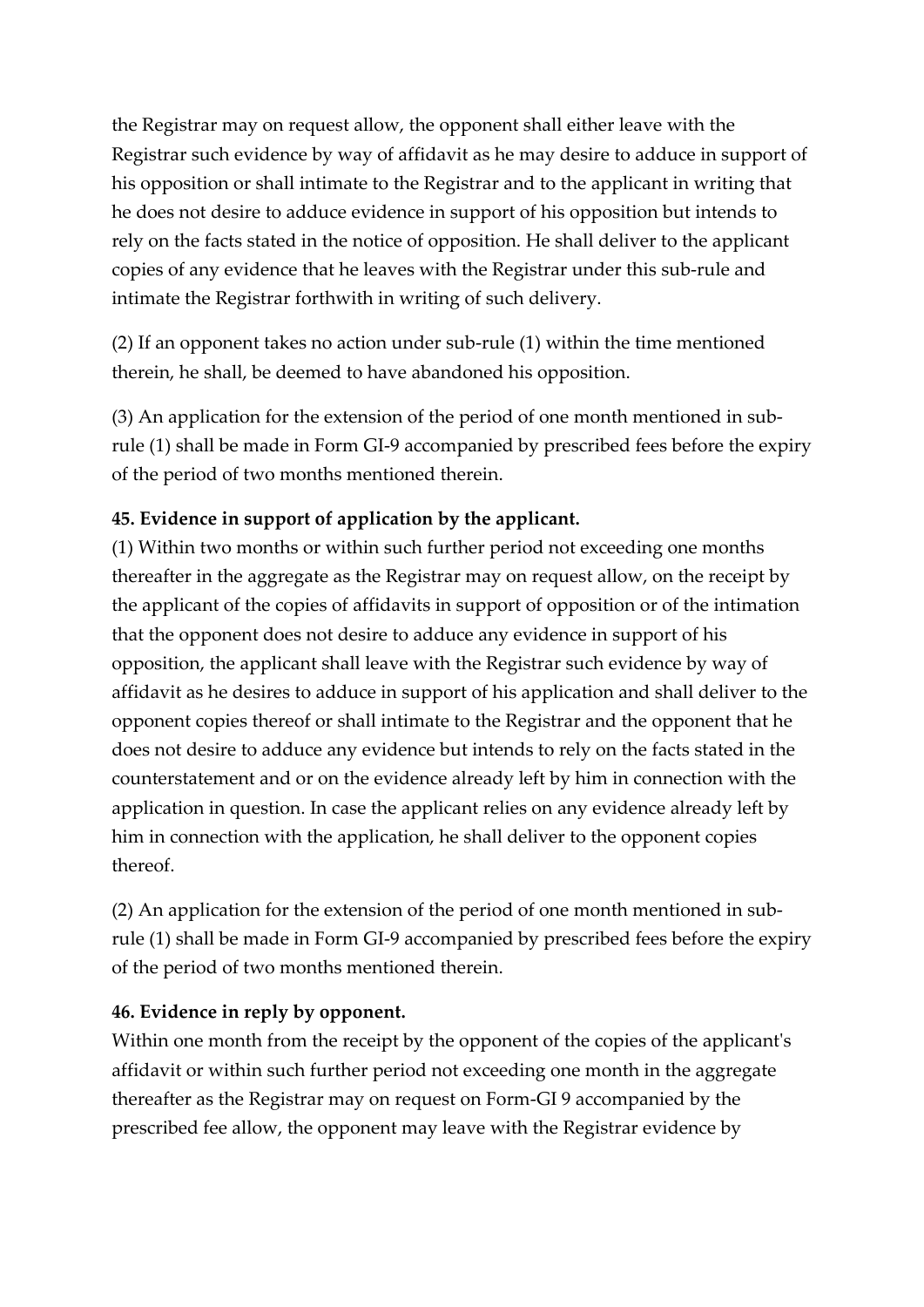the Registrar may on request allow, the opponent shall either leave with the Registrar such evidence by way of affidavit as he may desire to adduce in support of his opposition or shall intimate to the Registrar and to the applicant in writing that he does not desire to adduce evidence in support of his opposition but intends to rely on the facts stated in the notice of opposition. He shall deliver to the applicant copies of any evidence that he leaves with the Registrar under this sub-rule and intimate the Registrar forthwith in writing of such delivery.

(2) If an opponent takes no action under sub-rule (1) within the time mentioned therein, he shall, be deemed to have abandoned his opposition.

(3) An application for the extension of the period of one month mentioned in sub-rule (1) shall be made in Form GI-9 accompanied by prescribed fees before the expiry of the period of two months mentioned therein.

**45. Evidence in support of application by the applicant.**

(1) Within two months or within such further period not exceeding one months thereafter in the aggregate as the Registrar may on request allow, on the receipt by the applicant of the copies of affidavits in support of opposition or of the intimation that the opponent does not desire to adduce any evidence in support of his opposition, the applicant shall leave with the Registrar such evidence by way of affidavit as he desires to adduce in support of his application and shall deliver to the opponent copies thereof or shall intimate to the Registrar and the opponent that he does not desire to adduce any evidence but intends to rely on the facts stated in the counterstatement and or on the evidence already left by him in connection with the application in question. In case the applicant relies on any evidence already left by him in connection with the application, he shall deliver to the opponent copies thereof.

(2) An application for the extension of the period of one month mentioned in sub-rule (1) shall be made in Form GI-9 accompanied by prescribed fees before the expiry of the period of two months mentioned therein.

**46. Evidence in reply by opponent.**

Within one month from the receipt by the opponent of the copies of the applicant's affidavit or within such further period not exceeding one month in the aggregate thereafter as the Registrar may on request on Form-GI 9 accompanied by the prescribed fee allow, the opponent may leave with the Registrar evidence by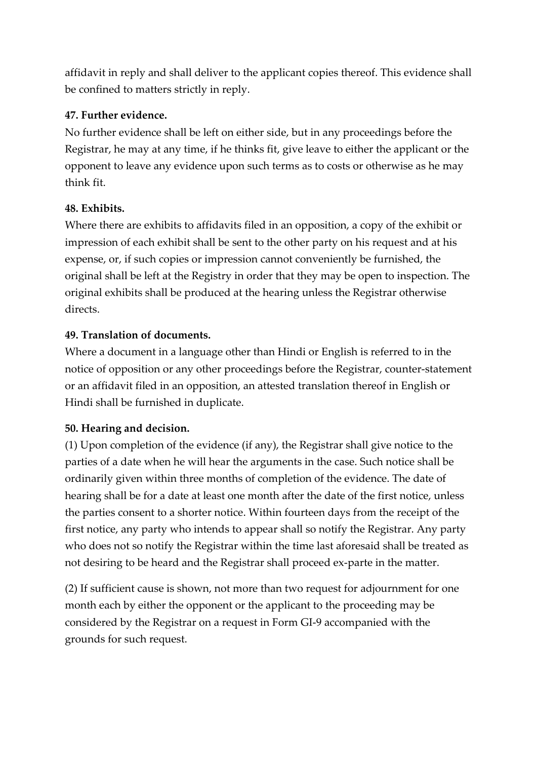affidavit in reply and shall deliver to the applicant copies thereof. This evidence shall be confined to matters strictly in reply.

**47. Further evidence.**

No further evidence shall be left on either side, but in any proceedings before the Registrar, he may at any time, if he thinks fit, give leave to either the applicant or the opponent to leave any evidence upon such terms as to costs or otherwise as he may think fit.

**48. Exhibits.**

Where there are exhibits to affidavits filed in an opposition, a copy of the exhibit or impression of each exhibit shall be sent to the other party on his request and at his expense, or, if such copies or impression cannot conveniently be furnished, the original shall be left at the Registry in order that they may be open to inspection. The original exhibits shall be produced at the hearing unless the Registrar otherwise directs.

**49. Translation of documents.**

Where a document in a language other than Hindi or English is referred to in the notice of opposition or any other proceedings before the Registrar, counter-statement or an affidavit filed in an opposition, an attested translation thereof in English or Hindi shall be furnished in duplicate.

**50. Hearing and decision.**

(1) Upon completion of the evidence (if any), the Registrar shall give notice to the parties of a date when he will hear the arguments in the case. Such notice shall be ordinarily given within three months of completion of the evidence. The date of hearing shall be for a date at least one month after the date of the first notice, unless the parties consent to a shorter notice. Within fourteen days from the receipt of the first notice, any party who intends to appear shall so notify the Registrar. Any party who does not so notify the Registrar within the time last aforesaid shall be treated as not desiring to be heard and the Registrar shall proceed ex-parte in the matter.

(2) If sufficient cause is shown, not more than two request for adjournment for one month each by either the opponent or the applicant to the proceeding may be considered by the Registrar on a request in Form GI-9 accompanied with the grounds for such request.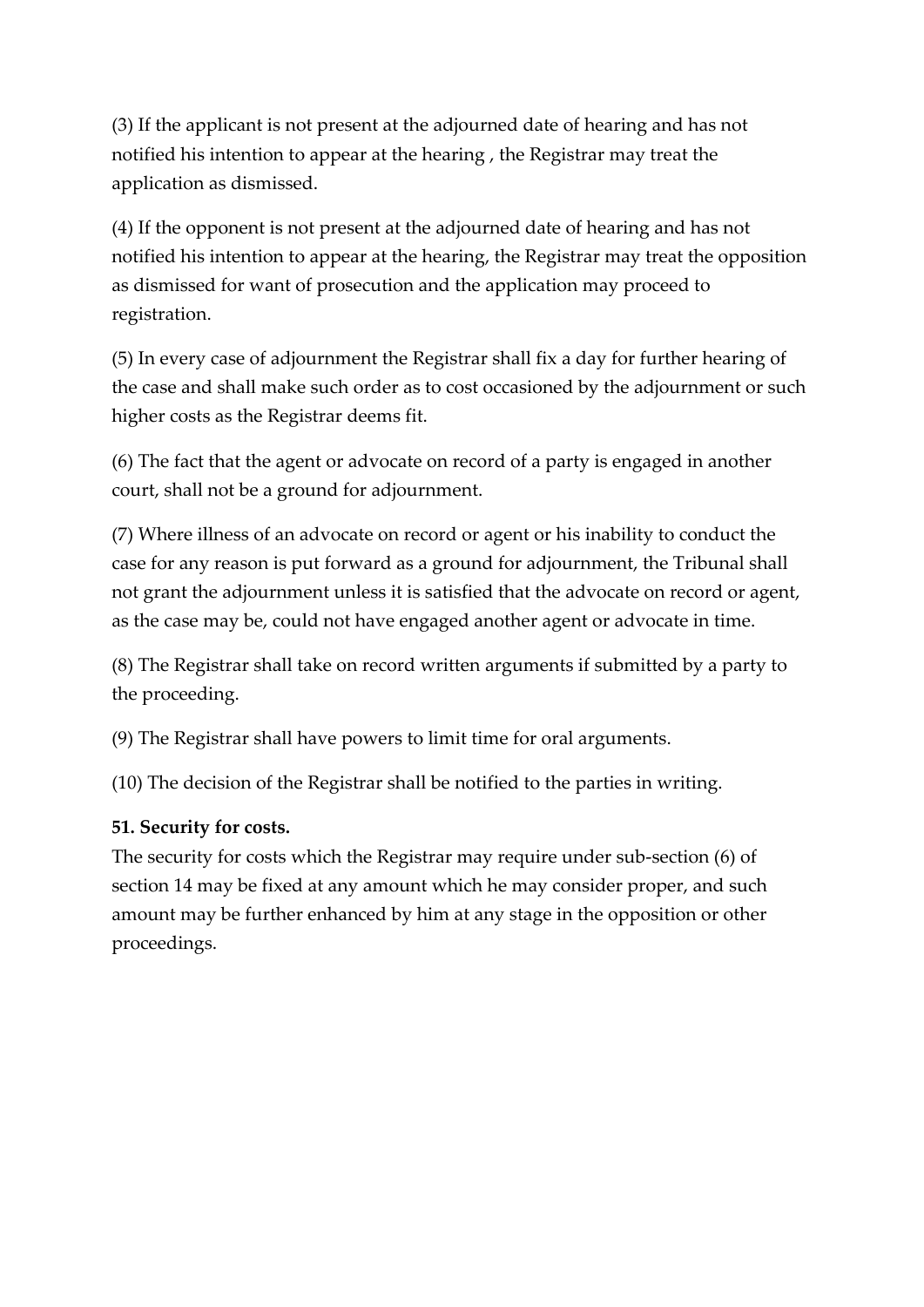(3) If the applicant is not present at the adjourned date of hearing and has not notified his intention to appear at the hearing , the Registrar may treat the application as dismissed.

(4) If the opponent is not present at the adjourned date of hearing and has not notified his intention to appear at the hearing, the Registrar may treat the opposition as dismissed for want of prosecution and the application may proceed to registration.

(5) In every case of adjournment the Registrar shall fix a day for further hearing of the case and shall make such order as to cost occasioned by the adjournment or such higher costs as the Registrar deems fit.

(6) The fact that the agent or advocate on record of a party is engaged in another court, shall not be a ground for adjournment.

(7) Where illness of an advocate on record or agent or his inability to conduct the case for any reason is put forward as a ground for adjournment, the Tribunal shall not grant the adjournment unless it is satisfied that the advocate on record or agent, as the case may be, could not have engaged another agent or advocate in time.

(8) The Registrar shall take on record written arguments if submitted by a party to the proceeding.

(9) The Registrar shall have powers to limit time for oral arguments.

(10) The decision of the Registrar shall be notified to the parties in writing.

**51. Security for costs.**

The security for costs which the Registrar may require under sub-section (6) of section 14 may be fixed at any amount which he may consider proper, and such amount may be further enhanced by him at any stage in the opposition or other proceedings.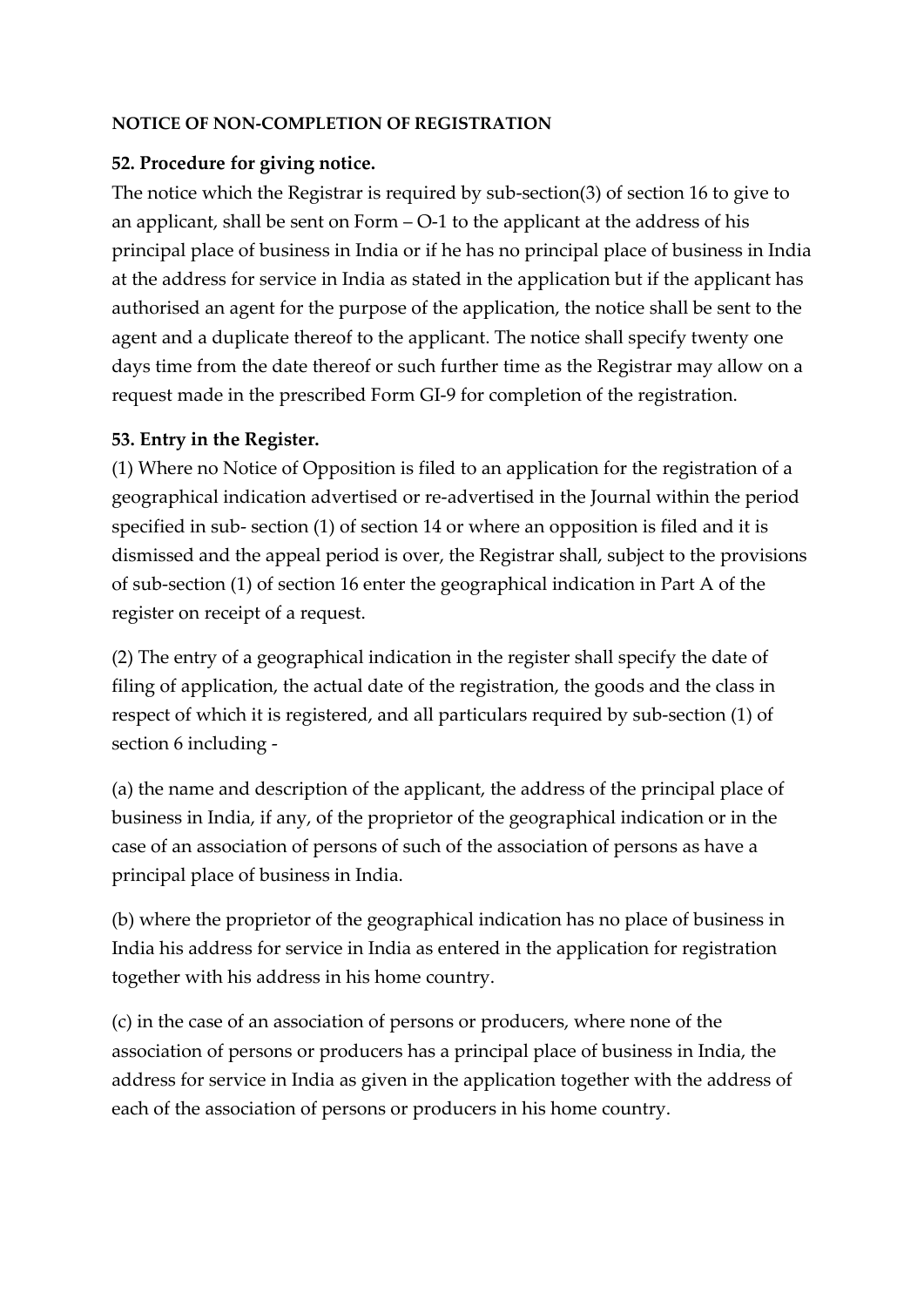**NOTICE OF NON-COMPLETION OF REGISTRATION**

**52. Procedure for giving notice.**

The notice which the Registrar is required by sub-section(3) of section 16 to give to an applicant, shall be sent on Form – O-1 to the applicant at the address of his principal place of business in India or if he has no principal place of business in India at the address for service in India as stated in the application but if the applicant has authorised an agent for the purpose of the application, the notice shall be sent to the agent and a duplicate thereof to the applicant. The notice shall specify twenty one days time from the date thereof or such further time as the Registrar may allow on a request made in the prescribed Form GI-9 for completion of the registration.

**53. Entry in the Register.**

(1) Where no Notice of Opposition is filed to an application for the registration of a geographical indication advertised or re-advertised in the Journal within the period specified in sub- section (1) of section 14 or where an opposition is filed and it is dismissed and the appeal period is over, the Registrar shall, subject to the provisions of sub-section (1) of section 16 enter the geographical indication in Part A of the register on receipt of a request.

(2) The entry of a geographical indication in the register shall specify the date of filing of application, the actual date of the registration, the goods and the class in respect of which it is registered, and all particulars required by sub-section (1) of section 6 including -

(a) the name and description of the applicant, the address of the principal place of business in India, if any, of the proprietor of the geographical indication or in the case of an association of persons of such of the association of persons as have a principal place of business in India.

(b) where the proprietor of the geographical indication has no place of business in India his address for service in India as entered in the application for registration together with his address in his home country.

(c) in the case of an association of persons or producers, where none of the association of persons or producers has a principal place of business in India, the address for service in India as given in the application together with the address of each of the association of persons or producers in his home country.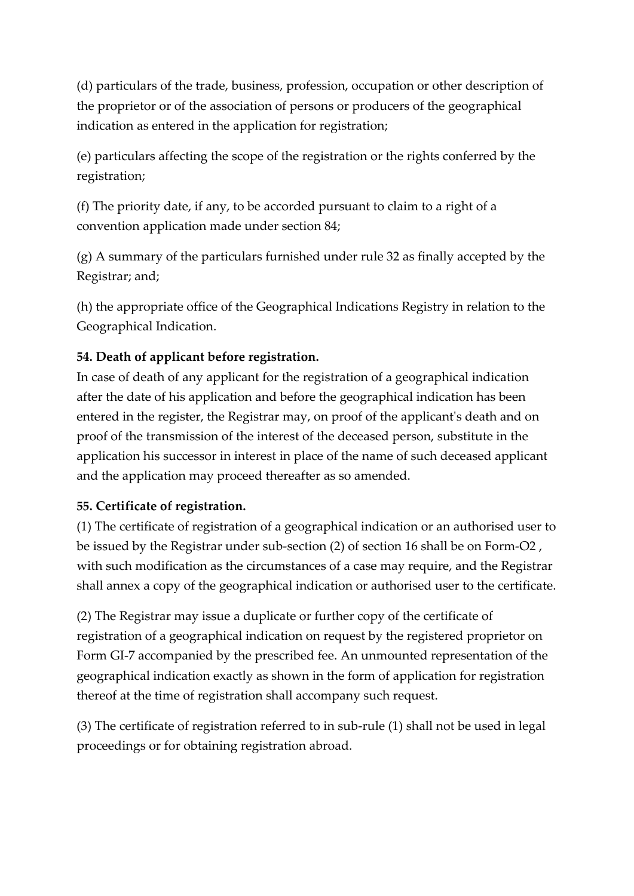(d) particulars of the trade, business, profession, occupation or other description of the proprietor or of the association of persons or producers of the geographical indication as entered in the application for registration;

(e) particulars affecting the scope of the registration or the rights conferred by the registration;

(f) The priority date, if any, to be accorded pursuant to claim to a right of a convention application made under section 84;

(g) A summary of the particulars furnished under rule 32 as finally accepted by the Registrar; and;

(h) the appropriate office of the Geographical Indications Registry in relation to the Geographical Indication.

**54. Death of applicant before registration.**

In case of death of any applicant for the registration of a geographical indication after the date of his application and before the geographical indication has been entered in the register, the Registrar may, on proof of the applicant's death and on proof of the transmission of the interest of the deceased person, substitute in the application his successor in interest in place of the name of such deceased applicant and the application may proceed thereafter as so amended.

**55. Certificate of registration.**

(1) The certificate of registration of a geographical indication or an authorised user to be issued by the Registrar under sub-section (2) of section 16 shall be on Form-O2 , with such modification as the circumstances of a case may require, and the Registrar shall annex a copy of the geographical indication or authorised user to the certificate.

(2) The Registrar may issue a duplicate or further copy of the certificate of registration of a geographical indication on request by the registered proprietor on Form GI-7 accompanied by the prescribed fee. An unmounted representation of the geographical indication exactly as shown in the form of application for registration thereof at the time of registration shall accompany such request.

(3) The certificate of registration referred to in sub-rule (1) shall not be used in legal proceedings or for obtaining registration abroad.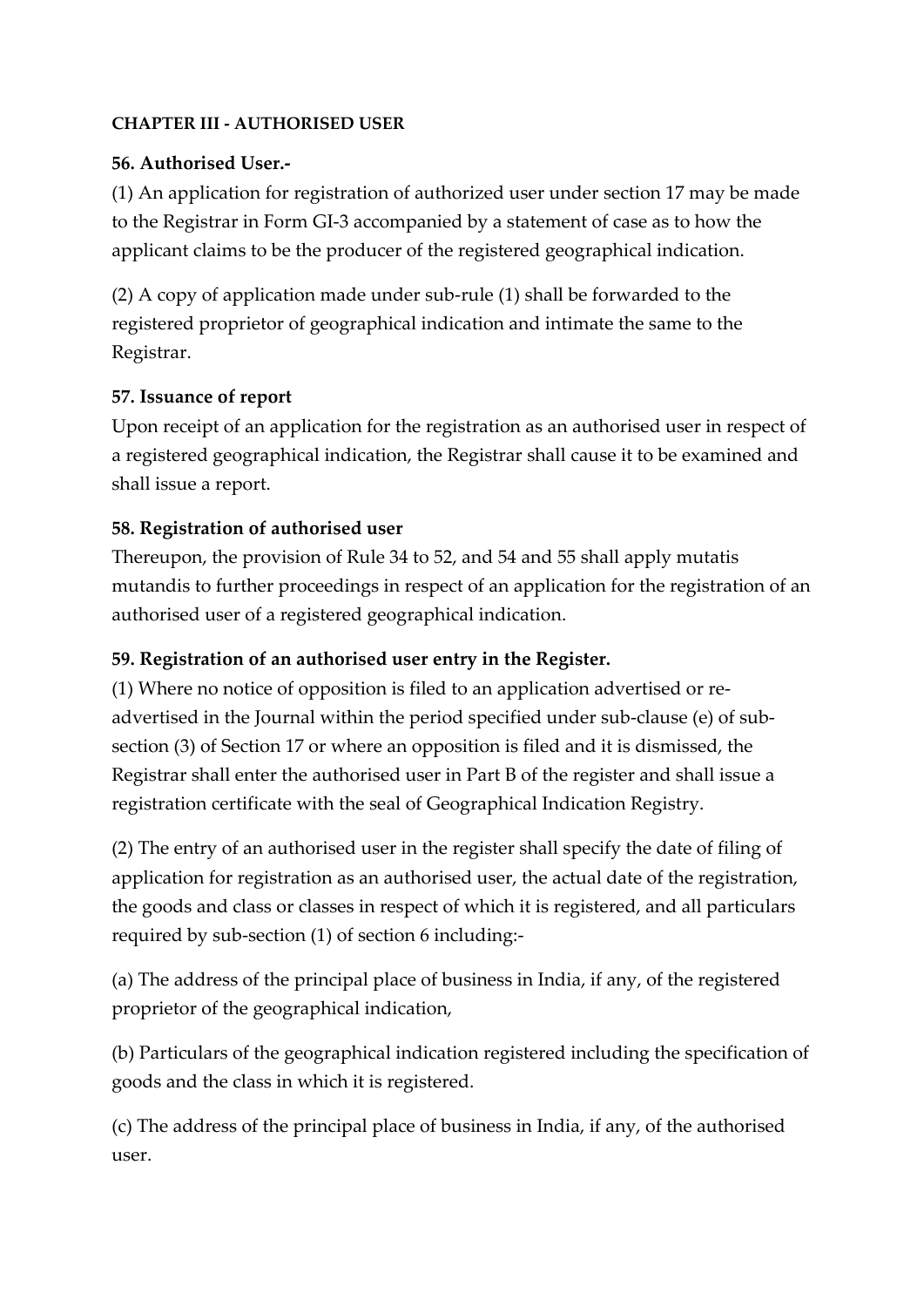**CHAPTER III - AUTHORISED USER**

**56. Authorised User.-**

(1) An application for registration of authorized user under section 17 may be made to the Registrar in Form GI-3 accompanied by a statement of case as to how the applicant claims to be the producer of the registered geographical indication.

(2) A copy of application made under sub-rule (1) shall be forwarded to the registered proprietor of geographical indication and intimate the same to the Registrar.

**57. Issuance of report**

Upon receipt of an application for the registration as an authorised user in respect of a registered geographical indication, the Registrar shall cause it to be examined and shall issue a report.

**58. Registration of authorised user**

Thereupon, the provision of Rule 34 to 52, and 54 and 55 shall apply mutatis mutandis to further proceedings in respect of an application for the registration of an authorised user of a registered geographical indication.

**59. Registration of an authorised user entry in the Register.**

(1) Where no notice of opposition is filed to an application advertised or re-advertised in the Journal within the period specified under sub-clause (e) of sub-section (3) of Section 17 or where an opposition is filed and it is dismissed, the Registrar shall enter the authorised user in Part B of the register and shall issue a registration certificate with the seal of Geographical Indication Registry.

(2) The entry of an authorised user in the register shall specify the date of filing of application for registration as an authorised user, the actual date of the registration, the goods and class or classes in respect of which it is registered, and all particulars required by sub-section (1) of section 6 including:-

(a) The address of the principal place of business in India, if any, of the registered proprietor of the geographical indication,

(b) Particulars of the geographical indication registered including the specification of goods and the class in which it is registered.

(c) The address of the principal place of business in India, if any, of the authorised user.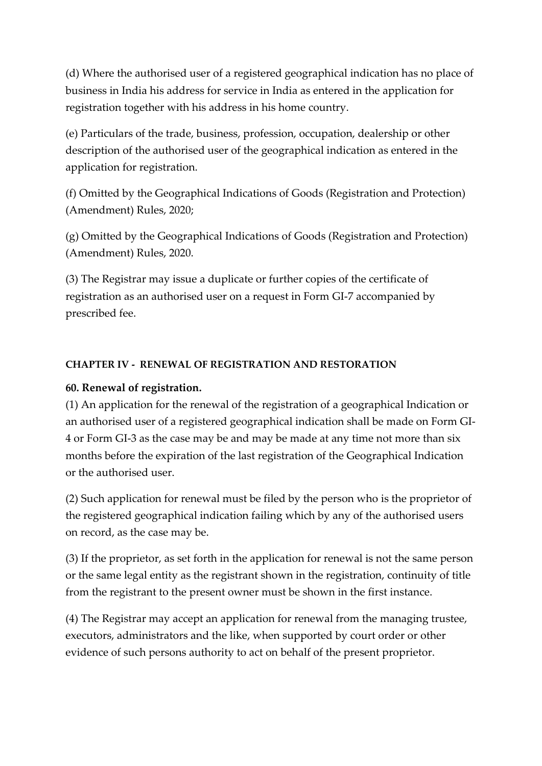(d) Where the authorised user of a registered geographical indication has no place of business in India his address for service in India as entered in the application for registration together with his address in his home country.

(e) Particulars of the trade, business, profession, occupation, dealership or other description of the authorised user of the geographical indication as entered in the application for registration.

(f) Omitted by the Geographical Indications of Goods (Registration and Protection) (Amendment) Rules, 2020;

(g) Omitted by the Geographical Indications of Goods (Registration and Protection) (Amendment) Rules, 2020.

(3) The Registrar may issue a duplicate or further copies of the certificate of registration as an authorised user on a request in Form GI-7 accompanied by prescribed fee.

## CHAPTER IV - RENEWAL OF REGISTRATION AND RESTORATION

### 60. Renewal of registration.

(1) An application for the renewal of the registration of a geographical Indication or an authorised user of a registered geographical indication shall be made on Form GI-4 or Form GI-3 as the case may be and may be made at any time not more than six months before the expiration of the last registration of the Geographical Indication or the authorised user.

(2) Such application for renewal must be filed by the person who is the proprietor of the registered geographical indication failing which by any of the authorised users on record, as the case may be.

(3) If the proprietor, as set forth in the application for renewal is not the same person or the same legal entity as the registrant shown in the registration, continuity of title from the registrant to the present owner must be shown in the first instance.

(4) The Registrar may accept an application for renewal from the managing trustee, executors, administrators and the like, when supported by court order or other evidence of such persons authority to act on behalf of the present proprietor.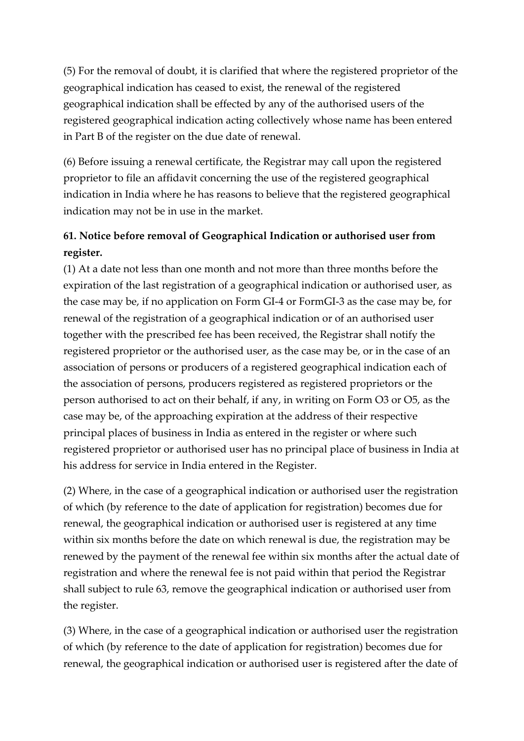(5) For the removal of doubt, it is clarified that where the registered proprietor of the geographical indication has ceased to exist, the renewal of the registered geographical indication shall be effected by any of the authorised users of the registered geographical indication acting collectively whose name has been entered in Part B of the register on the due date of renewal.

(6) Before issuing a renewal certificate, the Registrar may call upon the registered proprietor to file an affidavit concerning the use of the registered geographical indication in India where he has reasons to believe that the registered geographical indication may not be in use in the market.

**61. Notice before removal of Geographical Indication or authorised user from register.**

(1) At a date not less than one month and not more than three months before the expiration of the last registration of a geographical indication or authorised user, as the case may be, if no application on Form GI-4 or FormGI-3 as the case may be, for renewal of the registration of a geographical indication or of an authorised user together with the prescribed fee has been received, the Registrar shall notify the registered proprietor or the authorised user, as the case may be, or in the case of an association of persons or producers of a registered geographical indication each of the association of persons, producers registered as registered proprietors or the person authorised to act on their behalf, if any, in writing on Form O3 or O5, as the case may be, of the approaching expiration at the address of their respective principal places of business in India as entered in the register or where such registered proprietor or authorised user has no principal place of business in India at his address for service in India entered in the Register.

(2) Where, in the case of a geographical indication or authorised user the registration of which (by reference to the date of application for registration) becomes due for renewal, the geographical indication or authorised user is registered at any time within six months before the date on which renewal is due, the registration may be renewed by the payment of the renewal fee within six months after the actual date of registration and where the renewal fee is not paid within that period the Registrar shall subject to rule 63, remove the geographical indication or authorised user from the register.

(3) Where, in the case of a geographical indication or authorised user the registration of which (by reference to the date of application for registration) becomes due for renewal, the geographical indication or authorised user is registered after the date of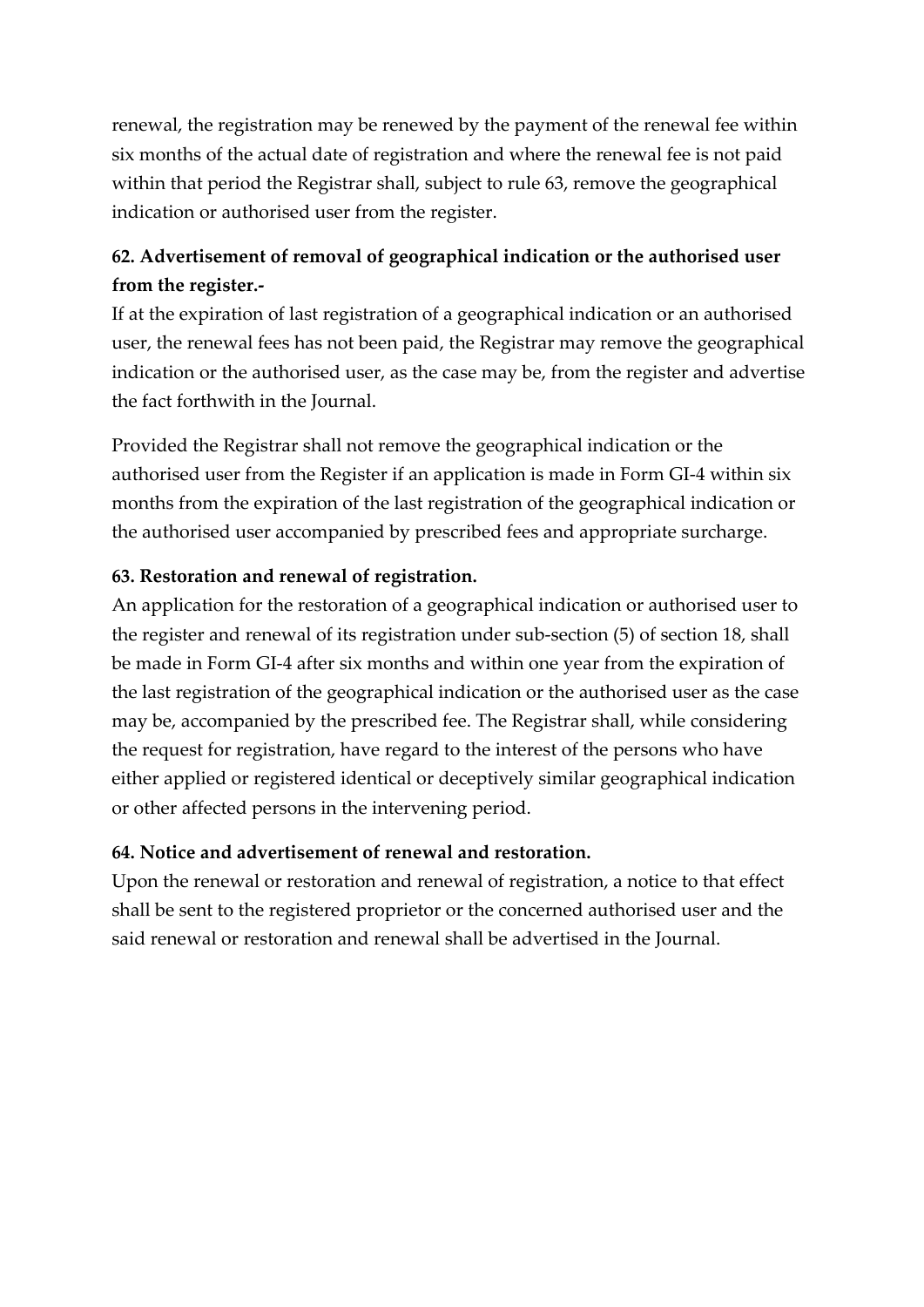renewal, the registration may be renewed by the payment of the renewal fee within six months of the actual date of registration and where the renewal fee is not paid within that period the Registrar shall, subject to rule 63, remove the geographical indication or authorised user from the register.

**62. Advertisement of removal of geographical indication or the authorised user from the register.-**

If at the expiration of last registration of a geographical indication or an authorised user, the renewal fees has not been paid, the Registrar may remove the geographical indication or the authorised user, as the case may be, from the register and advertise the fact forthwith in the Journal.

Provided the Registrar shall not remove the geographical indication or the authorised user from the Register if an application is made in Form GI-4 within six months from the expiration of the last registration of the geographical indication or the authorised user accompanied by prescribed fees and appropriate surcharge.

**63. Restoration and renewal of registration.**

An application for the restoration of a geographical indication or authorised user to the register and renewal of its registration under sub-section (5) of section 18, shall be made in Form GI-4 after six months and within one year from the expiration of the last registration of the geographical indication or the authorised user as the case may be, accompanied by the prescribed fee. The Registrar shall, while considering the request for registration, have regard to the interest of the persons who have either applied or registered identical or deceptively similar geographical indication or other affected persons in the intervening period.

**64. Notice and advertisement of renewal and restoration.**

Upon the renewal or restoration and renewal of registration, a notice to that effect shall be sent to the registered proprietor or the concerned authorised user and the said renewal or restoration and renewal shall be advertised in the Journal.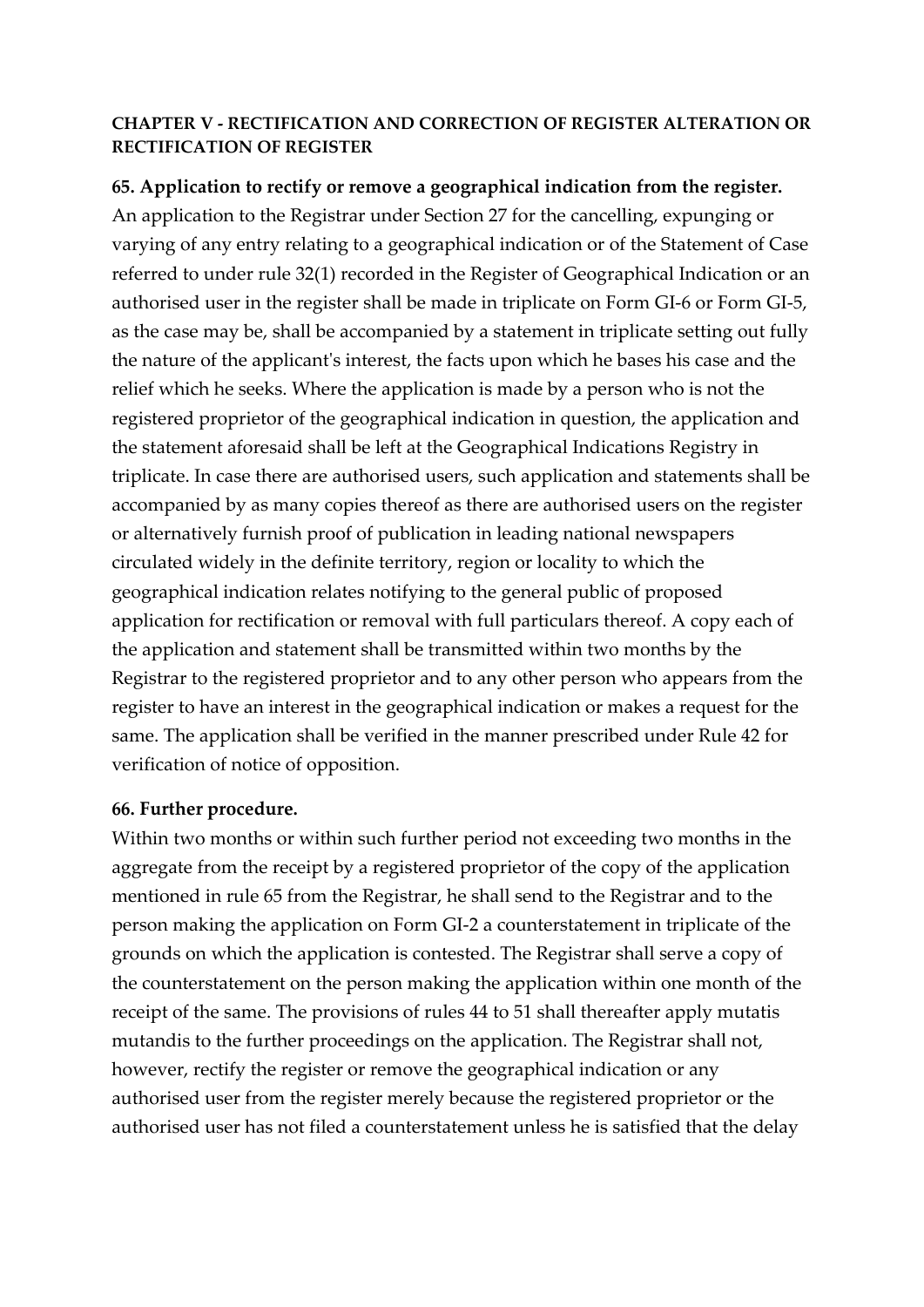**CHAPTER V - RECTIFICATION AND CORRECTION OF REGISTER ALTERATION OR RECTIFICATION OF REGISTER**

**65. Application to rectify or remove a geographical indication from the register.**

An application to the Registrar under Section 27 for the cancelling, expunging or varying of any entry relating to a geographical indication or of the Statement of Case referred to under rule 32(1) recorded in the Register of Geographical Indication or an authorised user in the register shall be made in triplicate on Form GI-6 or Form GI-5, as the case may be, shall be accompanied by a statement in triplicate setting out fully the nature of the applicant's interest, the facts upon which he bases his case and the relief which he seeks. Where the application is made by a person who is not the registered proprietor of the geographical indication in question, the application and the statement aforesaid shall be left at the Geographical Indications Registry in triplicate. In case there are authorised users, such application and statements shall be accompanied by as many copies thereof as there are authorised users on the register or alternatively furnish proof of publication in leading national newspapers circulated widely in the definite territory, region or locality to which the geographical indication relates notifying to the general public of proposed application for rectification or removal with full particulars thereof. A copy each of the application and statement shall be transmitted within two months by the Registrar to the registered proprietor and to any other person who appears from the register to have an interest in the geographical indication or makes a request for the same. The application shall be verified in the manner prescribed under Rule 42 for verification of notice of opposition.

**66. Further procedure.**

Within two months or within such further period not exceeding two months in the aggregate from the receipt by a registered proprietor of the copy of the application mentioned in rule 65 from the Registrar, he shall send to the Registrar and to the person making the application on Form GI-2 a counterstatement in triplicate of the grounds on which the application is contested. The Registrar shall serve a copy of the counterstatement on the person making the application within one month of the receipt of the same. The provisions of rules 44 to 51 shall thereafter apply mutatis mutandis to the further proceedings on the application. The Registrar shall not, however, rectify the register or remove the geographical indication or any authorised user from the register merely because the registered proprietor or the authorised user has not filed a counterstatement unless he is satisfied that the delay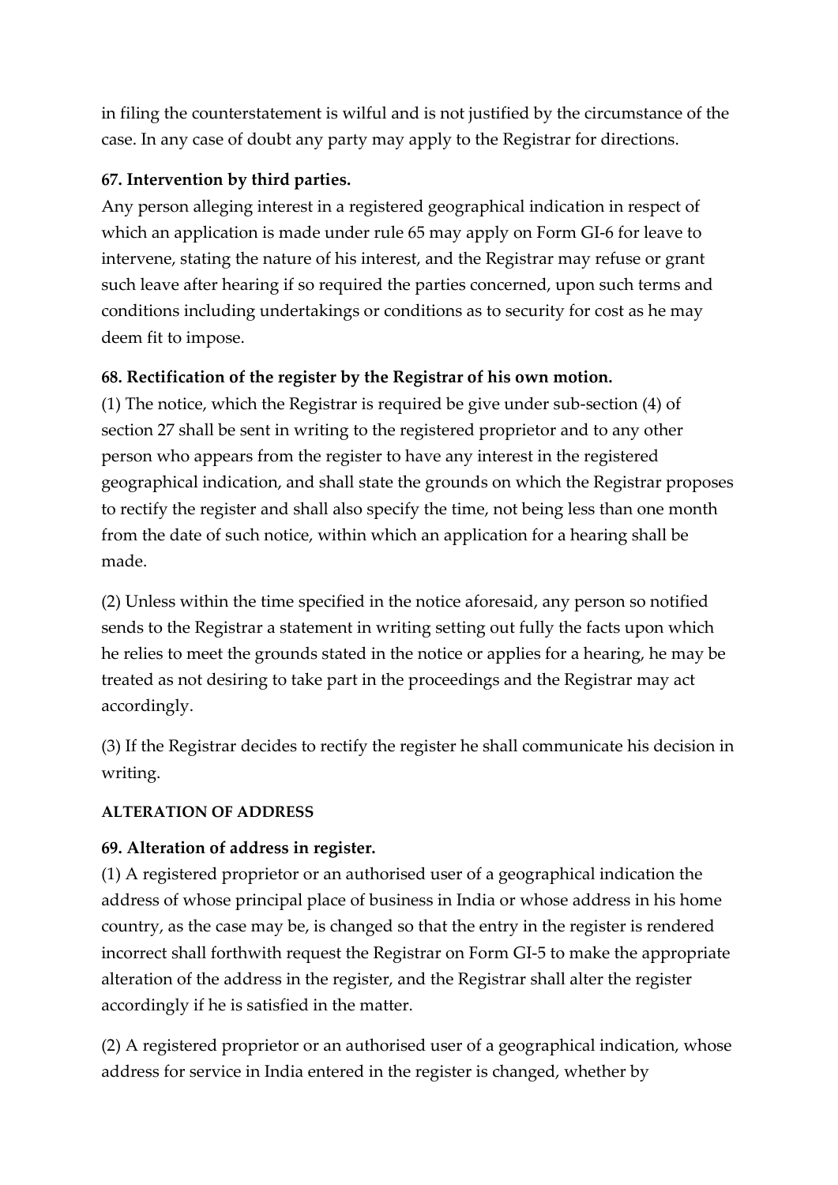in filing the counterstatement is wilful and is not justified by the circumstance of the case. In any case of doubt any party may apply to the Registrar for directions.

**67. Intervention by third parties.**

Any person alleging interest in a registered geographical indication in respect of which an application is made under rule 65 may apply on Form GI-6 for leave to intervene, stating the nature of his interest, and the Registrar may refuse or grant such leave after hearing if so required the parties concerned, upon such terms and conditions including undertakings or conditions as to security for cost as he may deem fit to impose.

**68. Rectification of the register by the Registrar of his own motion.**

(1) The notice, which the Registrar is required be give under sub-section (4) of section 27 shall be sent in writing to the registered proprietor and to any other person who appears from the register to have any interest in the registered geographical indication, and shall state the grounds on which the Registrar proposes to rectify the register and shall also specify the time, not being less than one month from the date of such notice, within which an application for a hearing shall be made.

(2) Unless within the time specified in the notice aforesaid, any person so notified sends to the Registrar a statement in writing setting out fully the facts upon which he relies to meet the grounds stated in the notice or applies for a hearing, he may be treated as not desiring to take part in the proceedings and the Registrar may act accordingly.

(3) If the Registrar decides to rectify the register he shall communicate his decision in writing.

**ALTERATION OF ADDRESS**

**69. Alteration of address in register.**

(1) A registered proprietor or an authorised user of a geographical indication the address of whose principal place of business in India or whose address in his home country, as the case may be, is changed so that the entry in the register is rendered incorrect shall forthwith request the Registrar on Form GI-5 to make the appropriate alteration of the address in the register, and the Registrar shall alter the register accordingly if he is satisfied in the matter.

(2) A registered proprietor or an authorised user of a geographical indication, whose address for service in India entered in the register is changed, whether by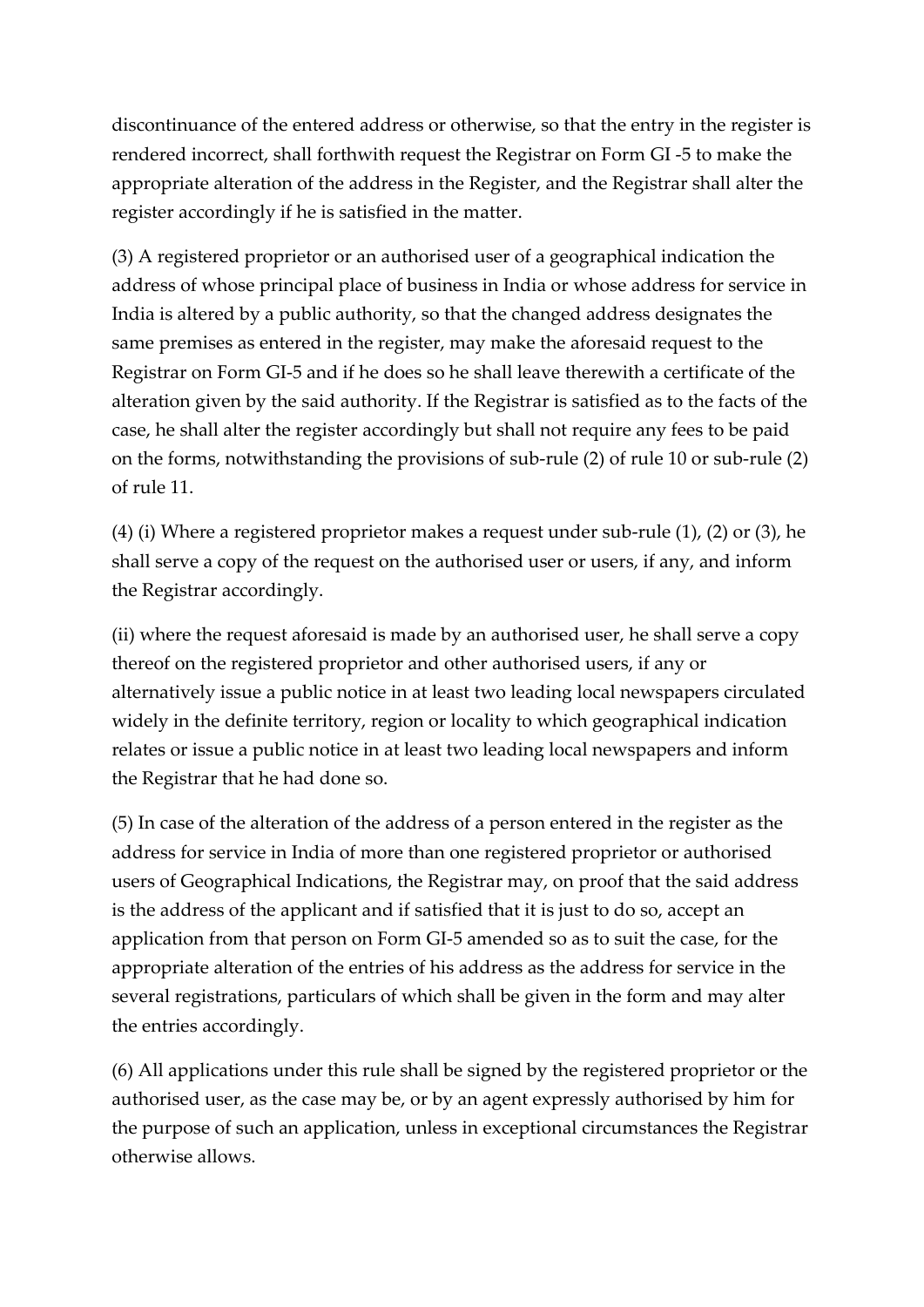discontinuance of the entered address or otherwise, so that the entry in the register is rendered incorrect, shall forthwith request the Registrar on Form GI -5 to make the appropriate alteration of the address in the Register, and the Registrar shall alter the register accordingly if he is satisfied in the matter.

(3) A registered proprietor or an authorised user of a geographical indication the address of whose principal place of business in India or whose address for service in India is altered by a public authority, so that the changed address designates the same premises as entered in the register, may make the aforesaid request to the Registrar on Form GI-5 and if he does so he shall leave therewith a certificate of the alteration given by the said authority. If the Registrar is satisfied as to the facts of the case, he shall alter the register accordingly but shall not require any fees to be paid on the forms, notwithstanding the provisions of sub-rule (2) of rule 10 or sub-rule (2) of rule 11.

(4) (i) Where a registered proprietor makes a request under sub-rule (1), (2) or (3), he shall serve a copy of the request on the authorised user or users, if any, and inform the Registrar accordingly.

(ii) where the request aforesaid is made by an authorised user, he shall serve a copy thereof on the registered proprietor and other authorised users, if any or alternatively issue a public notice in at least two leading local newspapers circulated widely in the definite territory, region or locality to which geographical indication relates or issue a public notice in at least two leading local newspapers and inform the Registrar that he had done so.

(5) In case of the alteration of the address of a person entered in the register as the address for service in India of more than one registered proprietor or authorised users of Geographical Indications, the Registrar may, on proof that the said address is the address of the applicant and if satisfied that it is just to do so, accept an application from that person on Form GI-5 amended so as to suit the case, for the appropriate alteration of the entries of his address as the address for service in the several registrations, particulars of which shall be given in the form and may alter the entries accordingly.

(6) All applications under this rule shall be signed by the registered proprietor or the authorised user, as the case may be, or by an agent expressly authorised by him for the purpose of such an application, unless in exceptional circumstances the Registrar otherwise allows.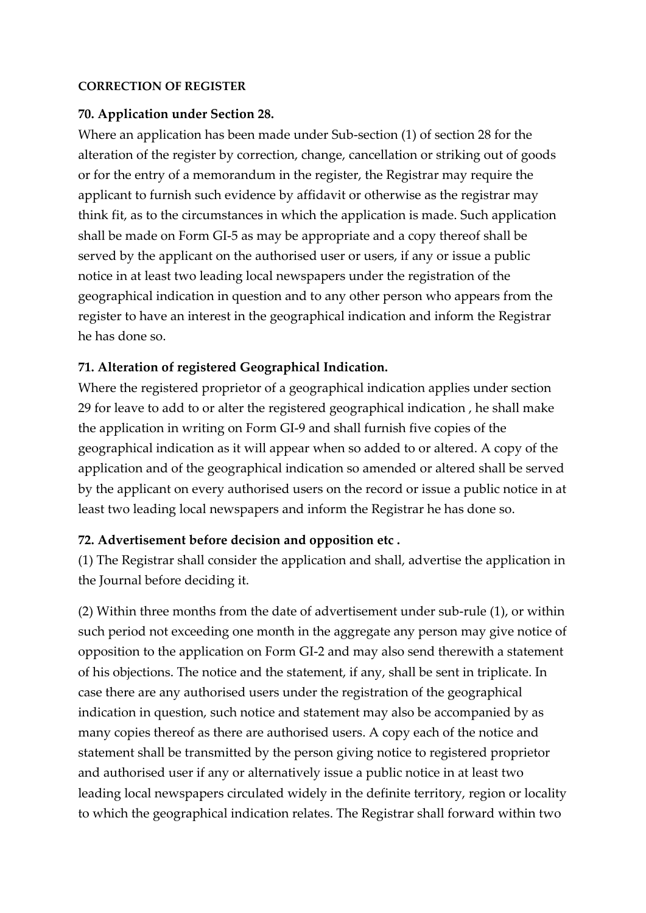**CORRECTION OF REGISTER**

**70. Application under Section 28.**

Where an application has been made under Sub-section (1) of section 28 for the alteration of the register by correction, change, cancellation or striking out of goods or for the entry of a memorandum in the register, the Registrar may require the applicant to furnish such evidence by affidavit or otherwise as the registrar may think fit, as to the circumstances in which the application is made. Such application shall be made on Form GI-5 as may be appropriate and a copy thereof shall be served by the applicant on the authorised user or users, if any or issue a public notice in at least two leading local newspapers under the registration of the geographical indication in question and to any other person who appears from the register to have an interest in the geographical indication and inform the Registrar he has done so.

**71. Alteration of registered Geographical Indication.**

Where the registered proprietor of a geographical indication applies under section 29 for leave to add to or alter the registered geographical indication , he shall make the application in writing on Form GI-9 and shall furnish five copies of the geographical indication as it will appear when so added to or altered. A copy of the application and of the geographical indication so amended or altered shall be served by the applicant on every authorised users on the record or issue a public notice in at least two leading local newspapers and inform the Registrar he has done so.

**72. Advertisement before decision and opposition etc .**

(1) The Registrar shall consider the application and shall, advertise the application in the Journal before deciding it.

(2) Within three months from the date of advertisement under sub-rule (1), or within such period not exceeding one month in the aggregate any person may give notice of opposition to the application on Form GI-2 and may also send therewith a statement of his objections. The notice and the statement, if any, shall be sent in triplicate. In case there are any authorised users under the registration of the geographical indication in question, such notice and statement may also be accompanied by as many copies thereof as there are authorised users. A copy each of the notice and statement shall be transmitted by the person giving notice to registered proprietor and authorised user if any or alternatively issue a public notice in at least two leading local newspapers circulated widely in the definite territory, region or locality to which the geographical indication relates. The Registrar shall forward within two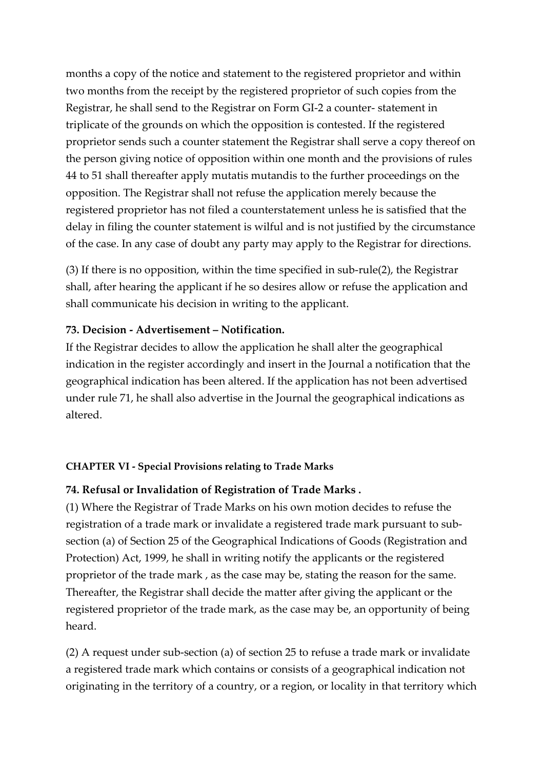months a copy of the notice and statement to the registered proprietor and within two months from the receipt by the registered proprietor of such copies from the Registrar, he shall send to the Registrar on Form GI-2 a counter- statement in triplicate of the grounds on which the opposition is contested. If the registered proprietor sends such a counter statement the Registrar shall serve a copy thereof on the person giving notice of opposition within one month and the provisions of rules 44 to 51 shall thereafter apply mutatis mutandis to the further proceedings on the opposition. The Registrar shall not refuse the application merely because the registered proprietor has not filed a counterstatement unless he is satisfied that the delay in filing the counter statement is wilful and is not justified by the circumstance of the case. In any case of doubt any party may apply to the Registrar for directions.

(3) If there is no opposition, within the time specified in sub-rule(2), the Registrar shall, after hearing the applicant if he so desires allow or refuse the application and shall communicate his decision in writing to the applicant.

**73. Decision - Advertisement – Notification.**

If the Registrar decides to allow the application he shall alter the geographical indication in the register accordingly and insert in the Journal a notification that the geographical indication has been altered. If the application has not been advertised under rule 71, he shall also advertise in the Journal the geographical indications as altered.

**CHAPTER VI - Special Provisions relating to Trade Marks**

**74. Refusal or Invalidation of Registration of Trade Marks .**

(1) Where the Registrar of Trade Marks on his own motion decides to refuse the registration of a trade mark or invalidate a registered trade mark pursuant to sub-section (a) of Section 25 of the Geographical Indications of Goods (Registration and Protection) Act, 1999, he shall in writing notify the applicants or the registered proprietor of the trade mark , as the case may be, stating the reason for the same. Thereafter, the Registrar shall decide the matter after giving the applicant or the registered proprietor of the trade mark, as the case may be, an opportunity of being heard.

(2) A request under sub-section (a) of section 25 to refuse a trade mark or invalidate a registered trade mark which contains or consists of a geographical indication not originating in the territory of a country, or a region, or locality in that territory which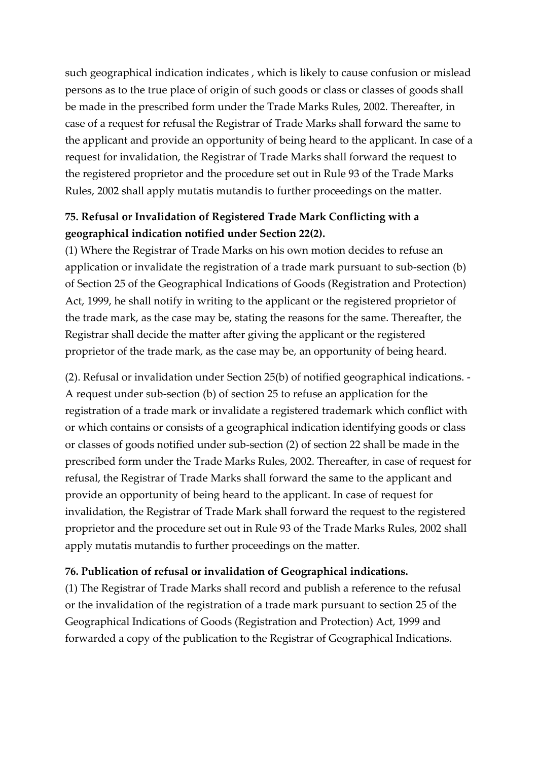such geographical indication indicates , which is likely to cause confusion or mislead persons as to the true place of origin of such goods or class or classes of goods shall be made in the prescribed form under the Trade Marks Rules, 2002. Thereafter, in case of a request for refusal the Registrar of Trade Marks shall forward the same to the applicant and provide an opportunity of being heard to the applicant. In case of a request for invalidation, the Registrar of Trade Marks shall forward the request to the registered proprietor and the procedure set out in Rule 93 of the Trade Marks Rules, 2002 shall apply mutatis mutandis to further proceedings on the matter.

**75. Refusal or Invalidation of Registered Trade Mark Conflicting with a geographical indication notified under Section 22(2).**

(1) Where the Registrar of Trade Marks on his own motion decides to refuse an application or invalidate the registration of a trade mark pursuant to sub-section (b) of Section 25 of the Geographical Indications of Goods (Registration and Protection) Act, 1999, he shall notify in writing to the applicant or the registered proprietor of the trade mark, as the case may be, stating the reasons for the same. Thereafter, the Registrar shall decide the matter after giving the applicant or the registered proprietor of the trade mark, as the case may be, an opportunity of being heard.

(2). Refusal or invalidation under Section 25(b) of notified geographical indications. - A request under sub-section (b) of section 25 to refuse an application for the registration of a trade mark or invalidate a registered trademark which conflict with or which contains or consists of a geographical indication identifying goods or class or classes of goods notified under sub-section (2) of section 22 shall be made in the prescribed form under the Trade Marks Rules, 2002. Thereafter, in case of request for refusal, the Registrar of Trade Marks shall forward the same to the applicant and provide an opportunity of being heard to the applicant. In case of request for invalidation, the Registrar of Trade Mark shall forward the request to the registered proprietor and the procedure set out in Rule 93 of the Trade Marks Rules, 2002 shall apply mutatis mutandis to further proceedings on the matter.

**76. Publication of refusal or invalidation of Geographical indications.**

(1) The Registrar of Trade Marks shall record and publish a reference to the refusal or the invalidation of the registration of a trade mark pursuant to section 25 of the Geographical Indications of Goods (Registration and Protection) Act, 1999 and forwarded a copy of the publication to the Registrar of Geographical Indications.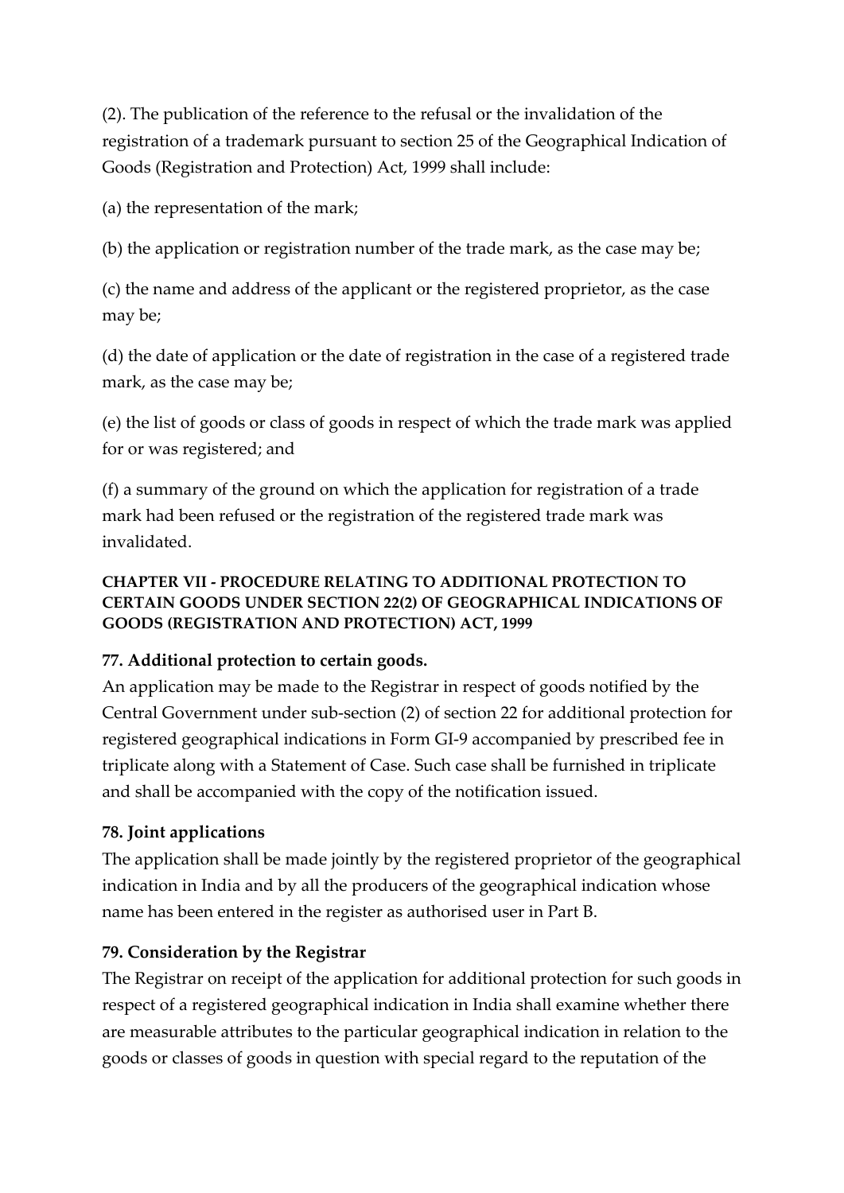(2). The publication of the reference to the refusal or the invalidation of the registration of a trademark pursuant to section 25 of the Geographical Indication of Goods (Registration and Protection) Act, 1999 shall include:

(a) the representation of the mark;

(b) the application or registration number of the trade mark, as the case may be;

(c) the name and address of the applicant or the registered proprietor, as the case may be;

(d) the date of application or the date of registration in the case of a registered trade mark, as the case may be;

(e) the list of goods or class of goods in respect of which the trade mark was applied for or was registered; and

(f) a summary of the ground on which the application for registration of a trade mark had been refused or the registration of the registered trade mark was invalidated.

## CHAPTER VII - PROCEDURE RELATING TO ADDITIONAL PROTECTION TO CERTAIN GOODS UNDER SECTION 22(2) OF GEOGRAPHICAL INDICATIONS OF GOODS (REGISTRATION AND PROTECTION) ACT, 1999

### 77. Additional protection to certain goods.

An application may be made to the Registrar in respect of goods notified by the Central Government under sub-section (2) of section 22 for additional protection for registered geographical indications in Form GI-9 accompanied by prescribed fee in triplicate along with a Statement of Case. Such case shall be furnished in triplicate and shall be accompanied with the copy of the notification issued.

### 78. Joint applications

The application shall be made jointly by the registered proprietor of the geographical indication in India and by all the producers of the geographical indication whose name has been entered in the register as authorised user in Part B.

### 79. Consideration by the Registrar

The Registrar on receipt of the application for additional protection for such goods in respect of a registered geographical indication in India shall examine whether there are measurable attributes to the particular geographical indication in relation to the goods or classes of goods in question with special regard to the reputation of the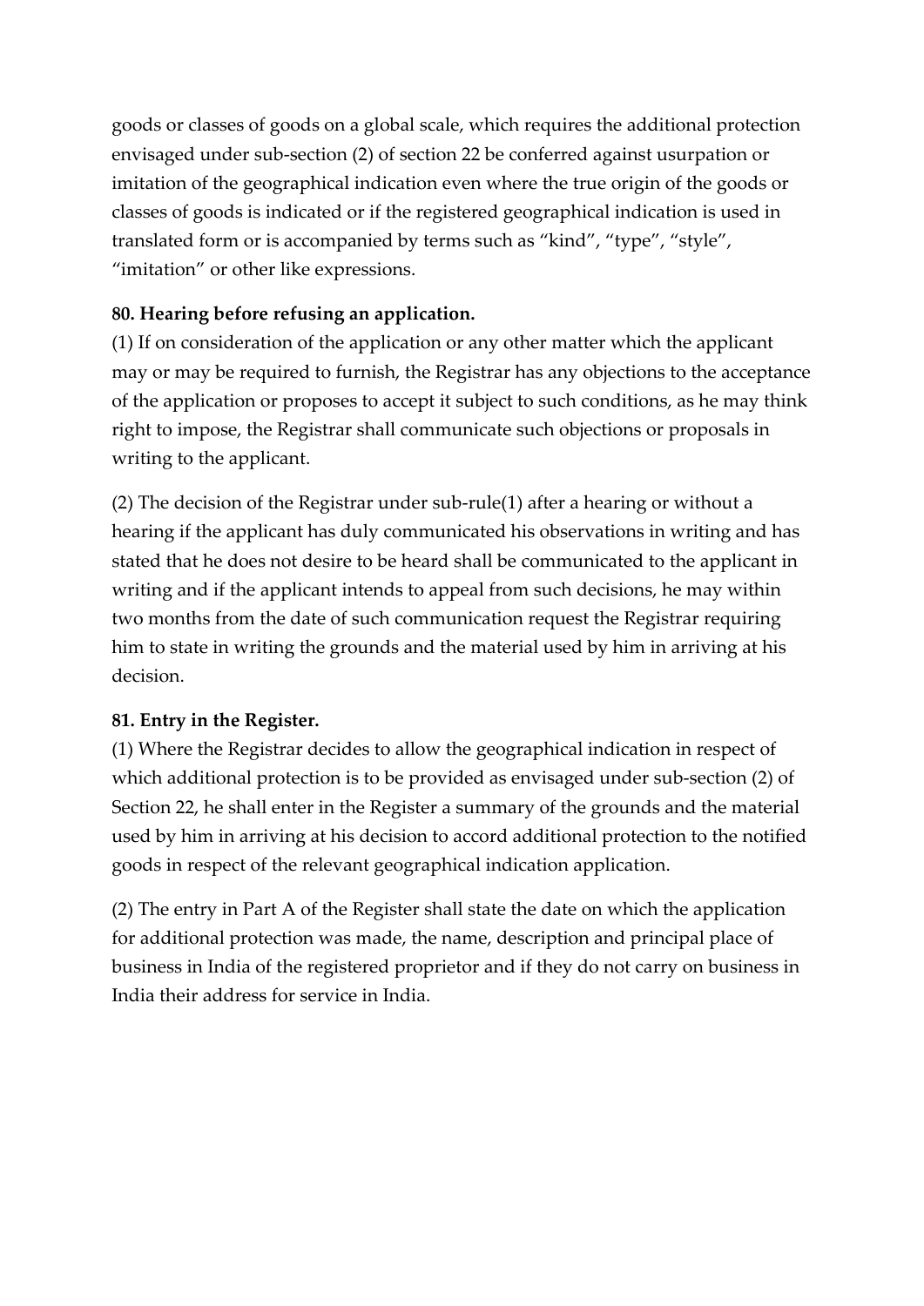goods or classes of goods on a global scale, which requires the additional protection envisaged under sub-section (2) of section 22 be conferred against usurpation or imitation of the geographical indication even where the true origin of the goods or classes of goods is indicated or if the registered geographical indication is used in translated form or is accompanied by terms such as “kind”, “type”, “style”, “imitation” or other like expressions.

**80. Hearing before refusing an application.**

(1) If on consideration of the application or any other matter which the applicant may or may be required to furnish, the Registrar has any objections to the acceptance of the application or proposes to accept it subject to such conditions, as he may think right to impose, the Registrar shall communicate such objections or proposals in writing to the applicant.

(2) The decision of the Registrar under sub-rule(1) after a hearing or without a hearing if the applicant has duly communicated his observations in writing and has stated that he does not desire to be heard shall be communicated to the applicant in writing and if the applicant intends to appeal from such decisions, he may within two months from the date of such communication request the Registrar requiring him to state in writing the grounds and the material used by him in arriving at his decision.

**81. Entry in the Register.**

(1) Where the Registrar decides to allow the geographical indication in respect of which additional protection is to be provided as envisaged under sub-section (2) of Section 22, he shall enter in the Register a summary of the grounds and the material used by him in arriving at his decision to accord additional protection to the notified goods in respect of the relevant geographical indication application.

(2) The entry in Part A of the Register shall state the date on which the application for additional protection was made, the name, description and principal place of business in India of the registered proprietor and if they do not carry on business in India their address for service in India.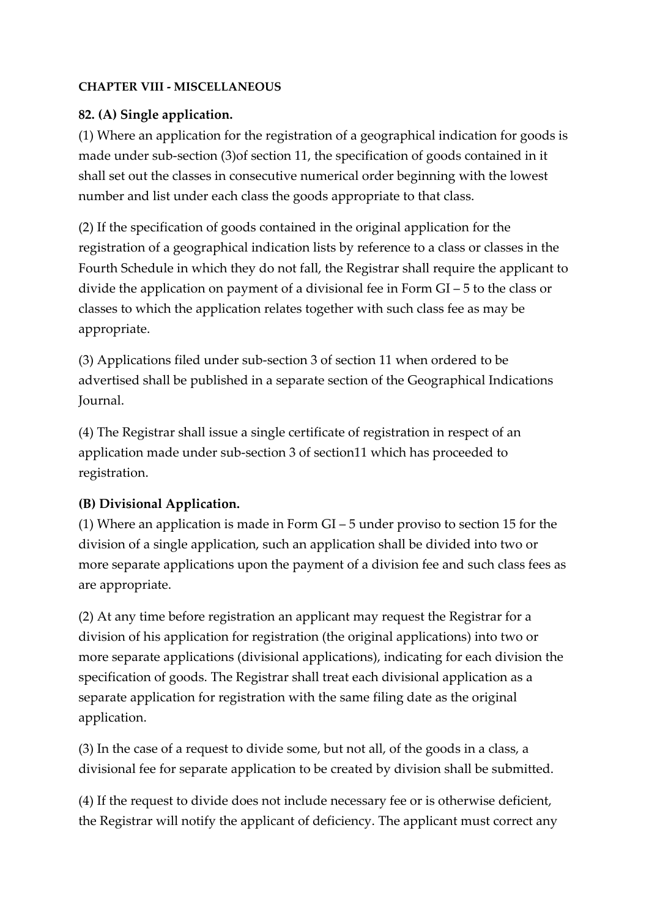**CHAPTER VIII - MISCELLANEOUS**

**82. (A) Single application.**

(1) Where an application for the registration of a geographical indication for goods is made under sub-section (3)of section 11, the specification of goods contained in it shall set out the classes in consecutive numerical order beginning with the lowest number and list under each class the goods appropriate to that class.

(2) If the specification of goods contained in the original application for the registration of a geographical indication lists by reference to a class or classes in the Fourth Schedule in which they do not fall, the Registrar shall require the applicant to divide the application on payment of a divisional fee in Form GI – 5 to the class or classes to which the application relates together with such class fee as may be appropriate.

(3) Applications filed under sub-section 3 of section 11 when ordered to be advertised shall be published in a separate section of the Geographical Indications Journal.

(4) The Registrar shall issue a single certificate of registration in respect of an application made under sub-section 3 of section11 which has proceeded to registration.

**(B) Divisional Application.**

(1) Where an application is made in Form GI – 5 under proviso to section 15 for the division of a single application, such an application shall be divided into two or more separate applications upon the payment of a division fee and such class fees as are appropriate.

(2) At any time before registration an applicant may request the Registrar for a division of his application for registration (the original applications) into two or more separate applications (divisional applications), indicating for each division the specification of goods. The Registrar shall treat each divisional application as a separate application for registration with the same filing date as the original application.

(3) In the case of a request to divide some, but not all, of the goods in a class, a divisional fee for separate application to be created by division shall be submitted.

(4) If the request to divide does not include necessary fee or is otherwise deficient, the Registrar will notify the applicant of deficiency. The applicant must correct any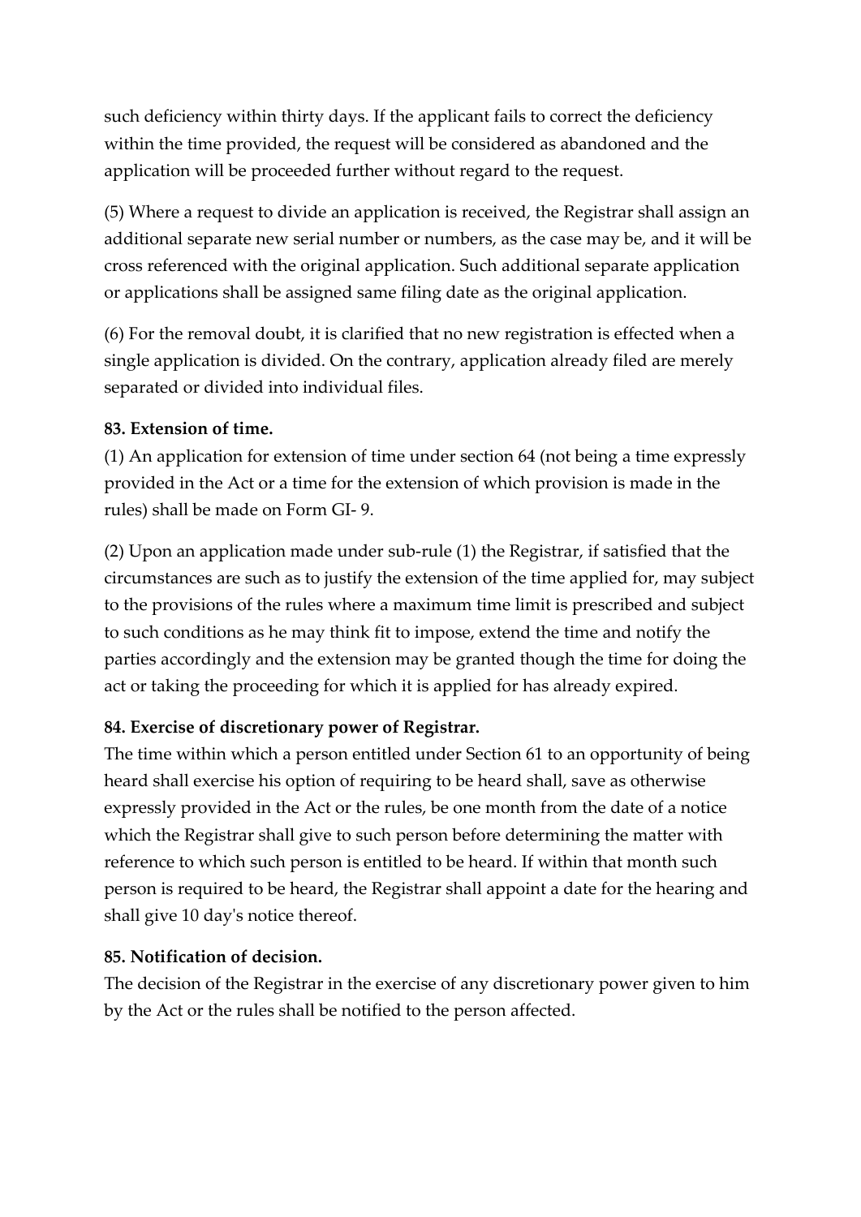such deficiency within thirty days. If the applicant fails to correct the deficiency within the time provided, the request will be considered as abandoned and the application will be proceeded further without regard to the request.

(5) Where a request to divide an application is received, the Registrar shall assign an additional separate new serial number or numbers, as the case may be, and it will be cross referenced with the original application. Such additional separate application or applications shall be assigned same filing date as the original application.

(6) For the removal doubt, it is clarified that no new registration is effected when a single application is divided. On the contrary, application already filed are merely separated or divided into individual files.

**83. Extension of time.**

(1) An application for extension of time under section 64 (not being a time expressly provided in the Act or a time for the extension of which provision is made in the rules) shall be made on Form GI- 9.

(2) Upon an application made under sub-rule (1) the Registrar, if satisfied that the circumstances are such as to justify the extension of the time applied for, may subject to the provisions of the rules where a maximum time limit is prescribed and subject to such conditions as he may think fit to impose, extend the time and notify the parties accordingly and the extension may be granted though the time for doing the act or taking the proceeding for which it is applied for has already expired.

**84. Exercise of discretionary power of Registrar.**

The time within which a person entitled under Section 61 to an opportunity of being heard shall exercise his option of requiring to be heard shall, save as otherwise expressly provided in the Act or the rules, be one month from the date of a notice which the Registrar shall give to such person before determining the matter with reference to which such person is entitled to be heard. If within that month such person is required to be heard, the Registrar shall appoint a date for the hearing and shall give 10 day's notice thereof.

**85. Notification of decision.**

The decision of the Registrar in the exercise of any discretionary power given to him by the Act or the rules shall be notified to the person affected.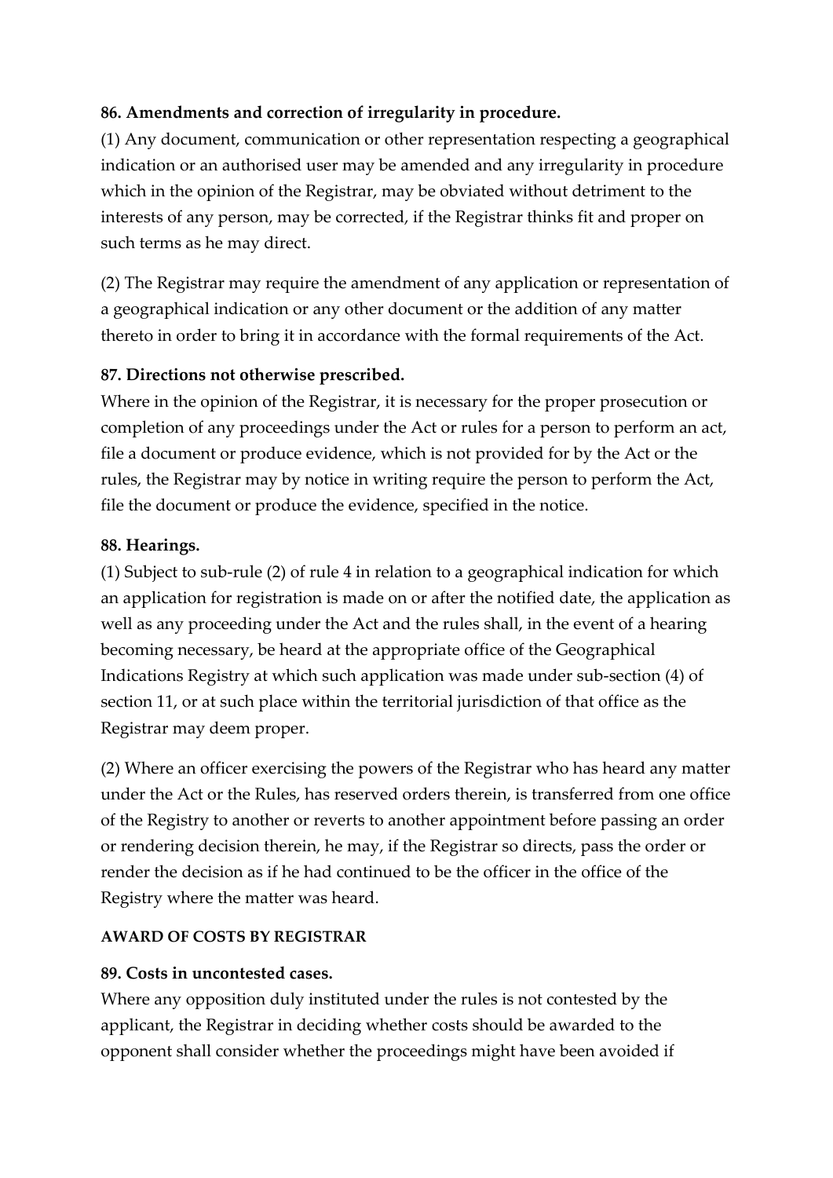**86. Amendments and correction of irregularity in procedure.**

(1) Any document, communication or other representation respecting a geographical indication or an authorised user may be amended and any irregularity in procedure which in the opinion of the Registrar, may be obviated without detriment to the interests of any person, may be corrected, if the Registrar thinks fit and proper on such terms as he may direct.

(2) The Registrar may require the amendment of any application or representation of a geographical indication or any other document or the addition of any matter thereto in order to bring it in accordance with the formal requirements of the Act.

**87. Directions not otherwise prescribed.**

Where in the opinion of the Registrar, it is necessary for the proper prosecution or completion of any proceedings under the Act or rules for a person to perform an act, file a document or produce evidence, which is not provided for by the Act or the rules, the Registrar may by notice in writing require the person to perform the Act, file the document or produce the evidence, specified in the notice.

**88. Hearings.**

(1) Subject to sub-rule (2) of rule 4 in relation to a geographical indication for which an application for registration is made on or after the notified date, the application as well as any proceeding under the Act and the rules shall, in the event of a hearing becoming necessary, be heard at the appropriate office of the Geographical Indications Registry at which such application was made under sub-section (4) of section 11, or at such place within the territorial jurisdiction of that office as the Registrar may deem proper.

(2) Where an officer exercising the powers of the Registrar who has heard any matter under the Act or the Rules, has reserved orders therein, is transferred from one office of the Registry to another or reverts to another appointment before passing an order or rendering decision therein, he may, if the Registrar so directs, pass the order or render the decision as if he had continued to be the officer in the office of the Registry where the matter was heard.

**AWARD OF COSTS BY REGISTRAR**

**89. Costs in uncontested cases.**

Where any opposition duly instituted under the rules is not contested by the applicant, the Registrar in deciding whether costs should be awarded to the opponent shall consider whether the proceedings might have been avoided if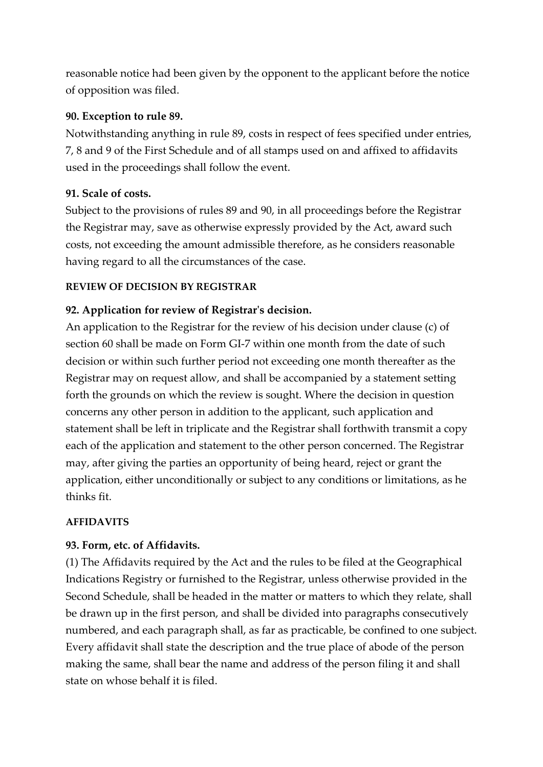reasonable notice had been given by the opponent to the applicant before the notice of opposition was filed.

**90. Exception to rule 89.**

Notwithstanding anything in rule 89, costs in respect of fees specified under entries, 7, 8 and 9 of the First Schedule and of all stamps used on and affixed to affidavits used in the proceedings shall follow the event.

**91. Scale of costs.**

Subject to the provisions of rules 89 and 90, in all proceedings before the Registrar the Registrar may, save as otherwise expressly provided by the Act, award such costs, not exceeding the amount admissible therefore, as he considers reasonable having regard to all the circumstances of the case.

**REVIEW OF DECISION BY REGISTRAR**

**92. Application for review of Registrar's decision.**

An application to the Registrar for the review of his decision under clause (c) of section 60 shall be made on Form GI-7 within one month from the date of such decision or within such further period not exceeding one month thereafter as the Registrar may on request allow, and shall be accompanied by a statement setting forth the grounds on which the review is sought. Where the decision in question concerns any other person in addition to the applicant, such application and statement shall be left in triplicate and the Registrar shall forthwith transmit a copy each of the application and statement to the other person concerned. The Registrar may, after giving the parties an opportunity of being heard, reject or grant the application, either unconditionally or subject to any conditions or limitations, as he thinks fit.

**AFFIDAVITS**

**93. Form, etc. of Affidavits.**

(1) The Affidavits required by the Act and the rules to be filed at the Geographical Indications Registry or furnished to the Registrar, unless otherwise provided in the Second Schedule, shall be headed in the matter or matters to which they relate, shall be drawn up in the first person, and shall be divided into paragraphs consecutively numbered, and each paragraph shall, as far as practicable, be confined to one subject. Every affidavit shall state the description and the true place of abode of the person making the same, shall bear the name and address of the person filing it and shall state on whose behalf it is filed.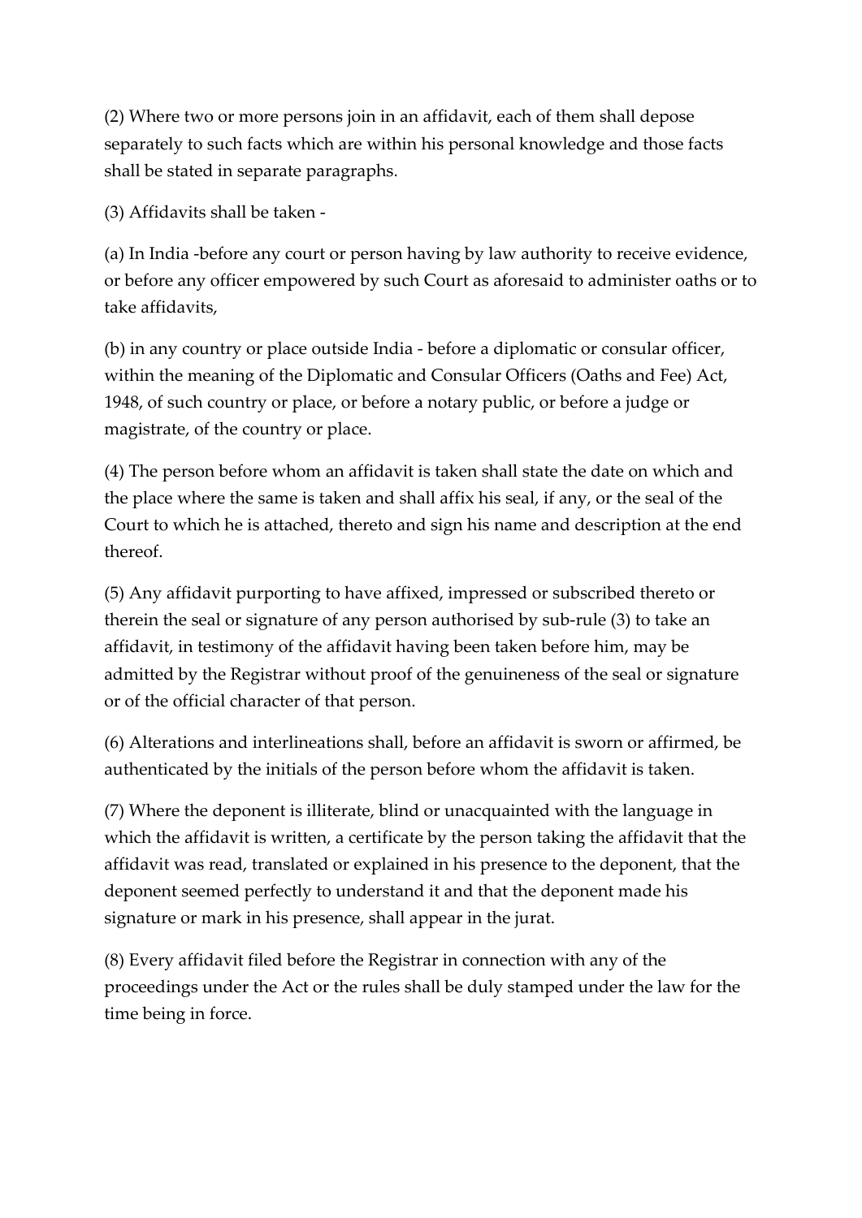(2) Where two or more persons join in an affidavit, each of them shall depose separately to such facts which are within his personal knowledge and those facts shall be stated in separate paragraphs.

(3) Affidavits shall be taken -

(a) In India -before any court or person having by law authority to receive evidence, or before any officer empowered by such Court as aforesaid to administer oaths or to take affidavits,

(b) in any country or place outside India - before a diplomatic or consular officer, within the meaning of the Diplomatic and Consular Officers (Oaths and Fee) Act, 1948, of such country or place, or before a notary public, or before a judge or magistrate, of the country or place.

(4) The person before whom an affidavit is taken shall state the date on which and the place where the same is taken and shall affix his seal, if any, or the seal of the Court to which he is attached, thereto and sign his name and description at the end thereof.

(5) Any affidavit purporting to have affixed, impressed or subscribed thereto or therein the seal or signature of any person authorised by sub-rule (3) to take an affidavit, in testimony of the affidavit having been taken before him, may be admitted by the Registrar without proof of the genuineness of the seal or signature or of the official character of that person.

(6) Alterations and interlineations shall, before an affidavit is sworn or affirmed, be authenticated by the initials of the person before whom the affidavit is taken.

(7) Where the deponent is illiterate, blind or unacquainted with the language in which the affidavit is written, a certificate by the person taking the affidavit that the affidavit was read, translated or explained in his presence to the deponent, that the deponent seemed perfectly to understand it and that the deponent made his signature or mark in his presence, shall appear in the jurat.

(8) Every affidavit filed before the Registrar in connection with any of the proceedings under the Act or the rules shall be duly stamped under the law for the time being in force.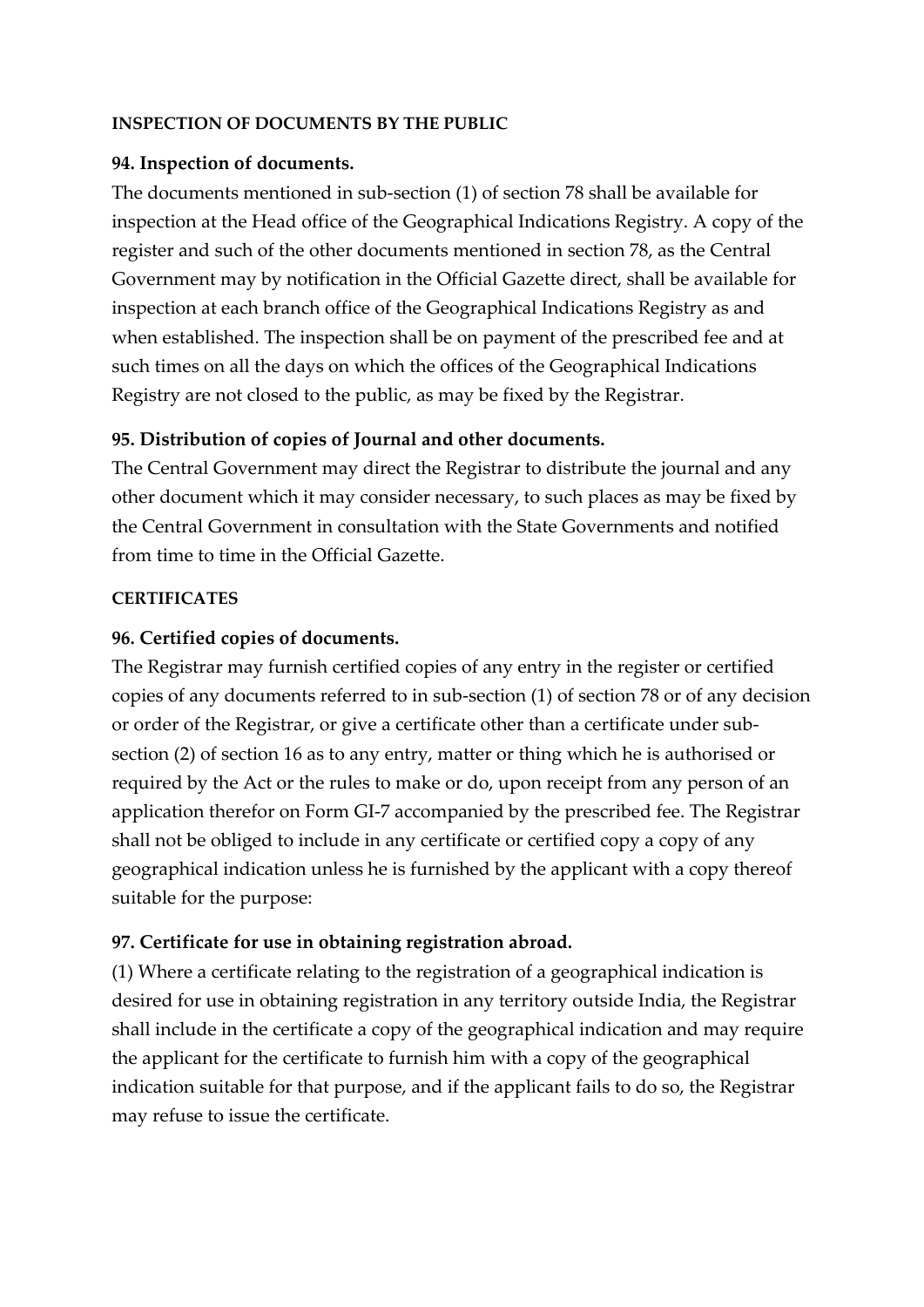**INSPECTION OF DOCUMENTS BY THE PUBLIC**

**94. Inspection of documents.**

The documents mentioned in sub-section (1) of section 78 shall be available for inspection at the Head office of the Geographical Indications Registry. A copy of the register and such of the other documents mentioned in section 78, as the Central Government may by notification in the Official Gazette direct, shall be available for inspection at each branch office of the Geographical Indications Registry as and when established. The inspection shall be on payment of the prescribed fee and at such times on all the days on which the offices of the Geographical Indications Registry are not closed to the public, as may be fixed by the Registrar.

**95. Distribution of copies of Journal and other documents.**

The Central Government may direct the Registrar to distribute the journal and any other document which it may consider necessary, to such places as may be fixed by the Central Government in consultation with the State Governments and notified from time to time in the Official Gazette.

**CERTIFICATES**

**96. Certified copies of documents.**

The Registrar may furnish certified copies of any entry in the register or certified copies of any documents referred to in sub-section (1) of section 78 or of any decision or order of the Registrar, or give a certificate other than a certificate under sub-section (2) of section 16 as to any entry, matter or thing which he is authorised or required by the Act or the rules to make or do, upon receipt from any person of an application therefor on Form GI-7 accompanied by the prescribed fee. The Registrar shall not be obliged to include in any certificate or certified copy a copy of any geographical indication unless he is furnished by the applicant with a copy thereof suitable for the purpose:

**97. Certificate for use in obtaining registration abroad.**

(1) Where a certificate relating to the registration of a geographical indication is desired for use in obtaining registration in any territory outside India, the Registrar shall include in the certificate a copy of the geographical indication and may require the applicant for the certificate to furnish him with a copy of the geographical indication suitable for that purpose, and if the applicant fails to do so, the Registrar may refuse to issue the certificate.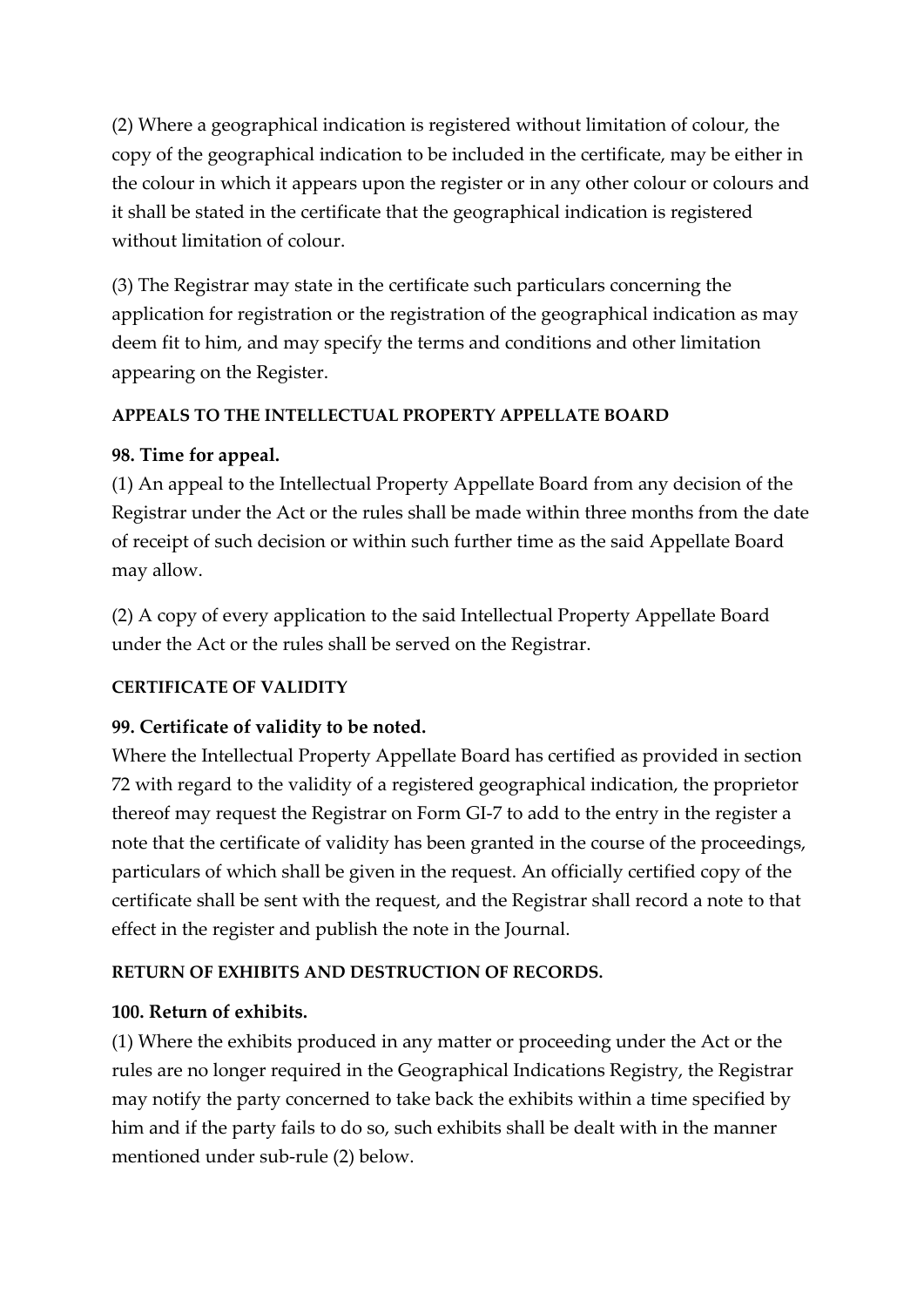(2) Where a geographical indication is registered without limitation of colour, the copy of the geographical indication to be included in the certificate, may be either in the colour in which it appears upon the register or in any other colour or colours and it shall be stated in the certificate that the geographical indication is registered without limitation of colour.

(3) The Registrar may state in the certificate such particulars concerning the application for registration or the registration of the geographical indication as may deem fit to him, and may specify the terms and conditions and other limitation appearing on the Register.

**APPEALS TO THE INTELLECTUAL PROPERTY APPELLATE BOARD**

**98. Time for appeal.**

(1) An appeal to the Intellectual Property Appellate Board from any decision of the Registrar under the Act or the rules shall be made within three months from the date of receipt of such decision or within such further time as the said Appellate Board may allow.

(2) A copy of every application to the said Intellectual Property Appellate Board under the Act or the rules shall be served on the Registrar.

**CERTIFICATE OF VALIDITY**

**99. Certificate of validity to be noted.**

Where the Intellectual Property Appellate Board has certified as provided in section 72 with regard to the validity of a registered geographical indication, the proprietor thereof may request the Registrar on Form GI-7 to add to the entry in the register a note that the certificate of validity has been granted in the course of the proceedings, particulars of which shall be given in the request. An officially certified copy of the certificate shall be sent with the request, and the Registrar shall record a note to that effect in the register and publish the note in the Journal.

**RETURN OF EXHIBITS AND DESTRUCTION OF RECORDS.**

**100. Return of exhibits.**

(1) Where the exhibits produced in any matter or proceeding under the Act or the rules are no longer required in the Geographical Indications Registry, the Registrar may notify the party concerned to take back the exhibits within a time specified by him and if the party fails to do so, such exhibits shall be dealt with in the manner mentioned under sub-rule (2) below.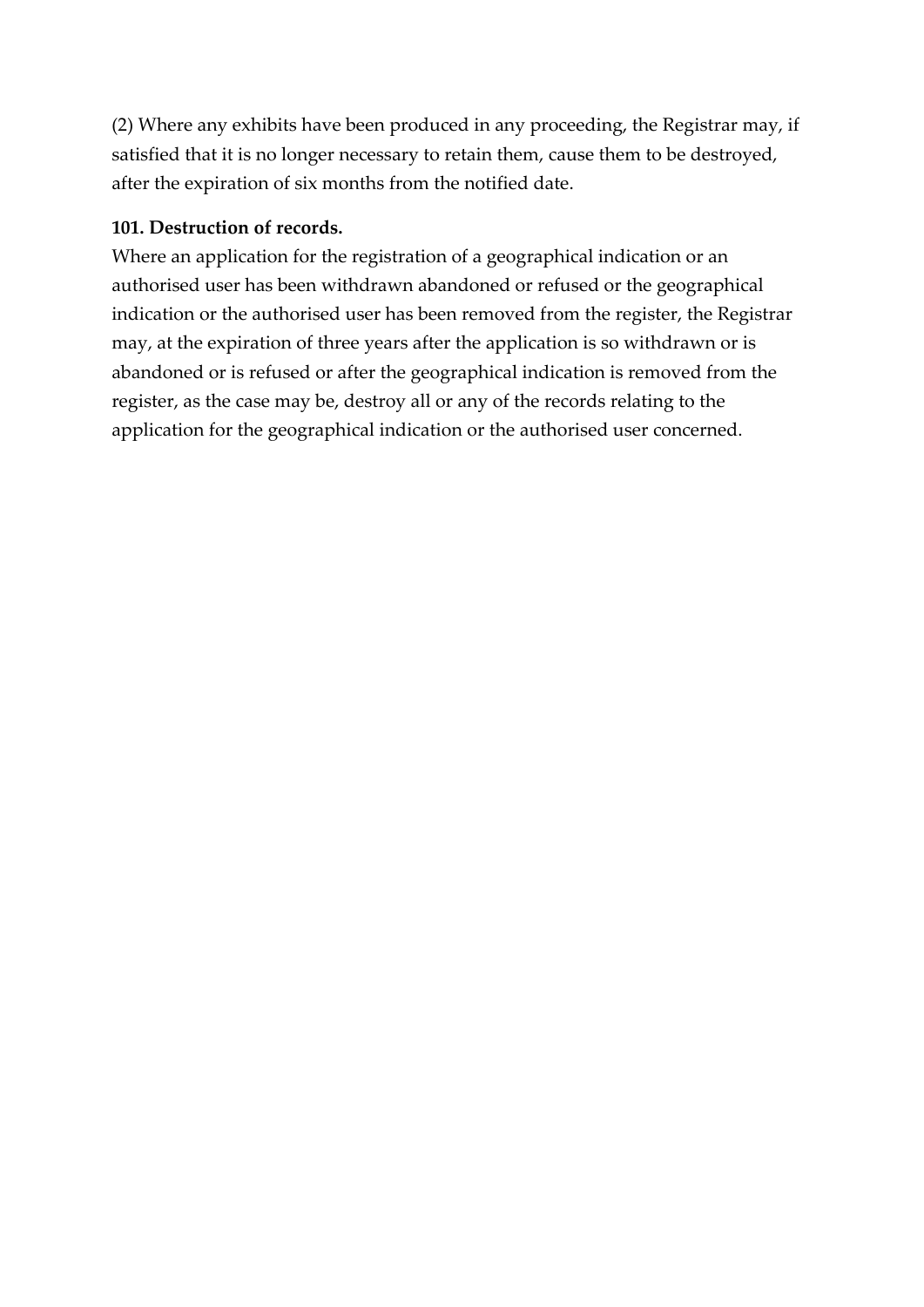(2) Where any exhibits have been produced in any proceeding, the Registrar may, if satisfied that it is no longer necessary to retain them, cause them to be destroyed, after the expiration of six months from the notified date.

**101. Destruction of records.**

Where an application for the registration of a geographical indication or an authorised user has been withdrawn abandoned or refused or the geographical indication or the authorised user has been removed from the register, the Registrar may, at the expiration of three years after the application is so withdrawn or is abandoned or is refused or after the geographical indication is removed from the register, as the case may be, destroy all or any of the records relating to the application for the geographical indication or the authorised user concerned.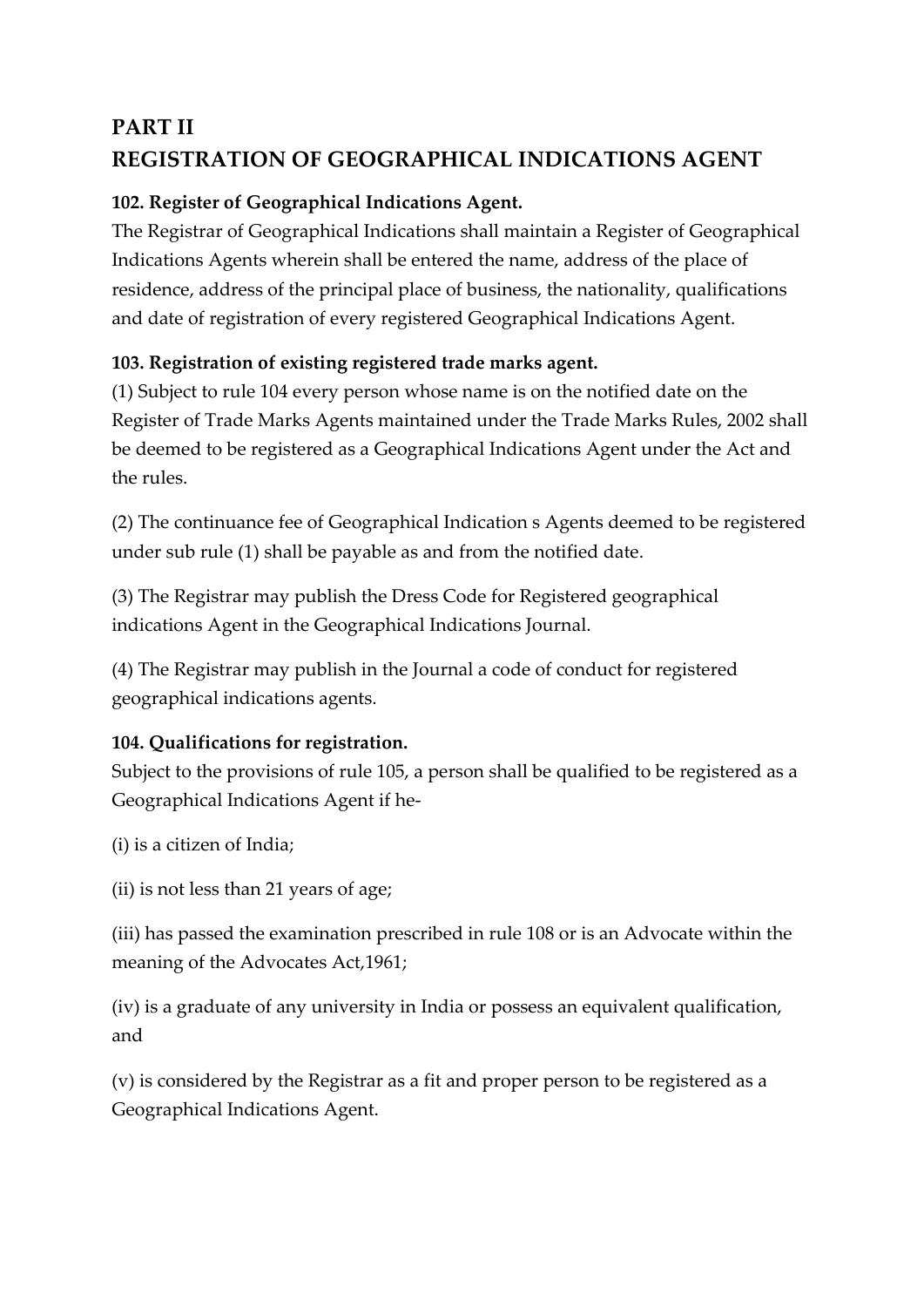## PART II
## REGISTRATION OF GEOGRAPHICAL INDICATIONS AGENT

**102. Register of Geographical Indications Agent.**

The Registrar of Geographical Indications shall maintain a Register of Geographical Indications Agents wherein shall be entered the name, address of the place of residence, address of the principal place of business, the nationality, qualifications and date of registration of every registered Geographical Indications Agent.

**103. Registration of existing registered trade marks agent.**

(1) Subject to rule 104 every person whose name is on the notified date on the Register of Trade Marks Agents maintained under the Trade Marks Rules, 2002 shall be deemed to be registered as a Geographical Indications Agent under the Act and the rules.

(2) The continuance fee of Geographical Indication s Agents deemed to be registered under sub rule (1) shall be payable as and from the notified date.

(3) The Registrar may publish the Dress Code for Registered geographical indications Agent in the Geographical Indications Journal.

(4) The Registrar may publish in the Journal a code of conduct for registered geographical indications agents.

**104. Qualifications for registration.**

Subject to the provisions of rule 105, a person shall be qualified to be registered as a Geographical Indications Agent if he-

(i) is a citizen of India;

(ii) is not less than 21 years of age;

(iii) has passed the examination prescribed in rule 108 or is an Advocate within the meaning of the Advocates Act,1961;

(iv) is a graduate of any university in India or possess an equivalent qualification, and

(v) is considered by the Registrar as a fit and proper person to be registered as a Geographical Indications Agent.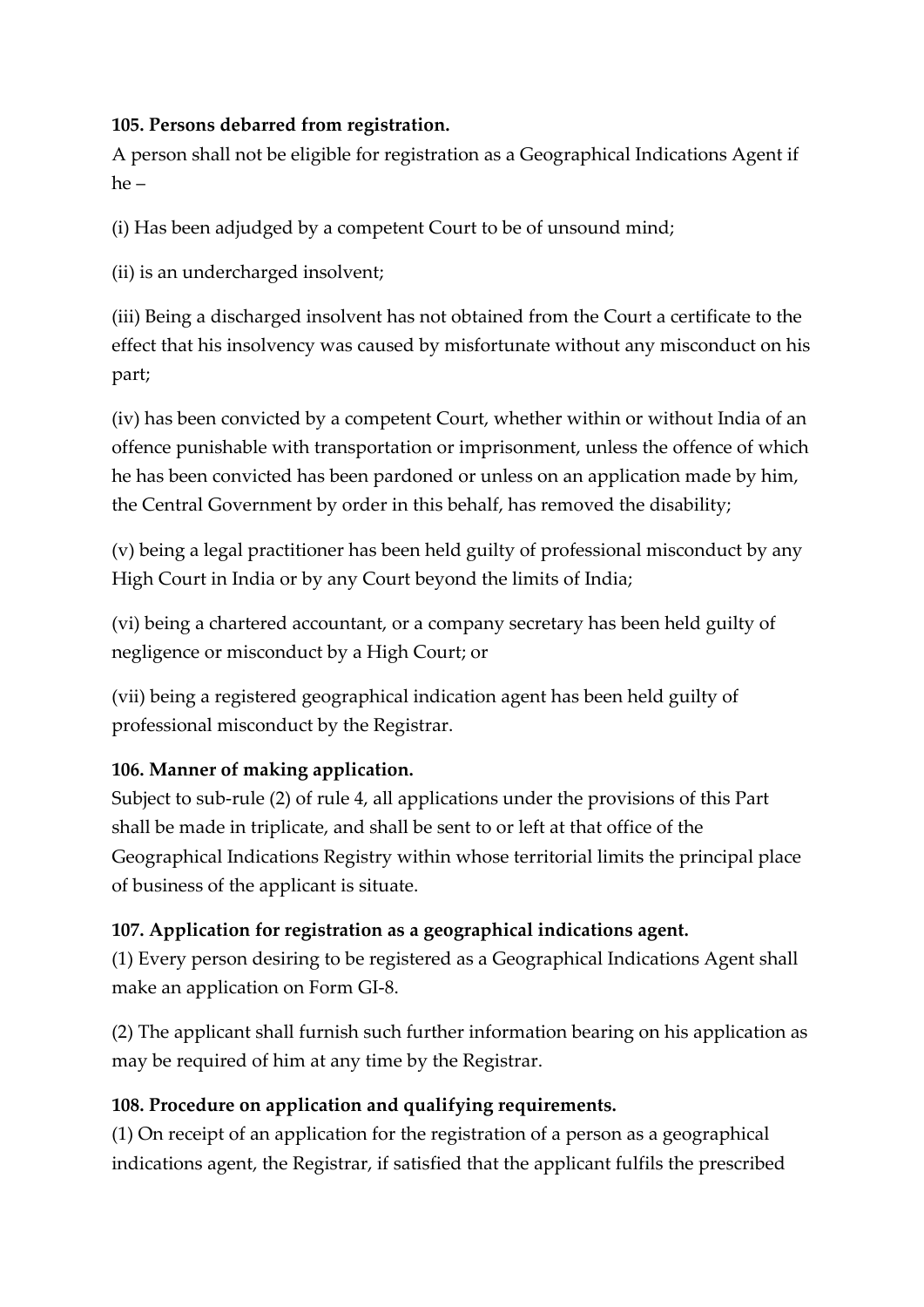**105. Persons debarred from registration.**

A person shall not be eligible for registration as a Geographical Indications Agent if he –

(i) Has been adjudged by a competent Court to be of unsound mind;

(ii) is an undercharged insolvent;

(iii) Being a discharged insolvent has not obtained from the Court a certificate to the effect that his insolvency was caused by misfortunate without any misconduct on his part;

(iv) has been convicted by a competent Court, whether within or without India of an offence punishable with transportation or imprisonment, unless the offence of which he has been convicted has been pardoned or unless on an application made by him, the Central Government by order in this behalf, has removed the disability;

(v) being a legal practitioner has been held guilty of professional misconduct by any High Court in India or by any Court beyond the limits of India;

(vi) being a chartered accountant, or a company secretary has been held guilty of negligence or misconduct by a High Court; or

(vii) being a registered geographical indication agent has been held guilty of professional misconduct by the Registrar.

**106. Manner of making application.**

Subject to sub-rule (2) of rule 4, all applications under the provisions of this Part shall be made in triplicate, and shall be sent to or left at that office of the Geographical Indications Registry within whose territorial limits the principal place of business of the applicant is situate.

**107. Application for registration as a geographical indications agent.**

(1) Every person desiring to be registered as a Geographical Indications Agent shall make an application on Form GI-8.

(2) The applicant shall furnish such further information bearing on his application as may be required of him at any time by the Registrar.

**108. Procedure on application and qualifying requirements.**

(1) On receipt of an application for the registration of a person as a geographical indications agent, the Registrar, if satisfied that the applicant fulfils the prescribed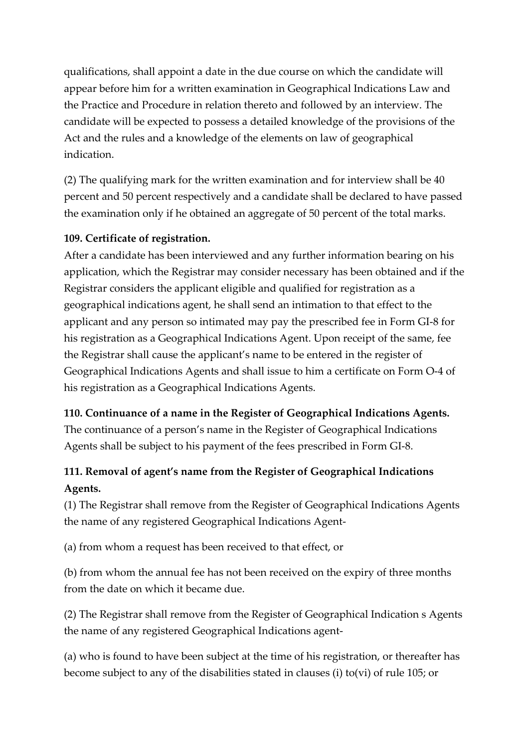qualifications, shall appoint a date in the due course on which the candidate will appear before him for a written examination in Geographical Indications Law and the Practice and Procedure in relation thereto and followed by an interview. The candidate will be expected to possess a detailed knowledge of the provisions of the Act and the rules and a knowledge of the elements on law of geographical indication.

(2) The qualifying mark for the written examination and for interview shall be 40 percent and 50 percent respectively and a candidate shall be declared to have passed the examination only if he obtained an aggregate of 50 percent of the total marks.

**109. Certificate of registration.**
After a candidate has been interviewed and any further information bearing on his application, which the Registrar may consider necessary has been obtained and if the Registrar considers the applicant eligible and qualified for registration as a geographical indications agent, he shall send an intimation to that effect to the applicant and any person so intimated may pay the prescribed fee in Form GI-8 for his registration as a Geographical Indications Agent. Upon receipt of the same, fee the Registrar shall cause the applicant's name to be entered in the register of Geographical Indications Agents and shall issue to him a certificate on Form O-4 of his registration as a Geographical Indications Agents.

**110. Continuance of a name in the Register of Geographical Indications Agents.**
The continuance of a person's name in the Register of Geographical Indications Agents shall be subject to his payment of the fees prescribed in Form GI-8.

**111. Removal of agent's name from the Register of Geographical Indications Agents.**
(1) The Registrar shall remove from the Register of Geographical Indications Agents the name of any registered Geographical Indications Agent-

(a) from whom a request has been received to that effect, or

(b) from whom the annual fee has not been received on the expiry of three months from the date on which it became due.

(2) The Registrar shall remove from the Register of Geographical Indication s Agents the name of any registered Geographical Indications agent-

(a) who is found to have been subject at the time of his registration, or thereafter has become subject to any of the disabilities stated in clauses (i) to(vi) of rule 105; or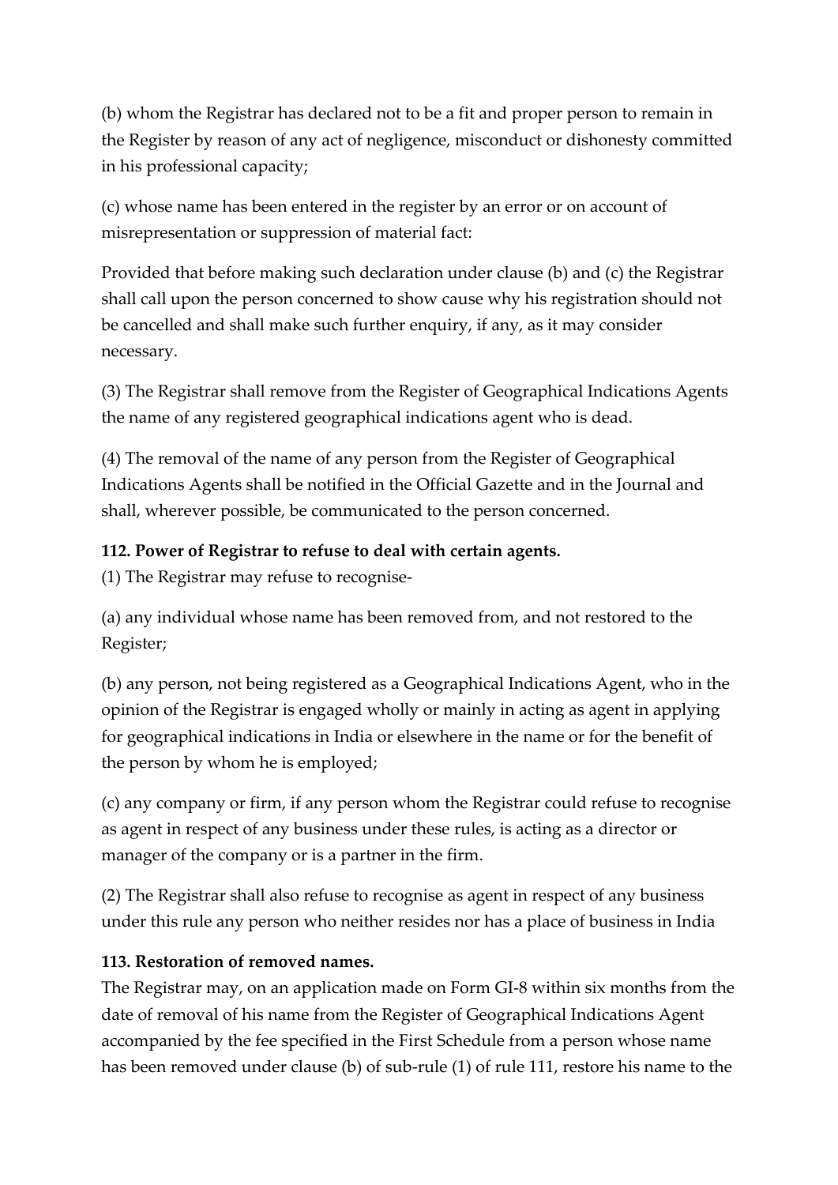(b) whom the Registrar has declared not to be a fit and proper person to remain in the Register by reason of any act of negligence, misconduct or dishonesty committed in his professional capacity;

(c) whose name has been entered in the register by an error or on account of misrepresentation or suppression of material fact:

Provided that before making such declaration under clause (b) and (c) the Registrar shall call upon the person concerned to show cause why his registration should not be cancelled and shall make such further enquiry, if any, as it may consider necessary.

(3) The Registrar shall remove from the Register of Geographical Indications Agents the name of any registered geographical indications agent who is dead.

(4) The removal of the name of any person from the Register of Geographical Indications Agents shall be notified in the Official Gazette and in the Journal and shall, wherever possible, be communicated to the person concerned.

**112. Power of Registrar to refuse to deal with certain agents.**

(1) The Registrar may refuse to recognise-

(a) any individual whose name has been removed from, and not restored to the Register;

(b) any person, not being registered as a Geographical Indications Agent, who in the opinion of the Registrar is engaged wholly or mainly in acting as agent in applying for geographical indications in India or elsewhere in the name or for the benefit of the person by whom he is employed;

(c) any company or firm, if any person whom the Registrar could refuse to recognise as agent in respect of any business under these rules, is acting as a director or manager of the company or is a partner in the firm.

(2) The Registrar shall also refuse to recognise as agent in respect of any business under this rule any person who neither resides nor has a place of business in India

**113. Restoration of removed names.**

The Registrar may, on an application made on Form GI-8 within six months from the date of removal of his name from the Register of Geographical Indications Agent accompanied by the fee specified in the First Schedule from a person whose name has been removed under clause (b) of sub-rule (1) of rule 111, restore his name to the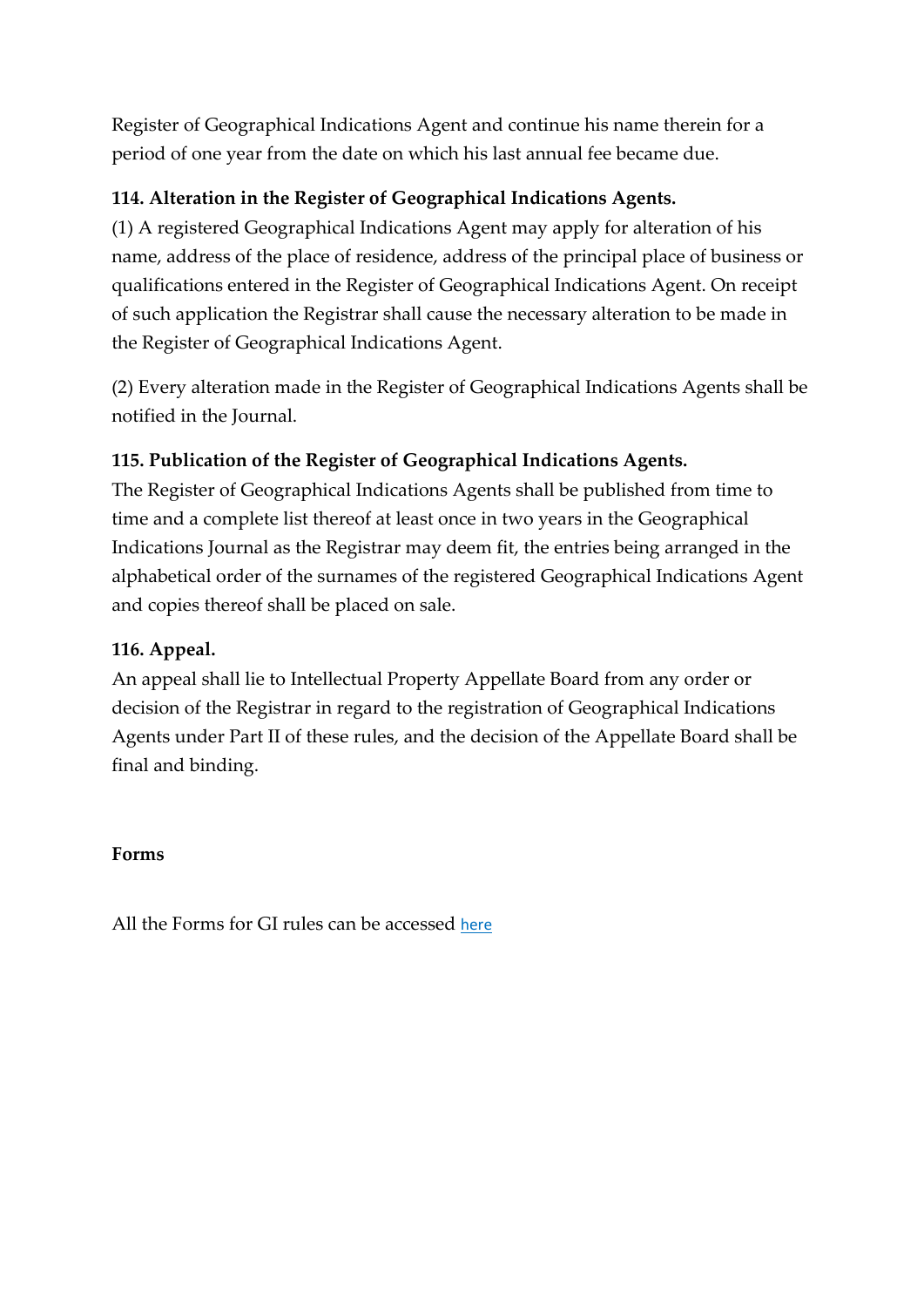Register of Geographical Indications Agent and continue his name therein for a period of one year from the date on which his last annual fee became due.

**114. Alteration in the Register of Geographical Indications Agents.**
(1) A registered Geographical Indications Agent may apply for alteration of his name, address of the place of residence, address of the principal place of business or qualifications entered in the Register of Geographical Indications Agent. On receipt of such application the Registrar shall cause the necessary alteration to be made in the Register of Geographical Indications Agent.

(2) Every alteration made in the Register of Geographical Indications Agents shall be notified in the Journal.

**115. Publication of the Register of Geographical Indications Agents.**
The Register of Geographical Indications Agents shall be published from time to time and a complete list thereof at least once in two years in the Geographical Indications Journal as the Registrar may deem fit, the entries being arranged in the alphabetical order of the surnames of the registered Geographical Indications Agent and copies thereof shall be placed on sale.

**116. Appeal.**
An appeal shall lie to Intellectual Property Appellate Board from any order or decision of the Registrar in regard to the registration of Geographical Indications Agents under Part II of these rules, and the decision of the Appellate Board shall be final and binding.

**Forms**

All the Forms for GI rules can be accessed here